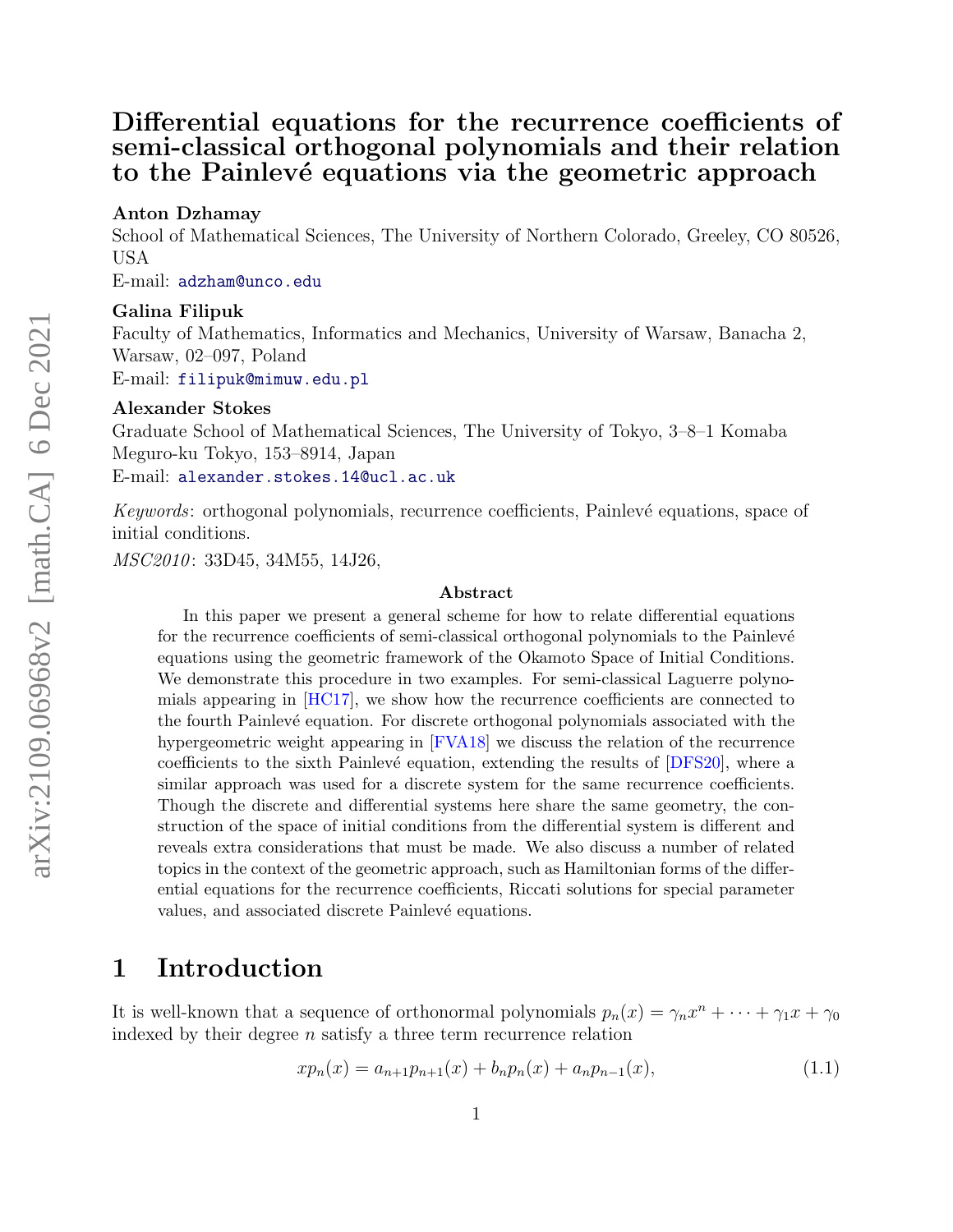# Differential equations for the recurrence coefficients of semi-classical orthogonal polynomials and their relation to the Painlevé equations via the geometric approach

**Anton Dzhamay**

School of Mathematical Sciences, The University of Northern Colorado, Greeley, CO 80526, USA

E-mail: adzham@unco.edu

**Galina Filipuk**

Faculty of Mathematics, Informatics and Mechanics, University of Warsaw, Banacha 2, Warsaw, 02–097, Poland

E-mail: filipuk@mimuw.edu.pl

**Alexander Stokes**

Graduate School of Mathematical Sciences, The University of Tokyo, 3–8–1 Komaba Meguro-ku Tokyo, 153–8914, Japan

E-mail: alexander.stokes.14@ucl.ac.uk

*Keywords*: orthogonal polynomials, recurrence coefficients, Painlevé equations, space of initial conditions.

*MSC2010*: 33D45, 34M55, 14J26,

**Abstract**

In this paper we present a general scheme for how to relate differential equations for the recurrence coefficients of semi-classical orthogonal polynomials to the Painlevé equations using the geometric framework of the Okamoto Space of Initial Conditions. We demonstrate this procedure in two examples. For semi-classical Laguerre polynomials appearing in [HC17], we show how the recurrence coefficients are connected to the fourth Painlevé equation. For discrete orthogonal polynomials associated with the hypergeometric weight appearing in [FVA18] we discuss the relation of the recurrence coefficients to the sixth Painlevé equation, extending the results of [DFS20], where a similar approach was used for a discrete system for the same recurrence coefficients. Though the discrete and differential systems here share the same geometry, the construction of the space of initial conditions from the differential system is different and reveals extra considerations that must be made. We also discuss a number of related topics in the context of the geometric approach, such as Hamiltonian forms of the differential equations for the recurrence coefficients, Riccati solutions for special parameter values, and associated discrete Painlevé equations.

## 1 Introduction

It is well-known that a sequence of orthonormal polynomials $p_n(x) = \gamma_n x^n + \cdots + \gamma_1 x + \gamma_0$ indexed by their degree $n$ satisfy a three term recurrence relation

$$x p_n(x) = a_{n+1} p_{n+1}(x) + b_n p_n(x) + a_n p_{n-1}(x), \tag{1.1}$$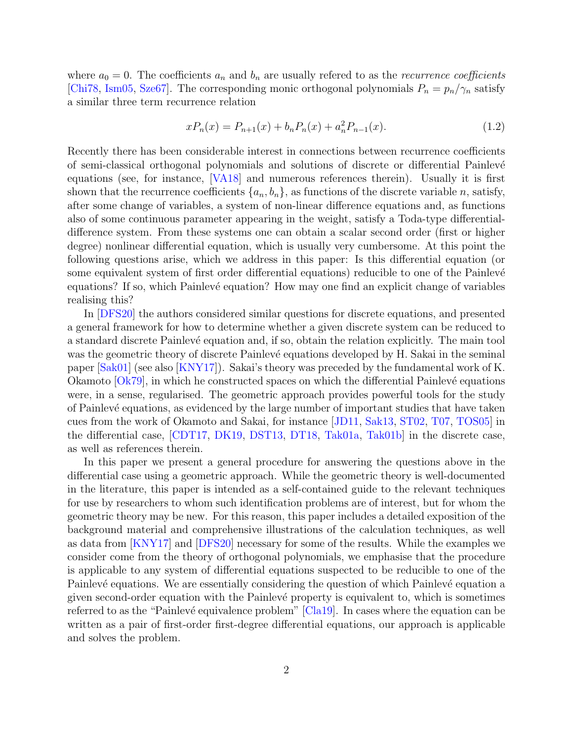where $a_0 = 0$. The coefficients $a_n$ and $b_n$ are usually refered to as the *recurrence coefficients* [Chi78, Ism05, Sze67]. The corresponding monic orthogonal polynomials $P_n = p_n/\gamma_n$ satisfy a similar three term recurrence relation

$$xP_n(x) = P_{n+1}(x) + b_n P_n(x) + a_n^2 P_{n-1}(x). \tag{1.2}$$

Recently there has been considerable interest in connections between recurrence coefficients of semi-classical orthogonal polynomials and solutions of discrete or differential Painlevé equations (see, for instance, [VA18] and numerous references therein). Usually it is first shown that the recurrence coefficients $\{a_n, b_n\}$, as functions of the discrete variable $n$, satisfy, after some change of variables, a system of non-linear difference equations and, as functions also of some continuous parameter appearing in the weight, satisfy a Toda-type differential-difference system. From these systems one can obtain a scalar second order (first or higher degree) nonlinear differential equation, which is usually very cumbersome. At this point the following questions arise, which we address in this paper: Is this differential equation (or some equivalent system of first order differential equations) reducible to one of the Painlevé equations? If so, which Painlevé equation? How may one find an explicit change of variables realising this?

In [DFS20] the authors considered similar questions for discrete equations, and presented a general framework for how to determine whether a given discrete system can be reduced to a standard discrete Painlevé equation and, if so, obtain the relation explicitly. The main tool was the geometric theory of discrete Painlevé equations developed by H. Sakai in the seminal paper [Sak01] (see also [KNY17]). Sakai's theory was preceded by the fundamental work of K. Okamoto [Ok79], in which he constructed spaces on which the differential Painlevé equations were, in a sense, regularised. The geometric approach provides powerful tools for the study of Painlevé equations, as evidenced by the large number of important studies that have taken cues from the work of Okamoto and Sakai, for instance [JD11, Sak13, ST02, T07, TOS05] in the differential case, [CDT17, DK19, DST13, DT18, Tak01a, Tak01b] in the discrete case, as well as references therein.

In this paper we present a general procedure for answering the questions above in the differential case using a geometric approach. While the geometric theory is well-documented in the literature, this paper is intended as a self-contained guide to the relevant techniques for use by researchers to whom such identification problems are of interest, but for whom the geometric theory may be new. For this reason, this paper includes a detailed exposition of the background material and comprehensive illustrations of the calculation techniques, as well as data from [KNY17] and [DFS20] necessary for some of the results. While the examples we consider come from the theory of orthogonal polynomials, we emphasise that the procedure is applicable to any system of differential equations suspected to be reducible to one of the Painlevé equations. We are essentially considering the question of which Painlevé equation a given second-order equation with the Painlevé property is equivalent to, which is sometimes referred to as the "Painlevé equivalence problem" [Cla19]. In cases where the equation can be written as a pair of first-order first-degree differential equations, our approach is applicable and solves the problem.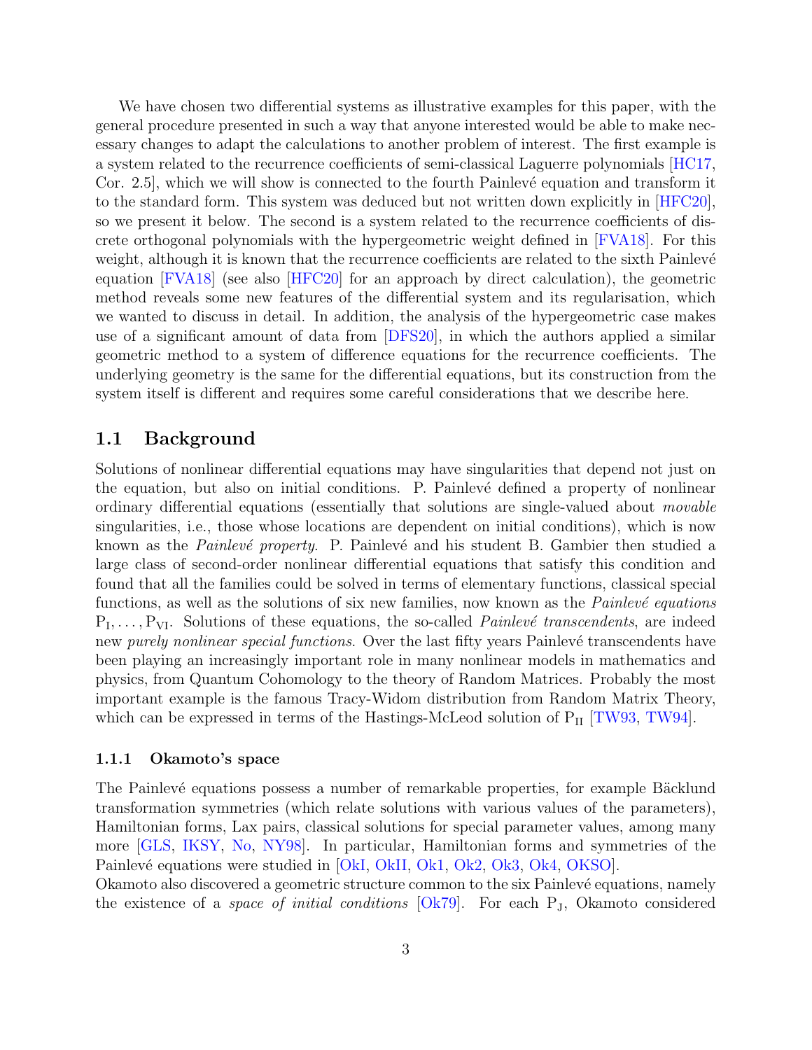We have chosen two differential systems as illustrative examples for this paper, with the general procedure presented in such a way that anyone interested would be able to make necessary changes to adapt the calculations to another problem of interest. The first example is a system related to the recurrence coefficients of semi-classical Laguerre polynomials [HC17, Cor. 2.5], which we will show is connected to the fourth Painlevé equation and transform it to the standard form. This system was deduced but not written down explicitly in [HFC20], so we present it below. The second is a system related to the recurrence coefficients of discrete orthogonal polynomials with the hypergeometric weight defined in [FVA18]. For this weight, although it is known that the recurrence coefficients are related to the sixth Painlevé equation [FVA18] (see also [HFC20] for an approach by direct calculation), the geometric method reveals some new features of the differential system and its regularisation, which we wanted to discuss in detail. In addition, the analysis of the hypergeometric case makes use of a significant amount of data from [DFS20], in which the authors applied a similar geometric method to a system of difference equations for the recurrence coefficients. The underlying geometry is the same for the differential equations, but its construction from the system itself is different and requires some careful considerations that we describe here.

## 1.1 Background

Solutions of nonlinear differential equations may have singularities that depend not just on the equation, but also on initial conditions. P. Painlevé defined a property of nonlinear ordinary differential equations (essentially that solutions are single-valued about *movable* singularities, i.e., those whose locations are dependent on initial conditions), which is now known as the *Painlevé property*. P. Painlevé and his student B. Gambier then studied a large class of second-order nonlinear differential equations that satisfy this condition and found that all the families could be solved in terms of elementary functions, classical special functions, as well as the solutions of six new families, now known as the *Painlevé equations* $\mathrm{P_I}, \ldots, \mathrm{P_{VI}}$. Solutions of these equations, the so-called *Painlevé transcendents*, are indeed new *purely nonlinear special functions*. Over the last fifty years Painlevé transcendents have been playing an increasingly important role in many nonlinear models in mathematics and physics, from Quantum Cohomology to the theory of Random Matrices. Probably the most important example is the famous Tracy-Widom distribution from Random Matrix Theory, which can be expressed in terms of the Hastings-McLeod solution of $\mathrm{P_{II}}$ [TW93, TW94].

### 1.1.1 Okamoto's space

The Painlevé equations possess a number of remarkable properties, for example Bäcklund transformation symmetries (which relate solutions with various values of the parameters), Hamiltonian forms, Lax pairs, classical solutions for special parameter values, among many more [GLS, IKSY, No, NY98]. In particular, Hamiltonian forms and symmetries of the Painlevé equations were studied in [OkI, OkII, Ok1, Ok2, Ok3, Ok4, OKSO].
Okamoto also discovered a geometric structure common to the six Painlevé equations, namely the existence of a *space of initial conditions* [Ok79]. For each $\mathrm{P_J}$, Okamoto considered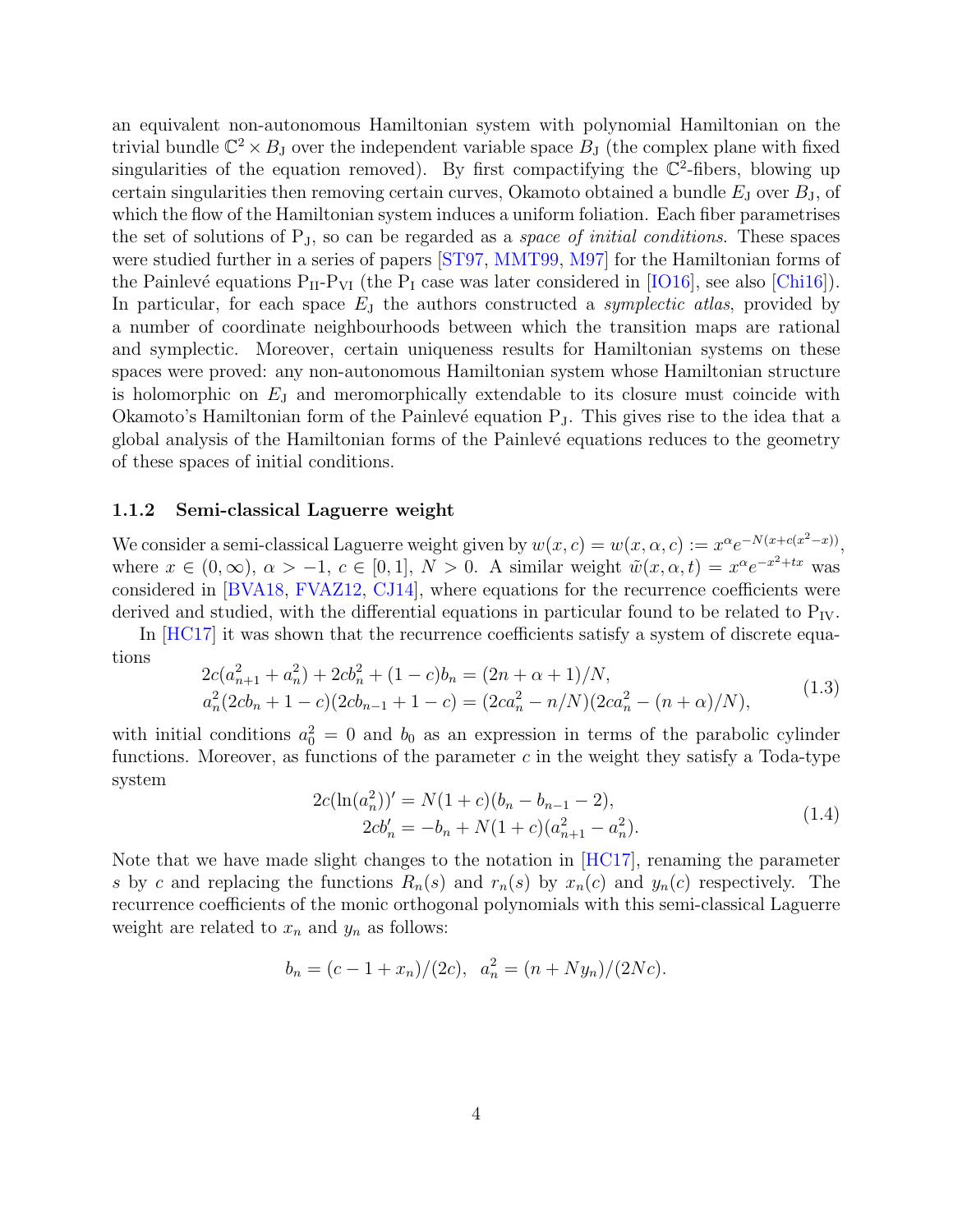an equivalent non-autonomous Hamiltonian system with polynomial Hamiltonian on the trivial bundle $\mathbb{C}^2 \times B_{\mathrm{J}}$ over the independent variable space $B_{\mathrm{J}}$ (the complex plane with fixed singularities of the equation removed). By first compactifying the $\mathbb{C}^2$-fibers, blowing up certain singularities then removing certain curves, Okamoto obtained a bundle $E_{\mathrm{J}}$ over $B_{\mathrm{J}}$, of which the flow of the Hamiltonian system induces a uniform foliation. Each fiber parametrises the set of solutions of $\mathrm{P}_{\mathrm{J}}$, so can be regarded as a *space of initial conditions*. These spaces were studied further in a series of papers [ST97, MMT99, M97] for the Hamiltonian forms of the Painlevé equations $\mathrm{P}_{\mathrm{II}}$-$\mathrm{P}_{\mathrm{VI}}$ (the $\mathrm{P}_{\mathrm{I}}$ case was later considered in [IO16], see also [Chi16]). In particular, for each space $E_{\mathrm{J}}$ the authors constructed a *symplectic atlas*, provided by a number of coordinate neighbourhoods between which the transition maps are rational and symplectic. Moreover, certain uniqueness results for Hamiltonian systems on these spaces were proved: any non-autonomous Hamiltonian system whose Hamiltonian structure is holomorphic on $E_{\mathrm{J}}$ and meromorphically extendable to its closure must coincide with Okamoto's Hamiltonian form of the Painlevé equation $\mathrm{P}_{\mathrm{J}}$. This gives rise to the idea that a global analysis of the Hamiltonian forms of the Painlevé equations reduces to the geometry of these spaces of initial conditions.

### 1.1.2 Semi-classical Laguerre weight

We consider a semi-classical Laguerre weight given by $w(x,c) = w(x,\alpha,c) := x^{\alpha} e^{-N(x+c(x^2-x))}$, where $x \in (0,\infty)$, $\alpha > -1$, $c \in [0,1]$, $N > 0$. A similar weight $\tilde{w}(x,\alpha,t) = x^{\alpha} e^{-x^2+tx}$ was considered in [BVA18, FVAZ12, CJ14], where equations for the recurrence coefficients were derived and studied, with the differential equations in particular found to be related to $\mathrm{P}_{\mathrm{IV}}$.

In [HC17] it was shown that the recurrence coefficients satisfy a system of discrete equations

$$
\begin{aligned}
&2c(a_{n+1}^2 + a_n^2) + 2cb_n^2 + (1-c)b_n = (2n+\alpha+1)/N, \\
&a_n^2(2cb_n + 1 - c)(2cb_{n-1} + 1 - c) = (2ca_n^2 - n/N)(2ca_n^2 - (n+\alpha)/N),
\end{aligned}
\tag{1.3}
$$

with initial conditions $a_0^2 = 0$ and $b_0$ as an expression in terms of the parabolic cylinder functions. Moreover, as functions of the parameter $c$ in the weight they satisfy a Toda-type system

$$
\begin{aligned}
2c(\ln(a_n^2))' &= N(1+c)(b_n - b_{n-1} - 2), \\
2cb_n' &= -b_n + N(1+c)(a_{n+1}^2 - a_n^2).
\end{aligned}
\tag{1.4}
$$

Note that we have made slight changes to the notation in [HC17], renaming the parameter $s$ by $c$ and replacing the functions $R_n(s)$ and $r_n(s)$ by $x_n(c)$ and $y_n(c)$ respectively. The recurrence coefficients of the monic orthogonal polynomials with this semi-classical Laguerre weight are related to $x_n$ and $y_n$ as follows:

$$
b_n = (c - 1 + x_n)/(2c), \quad a_n^2 = (n + Ny_n)/(2Nc).
$$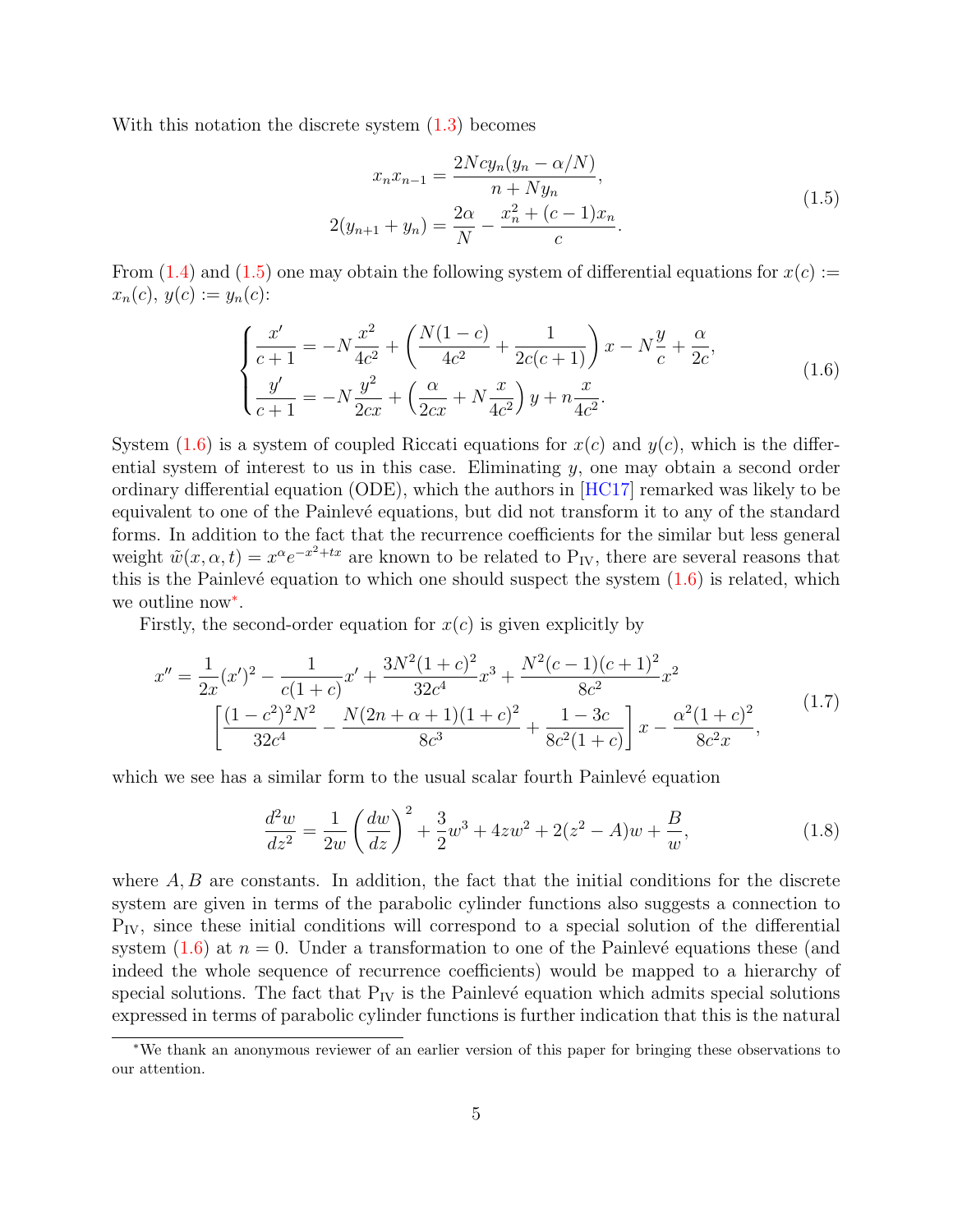With this notation the discrete system (1.3) becomes

$$
\begin{aligned}
x_n x_{n-1} &= \frac{2Ncy_n(y_n - \alpha/N)}{n + Ny_n}, \\
2(y_{n+1} + y_n) &= \frac{2\alpha}{N} - \frac{x_n^2 + (c-1)x_n}{c}.
\end{aligned}
\tag{1.5}
$$

From (1.4) and (1.5) one may obtain the following system of differential equations for $x(c) := x_n(c)$, $y(c) := y_n(c)$:

$$
\begin{cases}
\dfrac{x'}{c+1} = -N\dfrac{x^2}{4c^2} + \left(\dfrac{N(1-c)}{4c^2} + \dfrac{1}{2c(c+1)}\right)x - N\dfrac{y}{c} + \dfrac{\alpha}{2c}, \\[2ex]
\dfrac{y'}{c+1} = -N\dfrac{y^2}{2cx} + \left(\dfrac{\alpha}{2cx} + N\dfrac{x}{4c^2}\right)y + n\dfrac{x}{4c^2}.
\end{cases}
\tag{1.6}
$$

System (1.6) is a system of coupled Riccati equations for $x(c)$ and $y(c)$, which is the differential system of interest to us in this case. Eliminating $y$, one may obtain a second order ordinary differential equation (ODE), which the authors in [HC17] remarked was likely to be equivalent to one of the Painlevé equations, but did not transform it to any of the standard forms. In addition to the fact that the recurrence coefficients for the similar but less general weight $\tilde{w}(x, \alpha, t) = x^\alpha e^{-x^2+tx}$ are known to be related to $\mathrm{P_{IV}}$, there are several reasons that this is the Painlevé equation to which one should suspect the system (1.6) is related, which we outline now*.

Firstly, the second-order equation for $x(c)$ is given explicitly by

$$
\begin{aligned}
x'' = \frac{1}{2x}(x')^2 - \frac{1}{c(1+c)}x' + \frac{3N^2(1+c)^2}{32c^4}x^3 + \frac{N^2(c-1)(c+1)^2}{8c^2}x^2 \\
\left[\frac{(1-c^2)^2N^2}{32c^4} - \frac{N(2n+\alpha+1)(1+c)^2}{8c^3} + \frac{1-3c}{8c^2(1+c)}\right]x - \frac{\alpha^2(1+c)^2}{8c^2 x},
\end{aligned}
\tag{1.7}
$$

which we see has a similar form to the usual scalar fourth Painlevé equation

$$
\frac{d^2w}{dz^2} = \frac{1}{2w}\left(\frac{dw}{dz}\right)^2 + \frac{3}{2}w^3 + 4zw^2 + 2(z^2 - A)w + \frac{B}{w},
\tag{1.8}
$$

where $A, B$ are constants. In addition, the fact that the initial conditions for the discrete system are given in terms of the parabolic cylinder functions also suggests a connection to $\mathrm{P_{IV}}$, since these initial conditions will correspond to a special solution of the differential system (1.6) at $n = 0$. Under a transformation to one of the Painlevé equations these (and indeed the whole sequence of recurrence coefficients) would be mapped to a hierarchy of special solutions. The fact that $\mathrm{P_{IV}}$ is the Painlevé equation which admits special solutions expressed in terms of parabolic cylinder functions is further indication that this is the natural

*We thank an anonymous reviewer of an earlier version of this paper for bringing these observations to our attention.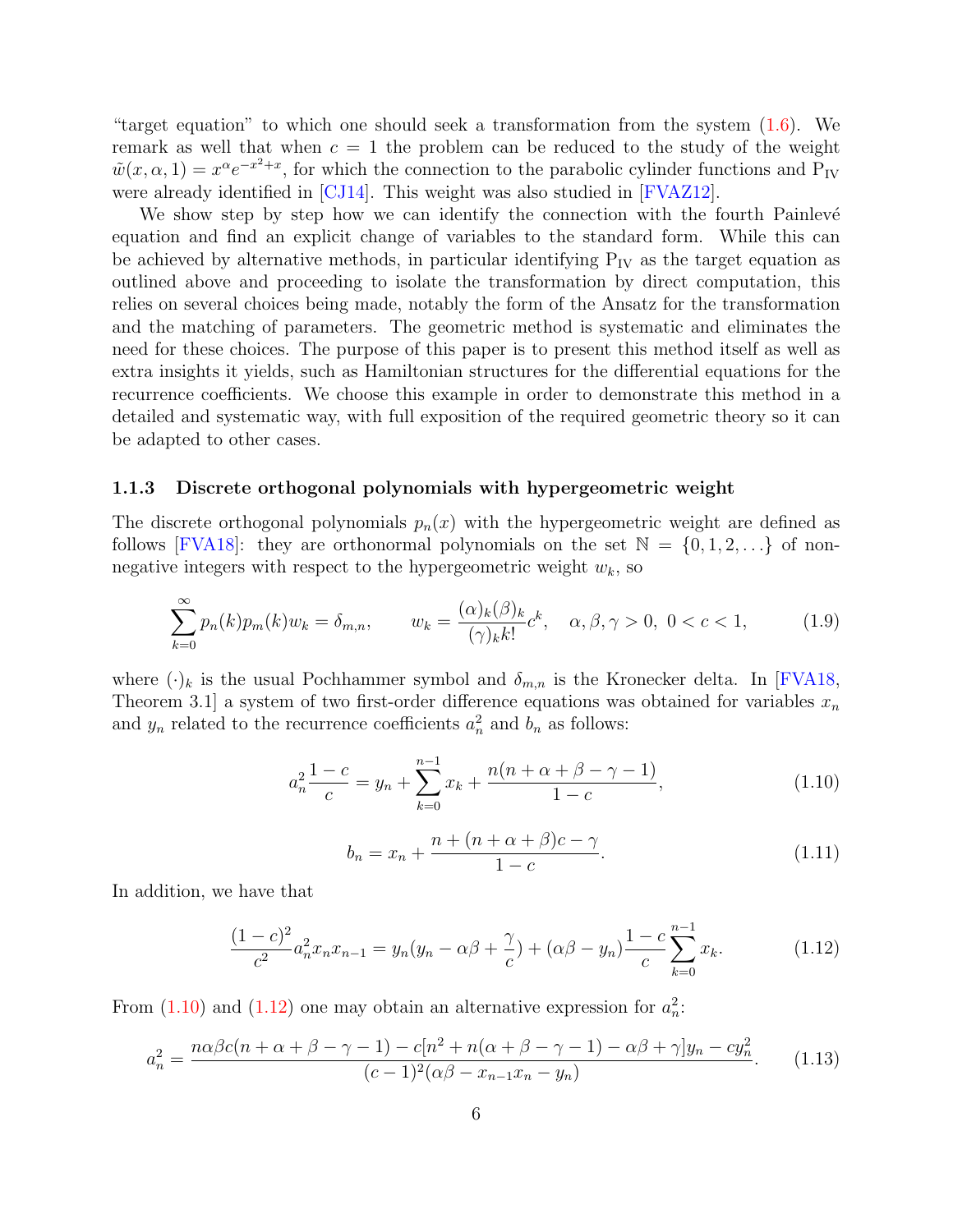"target equation" to which one should seek a transformation from the system (1.6). We remark as well that when $c = 1$ the problem can be reduced to the study of the weight $\tilde{w}(x, \alpha, 1) = x^{\alpha} e^{-x^2+x}$, for which the connection to the parabolic cylinder functions and $\mathrm{P_{IV}}$ were already identified in [CJ14]. This weight was also studied in [FVAZ12].

We show step by step how we can identify the connection with the fourth Painlevé equation and find an explicit change of variables to the standard form. While this can be achieved by alternative methods, in particular identifying $\mathrm{P_{IV}}$ as the target equation as outlined above and proceeding to isolate the transformation by direct computation, this relies on several choices being made, notably the form of the Ansatz for the transformation and the matching of parameters. The geometric method is systematic and eliminates the need for these choices. The purpose of this paper is to present this method itself as well as extra insights it yields, such as Hamiltonian structures for the differential equations for the recurrence coefficients. We choose this example in order to demonstrate this method in a detailed and systematic way, with full exposition of the required geometric theory so it can be adapted to other cases.

### 1.1.3 Discrete orthogonal polynomials with hypergeometric weight

The discrete orthogonal polynomials $p_n(x)$ with the hypergeometric weight are defined as follows [FVA18]: they are orthonormal polynomials on the set $\mathbb{N} = \{0, 1, 2, \dots\}$ of non-negative integers with respect to the hypergeometric weight $w_k$, so

$$\sum_{k=0}^{\infty} p_n(k) p_m(k) w_k = \delta_{m,n}, \qquad w_k = \frac{(\alpha)_k (\beta)_k}{(\gamma)_k k!} c^k, \quad \alpha, \beta, \gamma > 0,\ 0 < c < 1, \tag{1.9}$$

where $(\cdot)_k$ is the usual Pochhammer symbol and $\delta_{m,n}$ is the Kronecker delta. In [FVA18, Theorem 3.1] a system of two first-order difference equations was obtained for variables $x_n$ and $y_n$ related to the recurrence coefficients $a_n^2$ and $b_n$ as follows:

$$a_n^2 \frac{1-c}{c} = y_n + \sum_{k=0}^{n-1} x_k + \frac{n(n+\alpha+\beta-\gamma-1)}{1-c}, \tag{1.10}$$

$$b_n = x_n + \frac{n + (n+\alpha+\beta)c - \gamma}{1-c}. \tag{1.11}$$

In addition, we have that

$$\frac{(1-c)^2}{c^2} a_n^2 x_n x_{n-1} = y_n (y_n - \alpha\beta + \frac{\gamma}{c}) + (\alpha\beta - y_n) \frac{1-c}{c} \sum_{k=0}^{n-1} x_k. \tag{1.12}$$

From (1.10) and (1.12) one may obtain an alternative expression for $a_n^2$:

$$a_n^2 = \frac{n\alpha\beta c(n+\alpha+\beta-\gamma-1) - c[n^2 + n(\alpha+\beta-\gamma-1) - \alpha\beta + \gamma] y_n - c y_n^2}{(c-1)^2 (\alpha\beta - x_{n-1} x_n - y_n)}. \tag{1.13}$$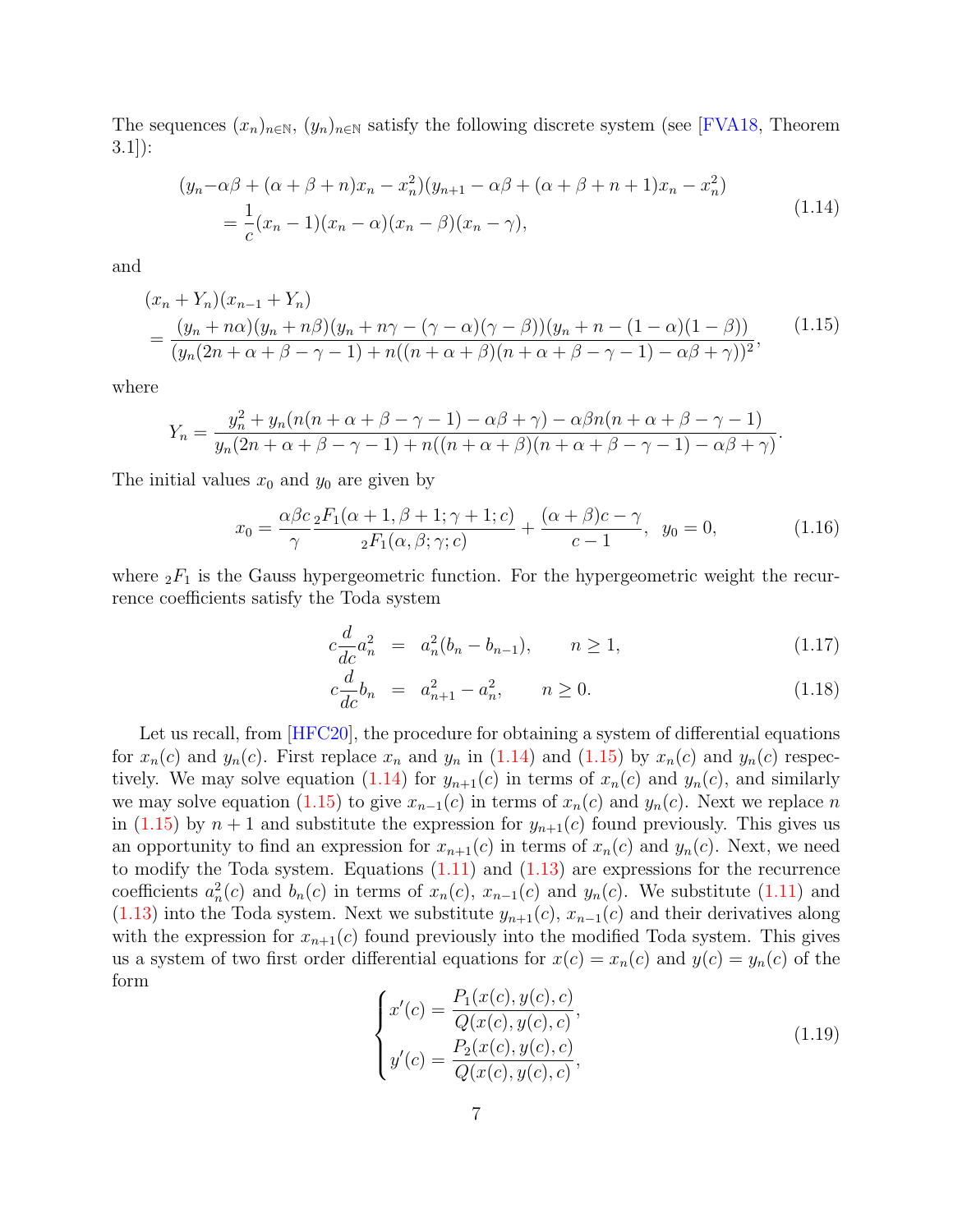The sequences $(x_n)_{n\in\mathbb{N}}$, $(y_n)_{n\in\mathbb{N}}$ satisfy the following discrete system (see [FVA18, Theorem 3.1]):

$$
\begin{aligned}
(y_n - &\alpha\beta + (\alpha+\beta+n)x_n - x_n^2)(y_{n+1} - \alpha\beta + (\alpha+\beta+n+1)x_n - x_n^2) \\
&= \frac{1}{c}(x_n - 1)(x_n - \alpha)(x_n - \beta)(x_n - \gamma),
\end{aligned}
\tag{1.14}
$$

and

$$
\begin{aligned}
&(x_n + Y_n)(x_{n-1} + Y_n) \\
&= \frac{(y_n + n\alpha)(y_n + n\beta)(y_n + n\gamma - (\gamma-\alpha)(\gamma-\beta))(y_n + n - (1-\alpha)(1-\beta))}{(y_n(2n+\alpha+\beta-\gamma-1) + n((n+\alpha+\beta)(n+\alpha+\beta-\gamma-1) - \alpha\beta + \gamma))^2},
\end{aligned}
\tag{1.15}
$$

where

$$
Y_n = \frac{y_n^2 + y_n(n(n+\alpha+\beta-\gamma-1) - \alpha\beta + \gamma) - \alpha\beta n(n+\alpha+\beta-\gamma-1)}{y_n(2n+\alpha+\beta-\gamma-1) + n((n+\alpha+\beta)(n+\alpha+\beta-\gamma-1) - \alpha\beta + \gamma)}.
$$

The initial values $x_0$ and $y_0$ are given by

$$
x_0 = \frac{\alpha\beta c}{\gamma} \frac{{}_2F_1(\alpha+1, \beta+1; \gamma+1; c)}{{}_2F_1(\alpha, \beta; \gamma; c)} + \frac{(\alpha+\beta)c - \gamma}{c-1}, \quad y_0 = 0,
\tag{1.16}
$$

where ${}_2F_1$ is the Gauss hypergeometric function. For the hypergeometric weight the recurrence coefficients satisfy the Toda system

$$
c\frac{d}{dc}a_n^2 = a_n^2(b_n - b_{n-1}), \qquad n \geq 1,
\tag{1.17}
$$

$$
c\frac{d}{dc}b_n = a_{n+1}^2 - a_n^2, \qquad n \geq 0.
\tag{1.18}
$$

Let us recall, from [HFC20], the procedure for obtaining a system of differential equations for $x_n(c)$ and $y_n(c)$. First replace $x_n$ and $y_n$ in (1.14) and (1.15) by $x_n(c)$ and $y_n(c)$ respectively. We may solve equation (1.14) for $y_{n+1}(c)$ in terms of $x_n(c)$ and $y_n(c)$, and similarly we may solve equation (1.15) to give $x_{n-1}(c)$ in terms of $x_n(c)$ and $y_n(c)$. Next we replace $n$ in (1.15) by $n+1$ and substitute the expression for $y_{n+1}(c)$ found previously. This gives us an opportunity to find an expression for $x_{n+1}(c)$ in terms of $x_n(c)$ and $y_n(c)$. Next, we need to modify the Toda system. Equations (1.11) and (1.13) are expressions for the recurrence coefficients $a_n^2(c)$ and $b_n(c)$ in terms of $x_n(c)$, $x_{n-1}(c)$ and $y_n(c)$. We substitute (1.11) and (1.13) into the Toda system. Next we substitute $y_{n+1}(c)$, $x_{n-1}(c)$ and their derivatives along with the expression for $x_{n+1}(c)$ found previously into the modified Toda system. This gives us a system of two first order differential equations for $x(c) = x_n(c)$ and $y(c) = y_n(c)$ of the form

$$
\begin{cases}
x'(c) = \dfrac{P_1(x(c), y(c), c)}{Q(x(c), y(c), c)}, \\[2ex]
y'(c) = \dfrac{P_2(x(c), y(c), c)}{Q(x(c), y(c), c)},
\end{cases}
\tag{1.19}
$$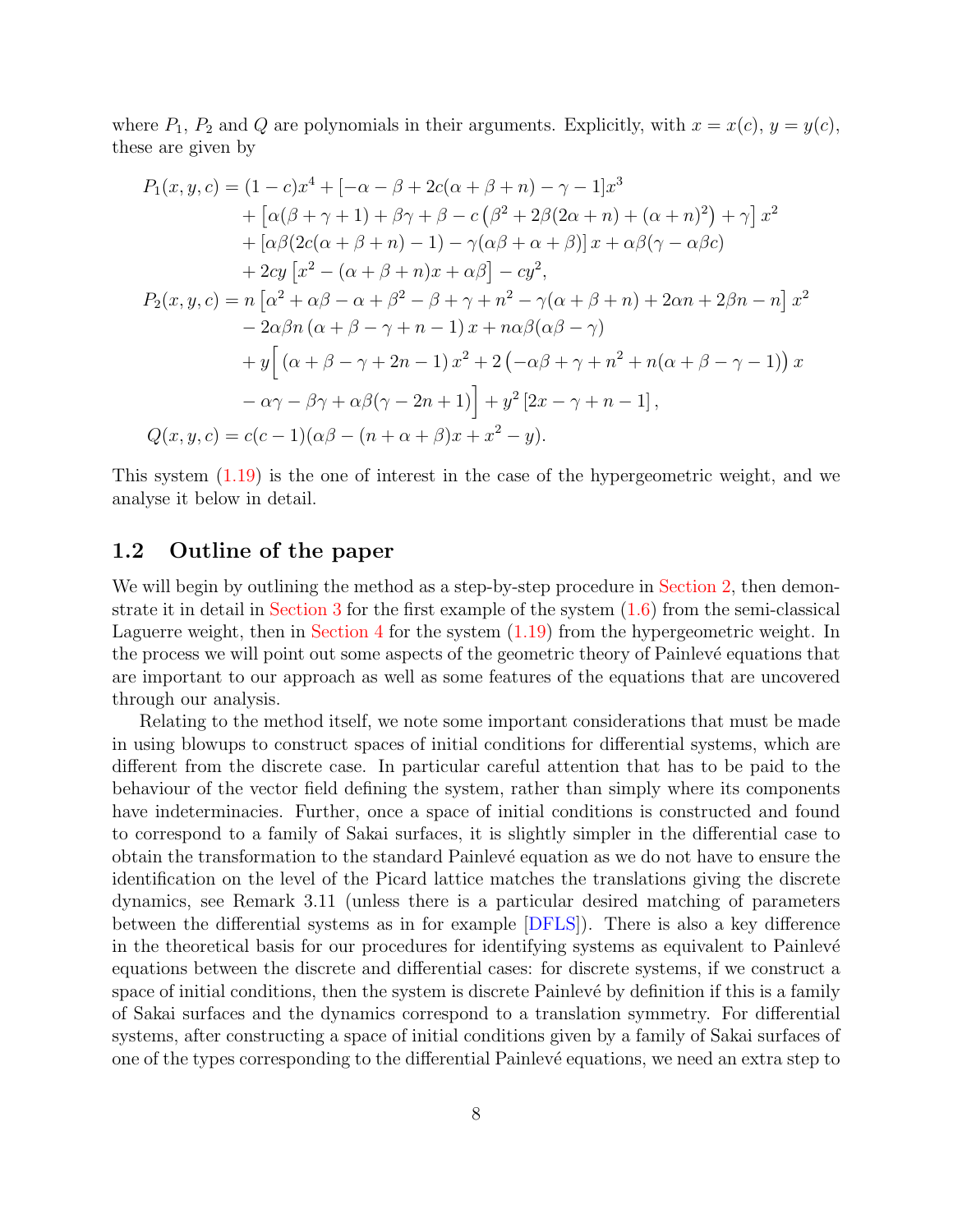where $P_1$, $P_2$ and $Q$ are polynomials in their arguments. Explicitly, with $x = x(c)$, $y = y(c)$, these are given by

$$
\begin{aligned}
P_1(x,y,c) &= (1-c)x^4 + [-\alpha - \beta + 2c(\alpha+\beta+n) - \gamma - 1]x^3 \\
&\quad + \left[\alpha(\beta+\gamma+1) + \beta\gamma + \beta - c\left(\beta^2 + 2\beta(2\alpha+n) + (\alpha+n)^2\right) + \gamma\right]x^2 \\
&\quad + [\alpha\beta(2c(\alpha+\beta+n)-1) - \gamma(\alpha\beta+\alpha+\beta)]\,x + \alpha\beta(\gamma - \alpha\beta c) \\
&\quad + 2cy\left[x^2 - (\alpha+\beta+n)x + \alpha\beta\right] - cy^2, \\
P_2(x,y,c) &= n\left[\alpha^2 + \alpha\beta - \alpha + \beta^2 - \beta + \gamma + n^2 - \gamma(\alpha+\beta+n) + 2\alpha n + 2\beta n - n\right]x^2 \\
&\quad - 2\alpha\beta n\,(\alpha+\beta-\gamma+n-1)\,x + n\alpha\beta(\alpha\beta-\gamma) \\
&\quad + y\Big[\,(\alpha+\beta-\gamma+2n-1)\,x^2 + 2\left(-\alpha\beta+\gamma+n^2+n(\alpha+\beta-\gamma-1)\right)x \\
&\quad - \alpha\gamma - \beta\gamma + \alpha\beta(\gamma-2n+1)\Big] + y^2\left[2x-\gamma+n-1\right], \\
Q(x,y,c) &= c(c-1)(\alpha\beta - (n+\alpha+\beta)x + x^2 - y).
\end{aligned}
$$

This system (1.19) is the one of interest in the case of the hypergeometric weight, and we analyse it below in detail.

## 1.2 Outline of the paper

We will begin by outlining the method as a step-by-step procedure in Section 2, then demonstrate it in detail in Section 3 for the first example of the system (1.6) from the semi-classical Laguerre weight, then in Section 4 for the system (1.19) from the hypergeometric weight. In the process we will point out some aspects of the geometric theory of Painlevé equations that are important to our approach as well as some features of the equations that are uncovered through our analysis.

Relating to the method itself, we note some important considerations that must be made in using blowups to construct spaces of initial conditions for differential systems, which are different from the discrete case. In particular careful attention that has to be paid to the behaviour of the vector field defining the system, rather than simply where its components have indeterminacies. Further, once a space of initial conditions is constructed and found to correspond to a family of Sakai surfaces, it is slightly simpler in the differential case to obtain the transformation to the standard Painlevé equation as we do not have to ensure the identification on the level of the Picard lattice matches the translations giving the discrete dynamics, see Remark 3.11 (unless there is a particular desired matching of parameters between the differential systems as in for example [DFLS]). There is also a key difference in the theoretical basis for our procedures for identifying systems as equivalent to Painlevé equations between the discrete and differential cases: for discrete systems, if we construct a space of initial conditions, then the system is discrete Painlevé by definition if this is a family of Sakai surfaces and the dynamics correspond to a translation symmetry. For differential systems, after constructing a space of initial conditions given by a family of Sakai surfaces of one of the types corresponding to the differential Painlevé equations, we need an extra step to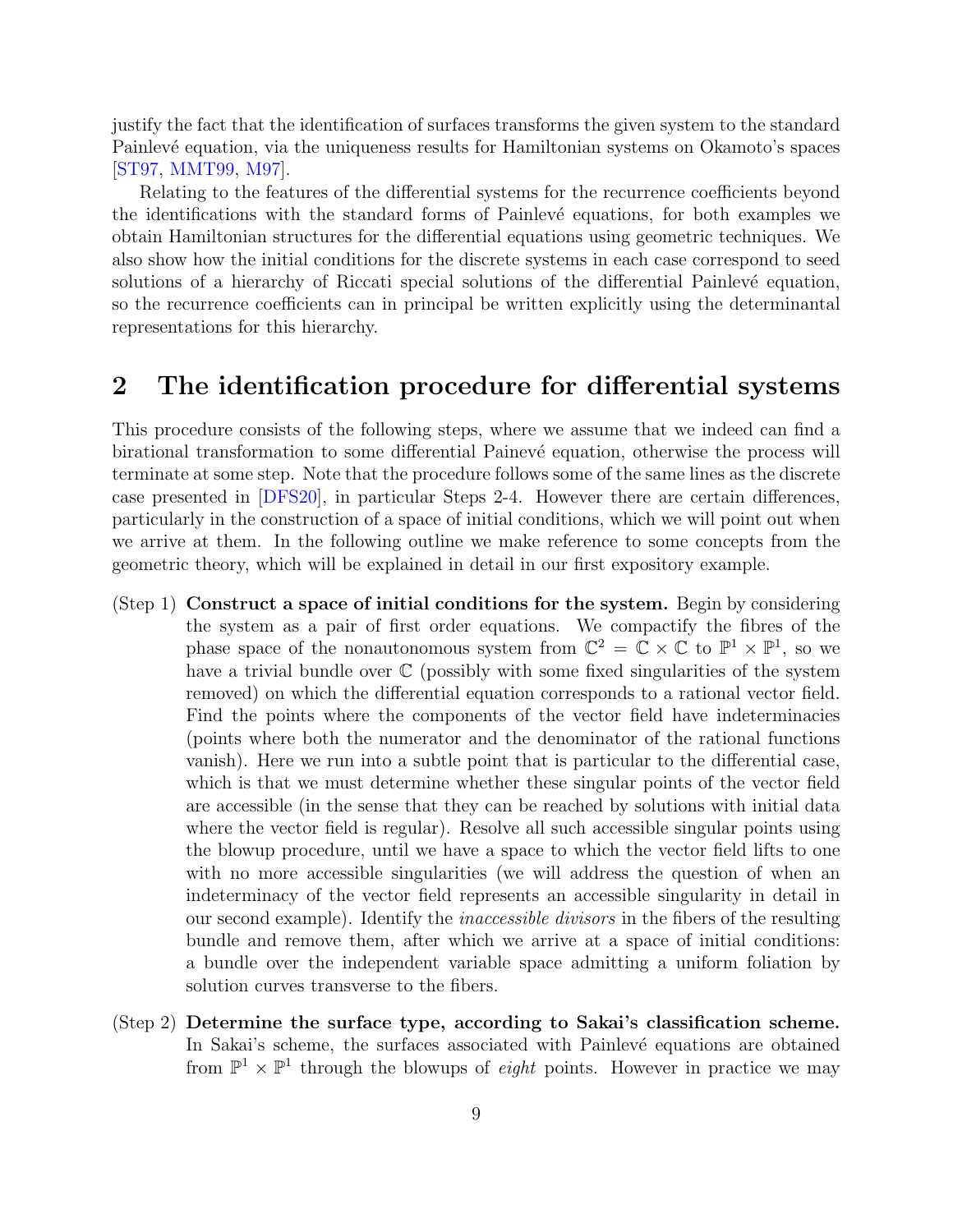justify the fact that the identification of surfaces transforms the given system to the standard Painlevé equation, via the uniqueness results for Hamiltonian systems on Okamoto's spaces [ST97, MMT99, M97].

Relating to the features of the differential systems for the recurrence coefficients beyond the identifications with the standard forms of Painlevé equations, for both examples we obtain Hamiltonian structures for the differential equations using geometric techniques. We also show how the initial conditions for the discrete systems in each case correspond to seed solutions of a hierarchy of Riccati special solutions of the differential Painlevé equation, so the recurrence coefficients can in principal be written explicitly using the determinantal representations for this hierarchy.

## 2 The identification procedure for differential systems

This procedure consists of the following steps, where we assume that we indeed can find a birational transformation to some differential Painevé equation, otherwise the process will terminate at some step. Note that the procedure follows some of the same lines as the discrete case presented in [DFS20], in particular Steps 2-4. However there are certain differences, particularly in the construction of a space of initial conditions, which we will point out when we arrive at them. In the following outline we make reference to some concepts from the geometric theory, which will be explained in detail in our first expository example.

(Step 1) **Construct a space of initial conditions for the system.** Begin by considering the system as a pair of first order equations. We compactify the fibres of the phase space of the nonautonomous system from $\mathbb{C}^2 = \mathbb{C} \times \mathbb{C}$ to $\mathbb{P}^1 \times \mathbb{P}^1$, so we have a trivial bundle over $\mathbb{C}$ (possibly with some fixed singularities of the system removed) on which the differential equation corresponds to a rational vector field. Find the points where the components of the vector field have indeterminacies (points where both the numerator and the denominator of the rational functions vanish). Here we run into a subtle point that is particular to the differential case, which is that we must determine whether these singular points of the vector field are accessible (in the sense that they can be reached by solutions with initial data where the vector field is regular). Resolve all such accessible singular points using the blowup procedure, until we have a space to which the vector field lifts to one with no more accessible singularities (we will address the question of when an indeterminacy of the vector field represents an accessible singularity in detail in our second example). Identify the *inaccessible divisors* in the fibers of the resulting bundle and remove them, after which we arrive at a space of initial conditions: a bundle over the independent variable space admitting a uniform foliation by solution curves transverse to the fibers.

(Step 2) **Determine the surface type, according to Sakai's classification scheme.** In Sakai's scheme, the surfaces associated with Painlevé equations are obtained from $\mathbb{P}^1 \times \mathbb{P}^1$ through the blowups of *eight* points. However in practice we may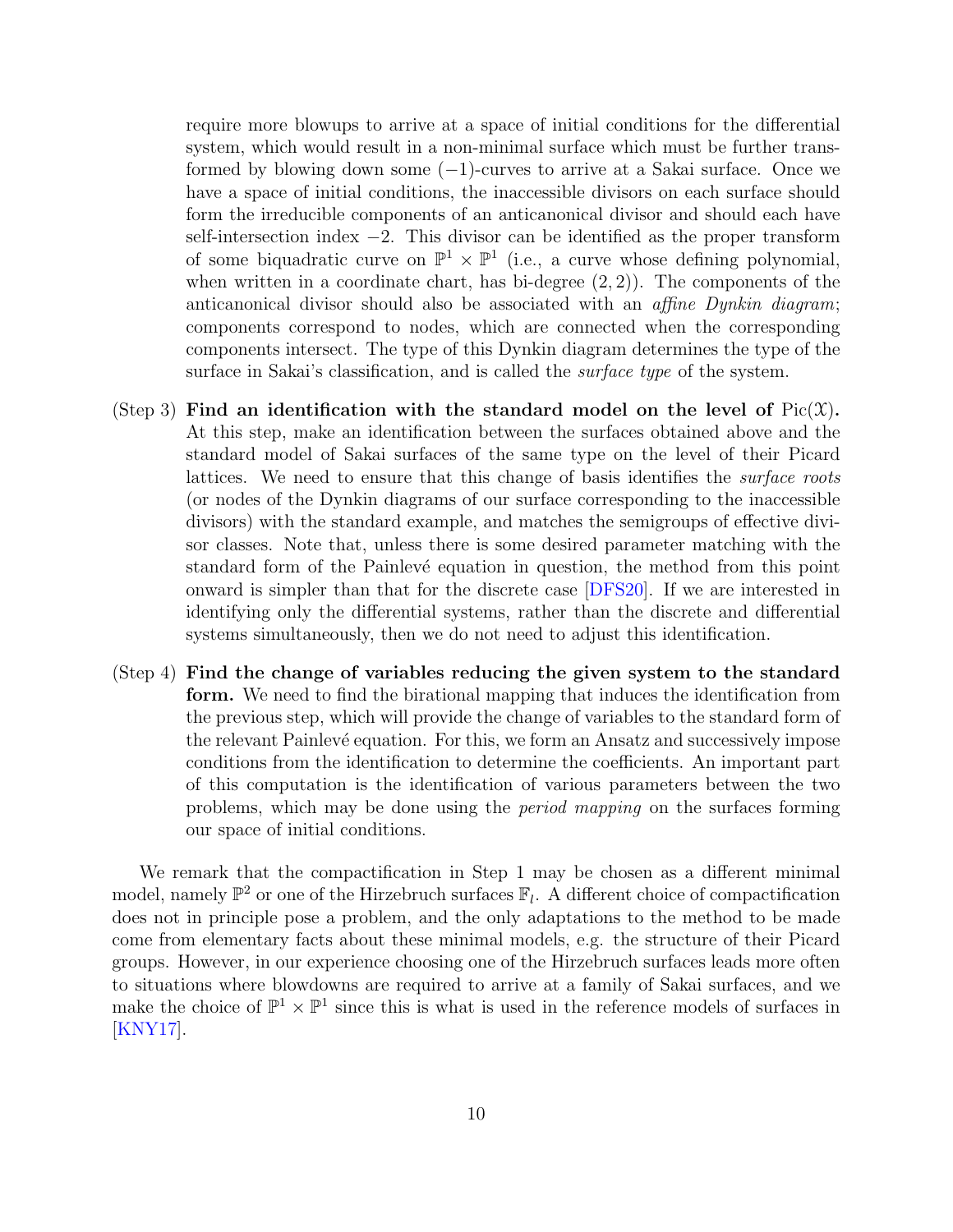require more blowups to arrive at a space of initial conditions for the differential system, which would result in a non-minimal surface which must be further transformed by blowing down some $(-1)$-curves to arrive at a Sakai surface. Once we have a space of initial conditions, the inaccessible divisors on each surface should form the irreducible components of an anticanonical divisor and should each have self-intersection index $-2$. This divisor can be identified as the proper transform of some biquadratic curve on $\mathbb{P}^1 \times \mathbb{P}^1$ (i.e., a curve whose defining polynomial, when written in a coordinate chart, has bi-degree $(2,2)$). The components of the anticanonical divisor should also be associated with an *affine Dynkin diagram*; components correspond to nodes, which are connected when the corresponding components intersect. The type of this Dynkin diagram determines the type of the surface in Sakai's classification, and is called the *surface type* of the system.

(Step 3) **Find an identification with the standard model on the level of** $\mathrm{Pic}(\mathcal{X})$**.** At this step, make an identification between the surfaces obtained above and the standard model of Sakai surfaces of the same type on the level of their Picard lattices. We need to ensure that this change of basis identifies the *surface roots* (or nodes of the Dynkin diagrams of our surface corresponding to the inaccessible divisors) with the standard example, and matches the semigroups of effective divisor classes. Note that, unless there is some desired parameter matching with the standard form of the Painlevé equation in question, the method from this point onward is simpler than that for the discrete case [DFS20]. If we are interested in identifying only the differential systems, rather than the discrete and differential systems simultaneously, then we do not need to adjust this identification.

(Step 4) **Find the change of variables reducing the given system to the standard form.** We need to find the birational mapping that induces the identification from the previous step, which will provide the change of variables to the standard form of the relevant Painlevé equation. For this, we form an Ansatz and successively impose conditions from the identification to determine the coefficients. An important part of this computation is the identification of various parameters between the two problems, which may be done using the *period mapping* on the surfaces forming our space of initial conditions.

We remark that the compactification in Step 1 may be chosen as a different minimal model, namely $\mathbb{P}^2$ or one of the Hirzebruch surfaces $\mathbb{F}_l$. A different choice of compactification does not in principle pose a problem, and the only adaptations to the method to be made come from elementary facts about these minimal models, e.g. the structure of their Picard groups. However, in our experience choosing one of the Hirzebruch surfaces leads more often to situations where blowdowns are required to arrive at a family of Sakai surfaces, and we make the choice of $\mathbb{P}^1 \times \mathbb{P}^1$ since this is what is used in the reference models of surfaces in [KNY17].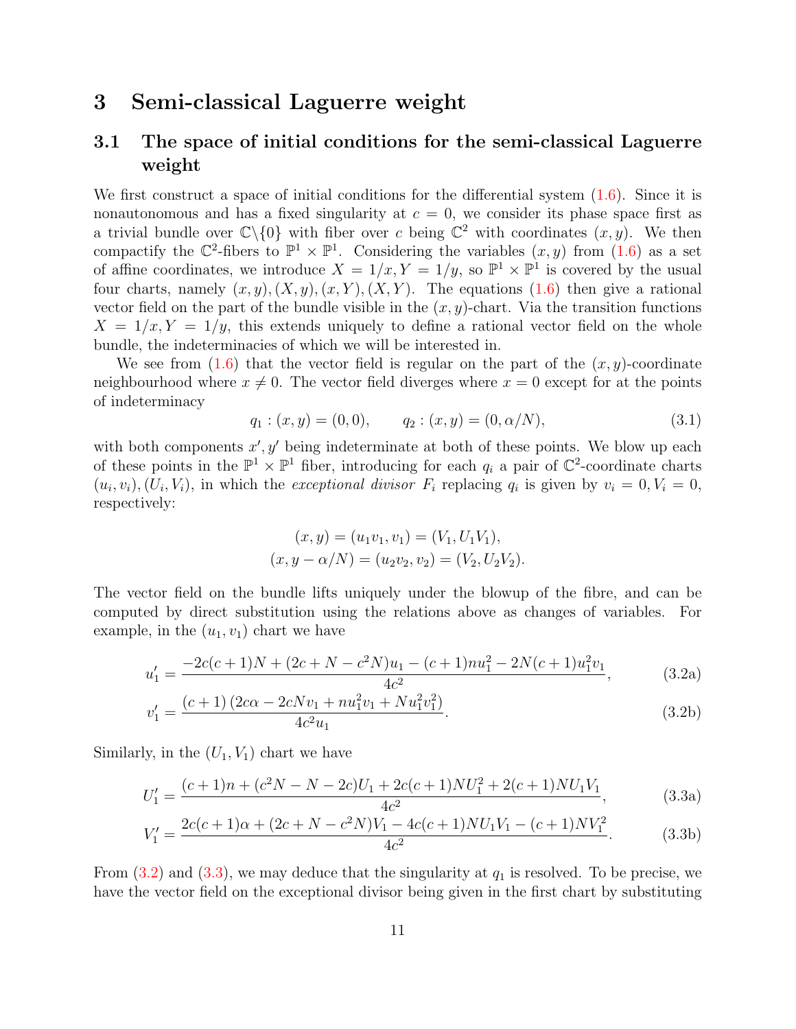# 3 Semi-classical Laguerre weight

## 3.1 The space of initial conditions for the semi-classical Laguerre weight

We first construct a space of initial conditions for the differential system (1.6). Since it is nonautonomous and has a fixed singularity at $c = 0$, we consider its phase space first as a trivial bundle over $\mathbb{C}\backslash\{0\}$ with fiber over $c$ being $\mathbb{C}^2$ with coordinates $(x, y)$. We then compactify the $\mathbb{C}^2$-fibers to $\mathbb{P}^1 \times \mathbb{P}^1$. Considering the variables $(x, y)$ from (1.6) as a set of affine coordinates, we introduce $X = 1/x, Y = 1/y$, so $\mathbb{P}^1 \times \mathbb{P}^1$ is covered by the usual four charts, namely $(x, y), (X, y), (x, Y), (X, Y)$. The equations (1.6) then give a rational vector field on the part of the bundle visible in the $(x, y)$-chart. Via the transition functions $X = 1/x, Y = 1/y$, this extends uniquely to define a rational vector field on the whole bundle, the indeterminacies of which we will be interested in.

We see from (1.6) that the vector field is regular on the part of the $(x, y)$-coordinate neighbourhood where $x \neq 0$. The vector field diverges where $x = 0$ except for at the points of indeterminacy

$$q_1 : (x, y) = (0, 0), \qquad q_2 : (x, y) = (0, \alpha/N), \tag{3.1}$$

with both components $x', y'$ being indeterminate at both of these points. We blow up each of these points in the $\mathbb{P}^1 \times \mathbb{P}^1$ fiber, introducing for each $q_i$ a pair of $\mathbb{C}^2$-coordinate charts $(u_i, v_i), (U_i, V_i)$, in which the *exceptional divisor* $F_i$ replacing $q_i$ is given by $v_i = 0, V_i = 0$, respectively:

$$(x, y) = (u_1 v_1, v_1) = (V_1, U_1 V_1),$$
$$(x, y - \alpha/N) = (u_2 v_2, v_2) = (V_2, U_2 V_2).$$

The vector field on the bundle lifts uniquely under the blowup of the fibre, and can be computed by direct substitution using the relations above as changes of variables. For example, in the $(u_1, v_1)$ chart we have

$$u_1' = \frac{-2c(c+1)N + (2c + N - c^2 N)u_1 - (c+1)nu_1^2 - 2N(c+1)u_1^2 v_1}{4c^2}, \tag{3.2a}$$

$$v_1' = \frac{(c+1)\left(2c\alpha - 2cNv_1 + nu_1^2 v_1 + Nu_1^2 v_1^2\right)}{4c^2 u_1}. \tag{3.2b}$$

Similarly, in the $(U_1, V_1)$ chart we have

$$U_1' = \frac{(c+1)n + (c^2 N - N - 2c)U_1 + 2c(c+1)NU_1^2 + 2(c+1)NU_1 V_1}{4c^2}, \tag{3.3a}$$

$$V_1' = \frac{2c(c+1)\alpha + (2c + N - c^2 N)V_1 - 4c(c+1)NU_1 V_1 - (c+1)NV_1^2}{4c^2}. \tag{3.3b}$$

From (3.2) and (3.3), we may deduce that the singularity at $q_1$ is resolved. To be precise, we have the vector field on the exceptional divisor being given in the first chart by substituting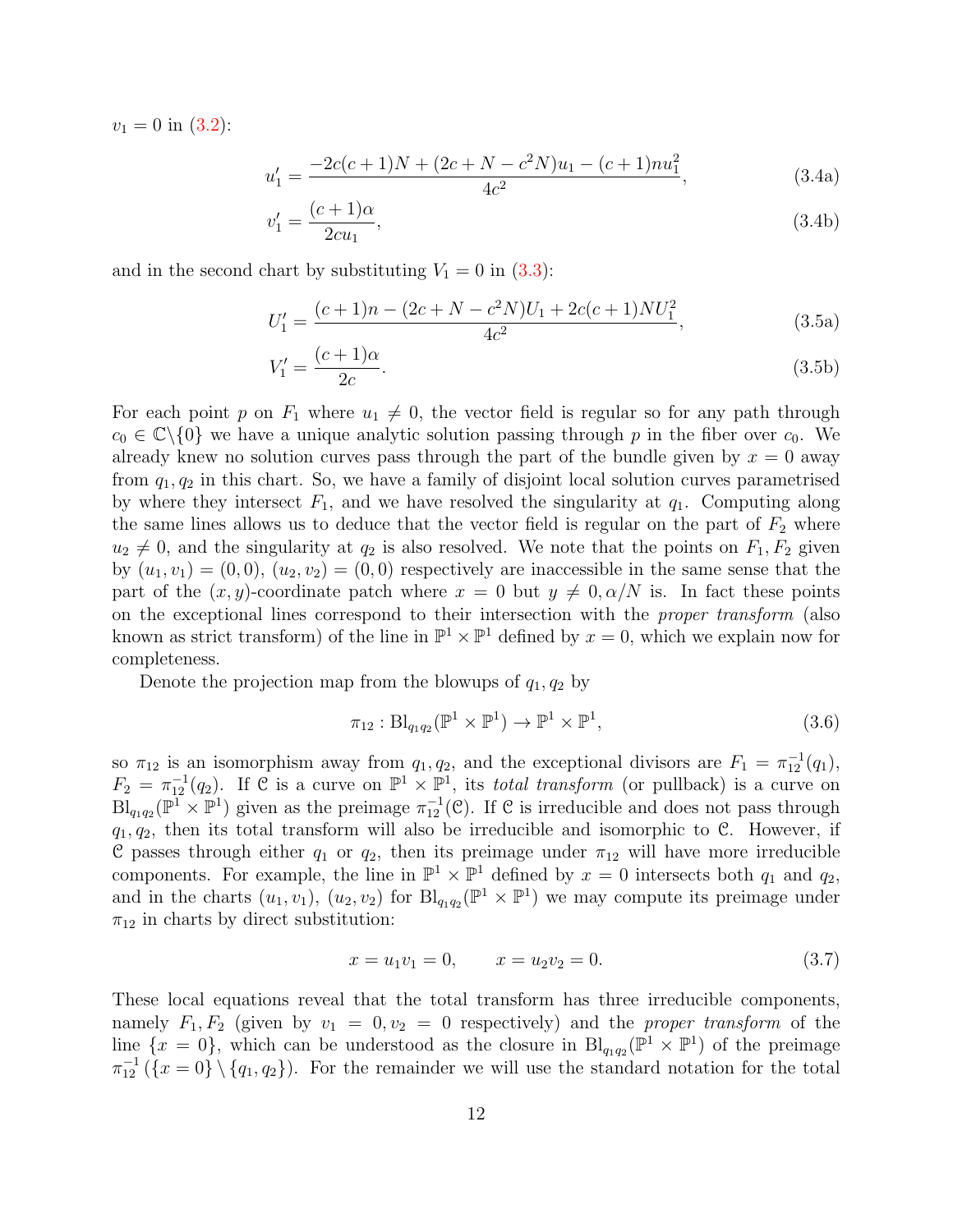$v_1 = 0$ in (3.2):

$$u_1' = \frac{-2c(c+1)N + (2c + N - c^2 N)u_1 - (c+1)nu_1^2}{4c^2}, \tag{3.4a}$$

$$v_1' = \frac{(c+1)\alpha}{2cu_1}, \tag{3.4b}$$

and in the second chart by substituting $V_1 = 0$ in (3.3):

$$U_1' = \frac{(c+1)n - (2c + N - c^2 N)U_1 + 2c(c+1)NU_1^2}{4c^2}, \tag{3.5a}$$

$$V_1' = \frac{(c+1)\alpha}{2c}. \tag{3.5b}$$

For each point $p$ on $F_1$ where $u_1 \neq 0$, the vector field is regular so for any path through $c_0 \in \mathbb{C}\backslash\{0\}$ we have a unique analytic solution passing through $p$ in the fiber over $c_0$. We already knew no solution curves pass through the part of the bundle given by $x = 0$ away from $q_1, q_2$ in this chart. So, we have a family of disjoint local solution curves parametrised by where they intersect $F_1$, and we have resolved the singularity at $q_1$. Computing along the same lines allows us to deduce that the vector field is regular on the part of $F_2$ where $u_2 \neq 0$, and the singularity at $q_2$ is also resolved. We note that the points on $F_1, F_2$ given by $(u_1, v_1) = (0, 0)$, $(u_2, v_2) = (0, 0)$ respectively are inaccessible in the same sense that the part of the $(x, y)$-coordinate patch where $x = 0$ but $y \neq 0, \alpha/N$ is. In fact these points on the exceptional lines correspond to their intersection with the *proper transform* (also known as strict transform) of the line in $\mathbb{P}^1 \times \mathbb{P}^1$ defined by $x = 0$, which we explain now for completeness.

Denote the projection map from the blowups of $q_1, q_2$ by

$$\pi_{12} : \mathrm{Bl}_{q_1 q_2}(\mathbb{P}^1 \times \mathbb{P}^1) \to \mathbb{P}^1 \times \mathbb{P}^1, \tag{3.6}$$

so $\pi_{12}$ is an isomorphism away from $q_1, q_2$, and the exceptional divisors are $F_1 = \pi_{12}^{-1}(q_1)$, $F_2 = \pi_{12}^{-1}(q_2)$. If $\mathcal{C}$ is a curve on $\mathbb{P}^1 \times \mathbb{P}^1$, its *total transform* (or pullback) is a curve on $\mathrm{Bl}_{q_1 q_2}(\mathbb{P}^1 \times \mathbb{P}^1)$ given as the preimage $\pi_{12}^{-1}(\mathcal{C})$. If $\mathcal{C}$ is irreducible and does not pass through $q_1, q_2$, then its total transform will also be irreducible and isomorphic to $\mathcal{C}$. However, if $\mathcal{C}$ passes through either $q_1$ or $q_2$, then its preimage under $\pi_{12}$ will have more irreducible components. For example, the line in $\mathbb{P}^1 \times \mathbb{P}^1$ defined by $x = 0$ intersects both $q_1$ and $q_2$, and in the charts $(u_1, v_1)$, $(u_2, v_2)$ for $\mathrm{Bl}_{q_1 q_2}(\mathbb{P}^1 \times \mathbb{P}^1)$ we may compute its preimage under $\pi_{12}$ in charts by direct substitution:

$$x = u_1 v_1 = 0, \qquad x = u_2 v_2 = 0. \tag{3.7}$$

These local equations reveal that the total transform has three irreducible components, namely $F_1, F_2$ (given by $v_1 = 0, v_2 = 0$ respectively) and the *proper transform* of the line $\{x = 0\}$, which can be understood as the closure in $\mathrm{Bl}_{q_1 q_2}(\mathbb{P}^1 \times \mathbb{P}^1)$ of the preimage $\pi_{12}^{-1}(\{x = 0\} \setminus \{q_1, q_2\})$. For the remainder we will use the standard notation for the total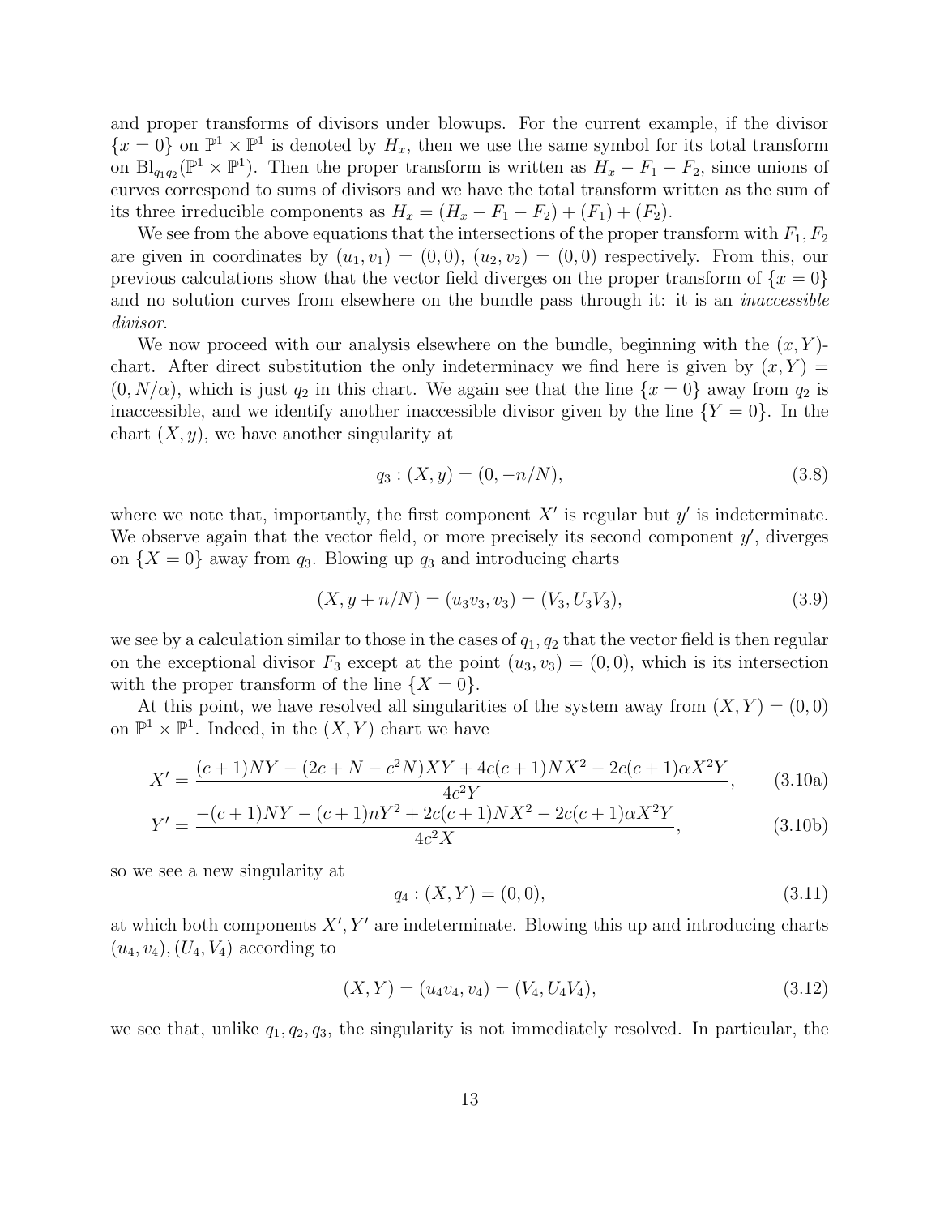and proper transforms of divisors under blowups. For the current example, if the divisor $\{x = 0\}$ on $\mathbb{P}^1 \times \mathbb{P}^1$ is denoted by $H_x$, then we use the same symbol for its total transform on $\mathrm{Bl}_{q_1 q_2}(\mathbb{P}^1 \times \mathbb{P}^1)$. Then the proper transform is written as $H_x - F_1 - F_2$, since unions of curves correspond to sums of divisors and we have the total transform written as the sum of its three irreducible components as $H_x = (H_x - F_1 - F_2) + (F_1) + (F_2)$.

We see from the above equations that the intersections of the proper transform with $F_1, F_2$ are given in coordinates by $(u_1, v_1) = (0, 0)$, $(u_2, v_2) = (0, 0)$ respectively. From this, our previous calculations show that the vector field diverges on the proper transform of $\{x = 0\}$ and no solution curves from elsewhere on the bundle pass through it: it is an *inaccessible divisor*.

We now proceed with our analysis elsewhere on the bundle, beginning with the $(x, Y)$-chart. After direct substitution the only indeterminacy we find here is given by $(x, Y) = (0, N/\alpha)$, which is just $q_2$ in this chart. We again see that the line $\{x = 0\}$ away from $q_2$ is inaccessible, and we identify another inaccessible divisor given by the line $\{Y = 0\}$. In the chart $(X, y)$, we have another singularity at

$$q_3 : (X, y) = (0, -n/N), \tag{3.8}$$

where we note that, importantly, the first component $X'$ is regular but $y'$ is indeterminate. We observe again that the vector field, or more precisely its second component $y'$, diverges on $\{X = 0\}$ away from $q_3$. Blowing up $q_3$ and introducing charts

$$(X, y + n/N) = (u_3 v_3, v_3) = (V_3, U_3 V_3), \tag{3.9}$$

we see by a calculation similar to those in the cases of $q_1, q_2$ that the vector field is then regular on the exceptional divisor $F_3$ except at the point $(u_3, v_3) = (0, 0)$, which is its intersection with the proper transform of the line $\{X = 0\}$.

At this point, we have resolved all singularities of the system away from $(X, Y) = (0, 0)$ on $\mathbb{P}^1 \times \mathbb{P}^1$. Indeed, in the $(X, Y)$ chart we have

$$X' = \frac{(c+1)NY - (2c + N - c^2 N)XY + 4c(c+1)NX^2 - 2c(c+1)\alpha X^2 Y}{4c^2 Y}, \tag{3.10a}$$

$$Y' = \frac{-(c+1)NY - (c+1)nY^2 + 2c(c+1)NX^2 - 2c(c+1)\alpha X^2 Y}{4c^2 X}, \tag{3.10b}$$

so we see a new singularity at

$$q_4 : (X, Y) = (0, 0), \tag{3.11}$$

at which both components $X', Y'$ are indeterminate. Blowing this up and introducing charts $(u_4, v_4), (U_4, V_4)$ according to

$$(X, Y) = (u_4 v_4, v_4) = (V_4, U_4 V_4), \tag{3.12}$$

we see that, unlike $q_1, q_2, q_3$, the singularity is not immediately resolved. In particular, the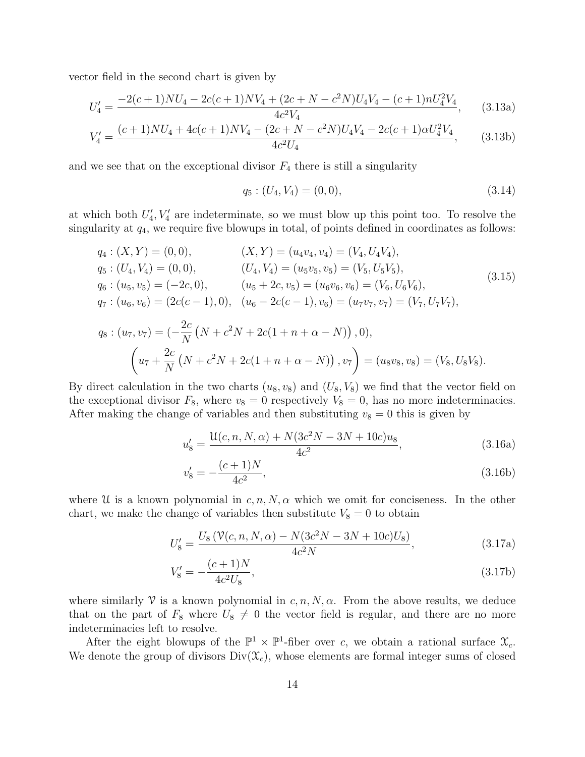vector field in the second chart is given by

$$U_4' = \frac{-2(c+1)NU_4 - 2c(c+1)NV_4 + (2c+N-c^2N)U_4V_4 - (c+1)nU_4^2V_4}{4c^2V_4}, \tag{3.13a}$$

$$V_4' = \frac{(c+1)NU_4 + 4c(c+1)NV_4 - (2c+N-c^2N)U_4V_4 - 2c(c+1)\alpha U_4^2V_4}{4c^2U_4}, \tag{3.13b}$$

and we see that on the exceptional divisor $F_4$ there is still a singularity

$$q_5 : (U_4, V_4) = (0,0), \tag{3.14}$$

at which both $U_4', V_4'$ are indeterminate, so we must blow up this point too. To resolve the singularity at $q_4$, we require five blowups in total, of points defined in coordinates as follows:

$$\begin{aligned}
&q_4 : (X,Y) = (0,0), && (X,Y) = (u_4v_4, v_4) = (V_4, U_4V_4),\\
&q_5 : (U_4,V_4) = (0,0), && (U_4,V_4) = (u_5v_5, v_5) = (V_5, U_5V_5),\\
&q_6 : (u_5,v_5) = (-2c,0), && (u_5+2c, v_5) = (u_6v_6, v_6) = (V_6, U_6V_6),\\
&q_7 : (u_6,v_6) = (2c(c-1),0), && (u_6-2c(c-1), v_6) = (u_7v_7, v_7) = (V_7, U_7V_7),
\end{aligned} \tag{3.15}$$

$$\begin{aligned}
&q_8 : (u_7, v_7) = \left(-\frac{2c}{N}\left(N + c^2N + 2c(1+n+\alpha-N)\right), 0\right),\\
&\qquad \left(u_7 + \frac{2c}{N}\left(N + c^2N + 2c(1+n+\alpha-N)\right), v_7\right) = (u_8v_8, v_8) = (V_8, U_8V_8).
\end{aligned}$$

By direct calculation in the two charts $(u_8, v_8)$ and $(U_8, V_8)$ we find that the vector field on the exceptional divisor $F_8$, where $v_8 = 0$ respectively $V_8 = 0$, has no more indeterminacies. After making the change of variables and then substituting $v_8 = 0$ this is given by

$$u_8' = \frac{\mathcal{U}(c,n,N,\alpha) + N(3c^2N - 3N + 10c)u_8}{4c^2}, \tag{3.16a}$$

$$v_8' = -\frac{(c+1)N}{4c^2}, \tag{3.16b}$$

where $\mathcal{U}$ is a known polynomial in $c, n, N, \alpha$ which we omit for conciseness. In the other chart, we make the change of variables then substitute $V_8 = 0$ to obtain

$$U_8' = \frac{U_8\left(\mathcal{V}(c,n,N,\alpha) - N(3c^2N - 3N + 10c)U_8\right)}{4c^2N}, \tag{3.17a}$$

$$V_8' = -\frac{(c+1)N}{4c^2U_8}, \tag{3.17b}$$

where similarly $\mathcal{V}$ is a known polynomial in $c, n, N, \alpha$. From the above results, we deduce that on the part of $F_8$ where $U_8 \neq 0$ the vector field is regular, and there are no more indeterminacies left to resolve.

After the eight blowups of the $\mathbb{P}^1 \times \mathbb{P}^1$-fiber over $c$, we obtain a rational surface $\mathcal{X}_c$. We denote the group of divisors $\mathrm{Div}(\mathcal{X}_c)$, whose elements are formal integer sums of closed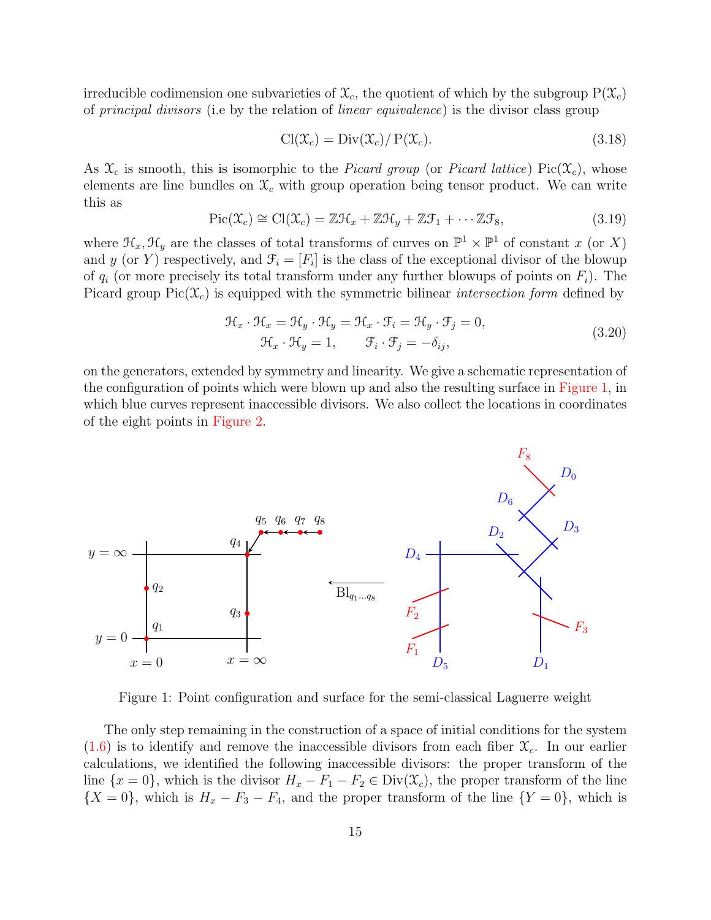irreducible codimension one subvarieties of $\mathcal{X}_c$, the quotient of which by the subgroup $\mathrm{P}(\mathcal{X}_c)$ of *principal divisors* (i.e by the relation of *linear equivalence*) is the divisor class group

$$\mathrm{Cl}(\mathcal{X}_c) = \mathrm{Div}(\mathcal{X}_c)/\,\mathrm{P}(\mathcal{X}_c). \tag{3.18}$$

As $\mathcal{X}_c$ is smooth, this is isomorphic to the *Picard group* (or *Picard lattice*) $\mathrm{Pic}(\mathcal{X}_c)$, whose elements are line bundles on $\mathcal{X}_c$ with group operation being tensor product. We can write this as

$$\mathrm{Pic}(\mathcal{X}_c) \cong \mathrm{Cl}(\mathcal{X}_c) = \mathbb{Z}\mathcal{H}_x + \mathbb{Z}\mathcal{H}_y + \mathbb{Z}\mathcal{F}_1 + \cdots \mathbb{Z}\mathcal{F}_8, \tag{3.19}$$

where $\mathcal{H}_x, \mathcal{H}_y$ are the classes of total transforms of curves on $\mathbb{P}^1 \times \mathbb{P}^1$ of constant $x$ (or $X$) and $y$ (or $Y$) respectively, and $\mathcal{F}_i = [F_i]$ is the class of the exceptional divisor of the blowup of $q_i$ (or more precisely its total transform under any further blowups of points on $F_i$). The Picard group $\mathrm{Pic}(\mathcal{X}_c)$ is equipped with the symmetric bilinear *intersection form* defined by

$$\begin{gathered}
\mathcal{H}_x \cdot \mathcal{H}_x = \mathcal{H}_y \cdot \mathcal{H}_y = \mathcal{H}_x \cdot \mathcal{F}_i = \mathcal{H}_y \cdot \mathcal{F}_j = 0, \\
\mathcal{H}_x \cdot \mathcal{H}_y = 1, \qquad \mathcal{F}_i \cdot \mathcal{F}_j = -\delta_{ij},
\end{gathered} \tag{3.20}$$

on the generators, extended by symmetry and linearity. We give a schematic representation of the configuration of points which were blown up and also the resulting surface in Figure 1, in which blue curves represent inaccessible divisors. We also collect the locations in coordinates of the eight points in Figure 2.

Figure 1: Point configuration and surface for the semi-classical Laguerre weight

The only step remaining in the construction of a space of initial conditions for the system (1.6) is to identify and remove the inaccessible divisors from each fiber $\mathcal{X}_c$. In our earlier calculations, we identified the following inaccessible divisors: the proper transform of the line $\{x = 0\}$, which is the divisor $H_x - F_1 - F_2 \in \mathrm{Div}(\mathcal{X}_c)$, the proper transform of the line $\{X = 0\}$, which is $H_x - F_3 - F_4$, and the proper transform of the line $\{Y = 0\}$, which is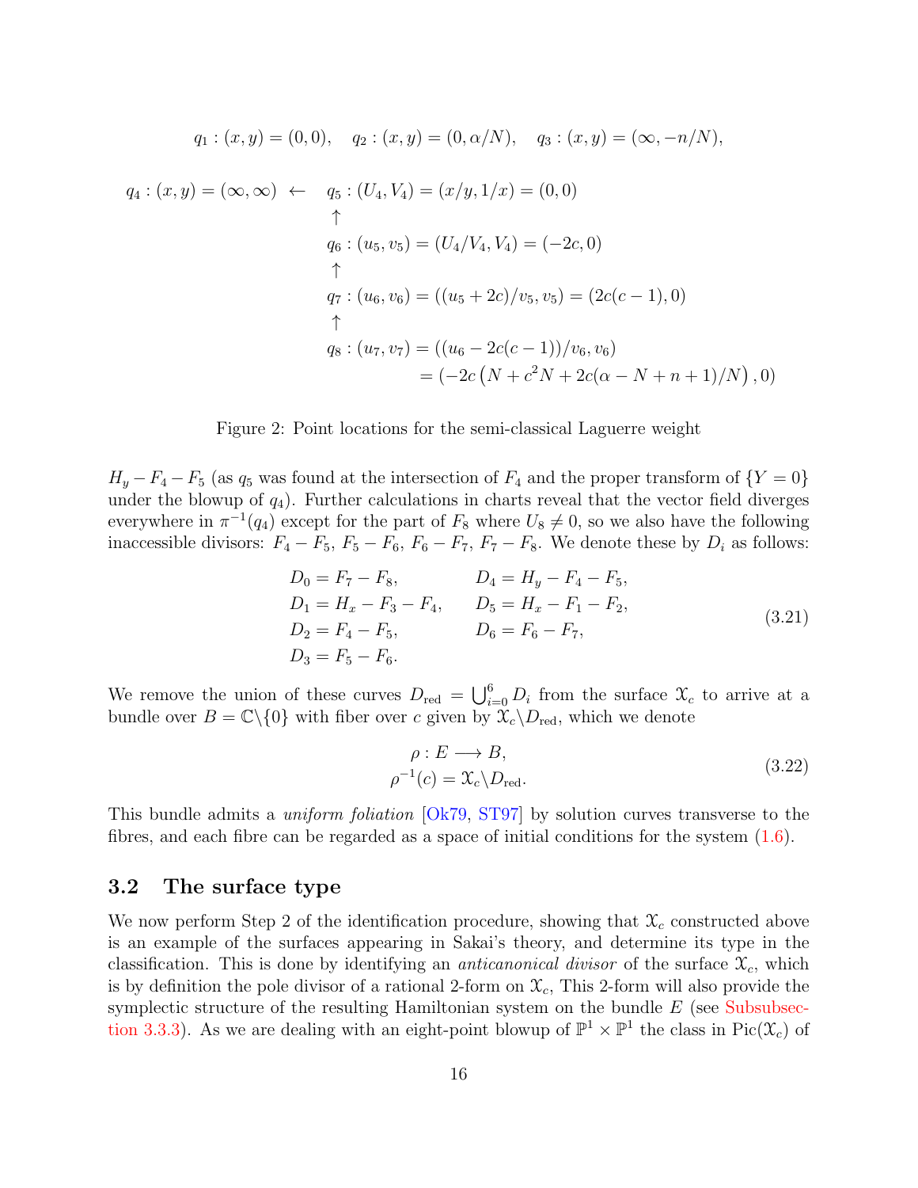$$q_1 : (x,y) = (0,0), \quad q_2 : (x,y) = (0, \alpha/N), \quad q_3 : (x,y) = (\infty, -n/N),$$

$$\begin{aligned}
q_4 : (x,y) = (\infty,\infty) \; \leftarrow \quad & q_5 : (U_4, V_4) = (x/y, 1/x) = (0,0) \\
& \uparrow \\
& q_6 : (u_5, v_5) = (U_4/V_4, V_4) = (-2c, 0) \\
& \uparrow \\
& q_7 : (u_6, v_6) = ((u_5 + 2c)/v_5, v_5) = (2c(c-1), 0) \\
& \uparrow \\
& q_8 : (u_7, v_7) = ((u_6 - 2c(c-1))/v_6, v_6) \\
& \qquad\qquad = \left(-2c\left(N + c^2 N + 2c(\alpha - N + n + 1)/N\right), 0\right)
\end{aligned}$$

Figure 2: Point locations for the semi-classical Laguerre weight

$H_y - F_4 - F_5$ (as $q_5$ was found at the intersection of $F_4$ and the proper transform of $\{Y = 0\}$ under the blowup of $q_4$). Further calculations in charts reveal that the vector field diverges everywhere in $\pi^{-1}(q_4)$ except for the part of $F_8$ where $U_8 \neq 0$, so we also have the following inaccessible divisors: $F_4 - F_5$, $F_5 - F_6$, $F_6 - F_7$, $F_7 - F_8$. We denote these by $D_i$ as follows:

$$\begin{aligned}
D_0 &= F_7 - F_8, & D_4 &= H_y - F_4 - F_5, \\
D_1 &= H_x - F_3 - F_4, & D_5 &= H_x - F_1 - F_2, \\
D_2 &= F_4 - F_5, & D_6 &= F_6 - F_7, \\
D_3 &= F_5 - F_6. & &
\end{aligned} \tag{3.21}$$

We remove the union of these curves $D_{\text{red}} = \bigcup_{i=0}^{6} D_i$ from the surface $\mathcal{X}_c$ to arrive at a bundle over $B = \mathbb{C}\backslash\{0\}$ with fiber over $c$ given by $\mathcal{X}_c \backslash D_{\text{red}}$, which we denote

$$\begin{aligned}
\rho : E &\longrightarrow B, \\
\rho^{-1}(c) &= \mathcal{X}_c \backslash D_{\text{red}}.
\end{aligned} \tag{3.22}$$

This bundle admits a *uniform foliation* [Ok79, ST97] by solution curves transverse to the fibres, and each fibre can be regarded as a space of initial conditions for the system (1.6).

## 3.2 The surface type

We now perform Step 2 of the identification procedure, showing that $\mathcal{X}_c$ constructed above is an example of the surfaces appearing in Sakai's theory, and determine its type in the classification. This is done by identifying an *anticanonical divisor* of the surface $\mathcal{X}_c$, which is by definition the pole divisor of a rational 2-form on $\mathcal{X}_c$, This 2-form will also provide the symplectic structure of the resulting Hamiltonian system on the bundle $E$ (see Subsubsection 3.3.3). As we are dealing with an eight-point blowup of $\mathbb{P}^1 \times \mathbb{P}^1$ the class in $\text{Pic}(\mathcal{X}_c)$ of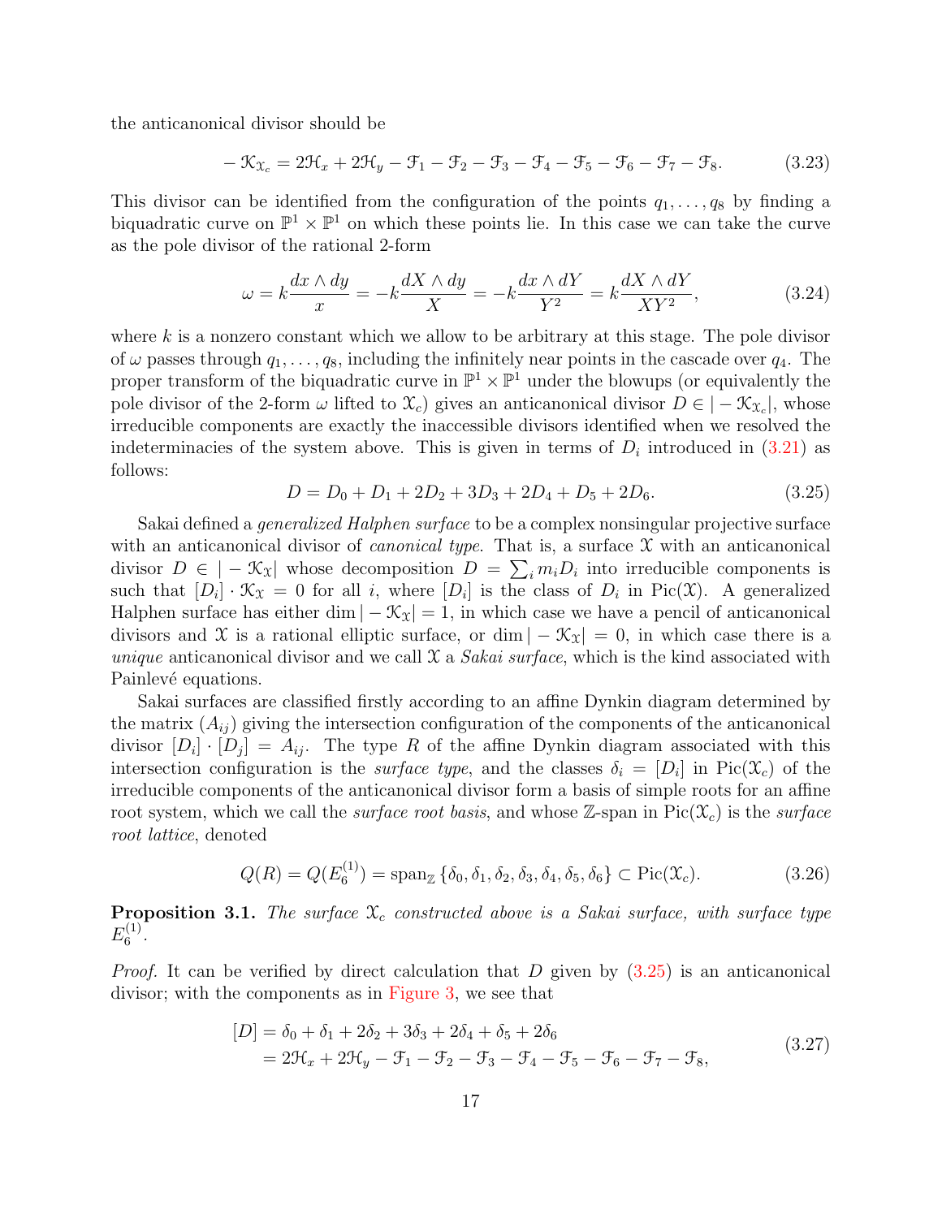the anticanonical divisor should be

$$-\mathcal{K}_{\mathcal{X}_c} = 2\mathcal{H}_x + 2\mathcal{H}_y - \mathcal{F}_1 - \mathcal{F}_2 - \mathcal{F}_3 - \mathcal{F}_4 - \mathcal{F}_5 - \mathcal{F}_6 - \mathcal{F}_7 - \mathcal{F}_8. \tag{3.23}$$

This divisor can be identified from the configuration of the points $q_1, \ldots, q_8$ by finding a biquadratic curve on $\mathbb{P}^1 \times \mathbb{P}^1$ on which these points lie. In this case we can take the curve as the pole divisor of the rational 2-form

$$\omega = k\frac{dx \wedge dy}{x} = -k\frac{dX \wedge dy}{X} = -k\frac{dx \wedge dY}{Y^2} = k\frac{dX \wedge dY}{XY^2}, \tag{3.24}$$

where $k$ is a nonzero constant which we allow to be arbitrary at this stage. The pole divisor of $\omega$ passes through $q_1, \ldots, q_8$, including the infinitely near points in the cascade over $q_4$. The proper transform of the biquadratic curve in $\mathbb{P}^1 \times \mathbb{P}^1$ under the blowups (or equivalently the pole divisor of the 2-form $\omega$ lifted to $\mathcal{X}_c$) gives an anticanonical divisor $D \in |-\mathcal{K}_{\mathcal{X}_c}|$, whose irreducible components are exactly the inaccessible divisors identified when we resolved the indeterminacies of the system above. This is given in terms of $D_i$ introduced in (3.21) as follows:

$$D = D_0 + D_1 + 2D_2 + 3D_3 + 2D_4 + D_5 + 2D_6. \tag{3.25}$$

Sakai defined a *generalized Halphen surface* to be a complex nonsingular projective surface with an anticanonical divisor of *canonical type*. That is, a surface $\mathcal{X}$ with an anticanonical divisor $D \in |-\mathcal{K}_{\mathcal{X}}|$ whose decomposition $D = \sum_i m_i D_i$ into irreducible components is such that $[D_i] \cdot \mathcal{K}_{\mathcal{X}} = 0$ for all $i$, where $[D_i]$ is the class of $D_i$ in $\mathrm{Pic}(\mathcal{X})$. A generalized Halphen surface has either $\dim|-\mathcal{K}_{\mathcal{X}}| = 1$, in which case we have a pencil of anticanonical divisors and $\mathcal{X}$ is a rational elliptic surface, or $\dim|-\mathcal{K}_{\mathcal{X}}| = 0$, in which case there is a *unique* anticanonical divisor and we call $\mathcal{X}$ a *Sakai surface*, which is the kind associated with Painlevé equations.

Sakai surfaces are classified firstly according to an affine Dynkin diagram determined by the matrix $(A_{ij})$ giving the intersection configuration of the components of the anticanonical divisor $[D_i] \cdot [D_j] = A_{ij}$. The type $R$ of the affine Dynkin diagram associated with this intersection configuration is the *surface type*, and the classes $\delta_i = [D_i]$ in $\mathrm{Pic}(\mathcal{X}_c)$ of the irreducible components of the anticanonical divisor form a basis of simple roots for an affine root system, which we call the *surface root basis*, and whose $\mathbb{Z}$-span in $\mathrm{Pic}(\mathcal{X}_c)$ is the *surface root lattice*, denoted

$$Q(R) = Q(E_6^{(1)}) = \mathrm{span}_{\mathbb{Z}}\{\delta_0, \delta_1, \delta_2, \delta_3, \delta_4, \delta_5, \delta_6\} \subset \mathrm{Pic}(\mathcal{X}_c). \tag{3.26}$$

**Proposition 3.1.** *The surface $\mathcal{X}_c$ constructed above is a Sakai surface, with surface type $E_6^{(1)}$.*

*Proof.* It can be verified by direct calculation that $D$ given by (3.25) is an anticanonical divisor; with the components as in Figure 3, we see that

$$\begin{aligned}[D] &= \delta_0 + \delta_1 + 2\delta_2 + 3\delta_3 + 2\delta_4 + \delta_5 + 2\delta_6 \\ &= 2\mathcal{H}_x + 2\mathcal{H}_y - \mathcal{F}_1 - \mathcal{F}_2 - \mathcal{F}_3 - \mathcal{F}_4 - \mathcal{F}_5 - \mathcal{F}_6 - \mathcal{F}_7 - \mathcal{F}_8,\end{aligned} \tag{3.27}$$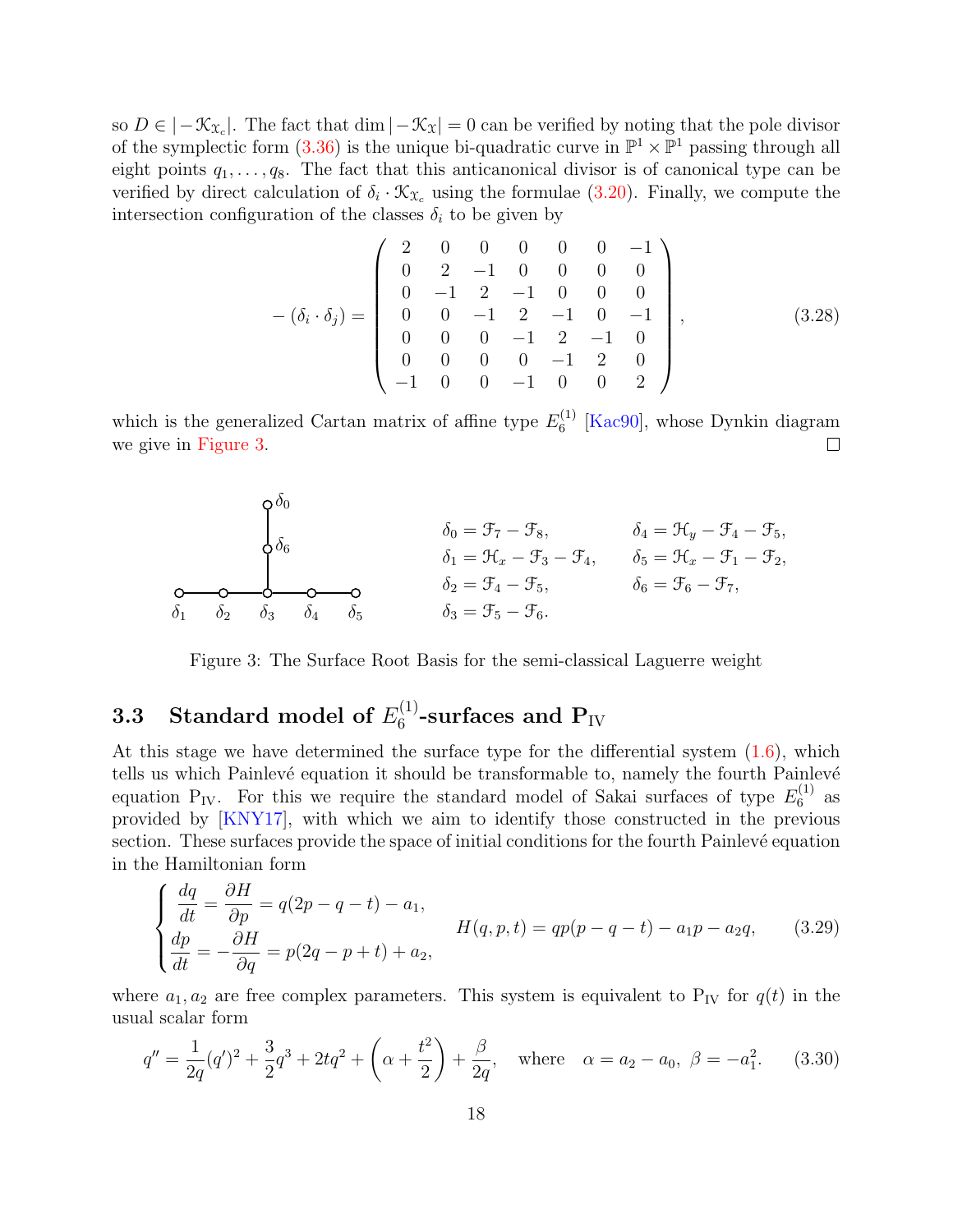so $D \in |-\mathcal{K}_{\mathcal{X}_c}|$. The fact that $\dim|-\mathcal{K}_{\mathcal{X}}| = 0$ can be verified by noting that the pole divisor of the symplectic form (3.36) is the unique bi-quadratic curve in $\mathbb{P}^1 \times \mathbb{P}^1$ passing through all eight points $q_1, \ldots, q_8$. The fact that this anticanonical divisor is of canonical type can be verified by direct calculation of $\delta_i \cdot \mathcal{K}_{\mathcal{X}_c}$ using the formulae (3.20). Finally, we compute the intersection configuration of the classes $\delta_i$ to be given by

$$
-(\delta_i \cdot \delta_j) = \begin{pmatrix} 2 & 0 & 0 & 0 & 0 & 0 & -1 \\ 0 & 2 & -1 & 0 & 0 & 0 & 0 \\ 0 & -1 & 2 & -1 & 0 & 0 & 0 \\ 0 & 0 & -1 & 2 & -1 & 0 & -1 \\ 0 & 0 & 0 & -1 & 2 & -1 & 0 \\ 0 & 0 & 0 & 0 & -1 & 2 & 0 \\ -1 & 0 & 0 & -1 & 0 & 0 & 2 \end{pmatrix}, \tag{3.28}
$$

which is the generalized Cartan matrix of affine type $E_6^{(1)}$ [Kac90], whose Dynkin diagram we give in Figure 3. □

$$
\begin{aligned}
\delta_0 &= \mathcal{F}_7 - \mathcal{F}_8, & \delta_4 &= \mathcal{H}_y - \mathcal{F}_4 - \mathcal{F}_5, \\
\delta_1 &= \mathcal{H}_x - \mathcal{F}_3 - \mathcal{F}_4, & \delta_5 &= \mathcal{H}_x - \mathcal{F}_1 - \mathcal{F}_2, \\
\delta_2 &= \mathcal{F}_4 - \mathcal{F}_5, & \delta_6 &= \mathcal{F}_6 - \mathcal{F}_7, \\
\delta_3 &= \mathcal{F}_5 - \mathcal{F}_6. & &
\end{aligned}
$$

Figure 3: The Surface Root Basis for the semi-classical Laguerre weight

### 3.3 Standard model of $E_6^{(1)}$-surfaces and $\mathrm{P_{IV}}$

At this stage we have determined the surface type for the differential system (1.6), which tells us which Painlevé equation it should be transformable to, namely the fourth Painlevé equation $\mathrm{P_{IV}}$. For this we require the standard model of Sakai surfaces of type $E_6^{(1)}$ as provided by [KNY17], with which we aim to identify those constructed in the previous section. These surfaces provide the space of initial conditions for the fourth Painlevé equation in the Hamiltonian form

$$
\begin{cases} \dfrac{dq}{dt} = \dfrac{\partial H}{\partial p} = q(2p - q - t) - a_1, \\[2mm] \dfrac{dp}{dt} = -\dfrac{\partial H}{\partial q} = p(2q - p + t) + a_2, \end{cases} \qquad H(q,p,t) = qp(p - q - t) - a_1 p - a_2 q, \tag{3.29}
$$

where $a_1, a_2$ are free complex parameters. This system is equivalent to $\mathrm{P_{IV}}$ for $q(t)$ in the usual scalar form

$$
q'' = \frac{1}{2q}(q')^2 + \frac{3}{2}q^3 + 2tq^2 + \left(\alpha + \frac{t^2}{2}\right) + \frac{\beta}{2q}, \quad \text{where} \quad \alpha = a_2 - a_0,\ \beta = -a_1^2. \tag{3.30}
$$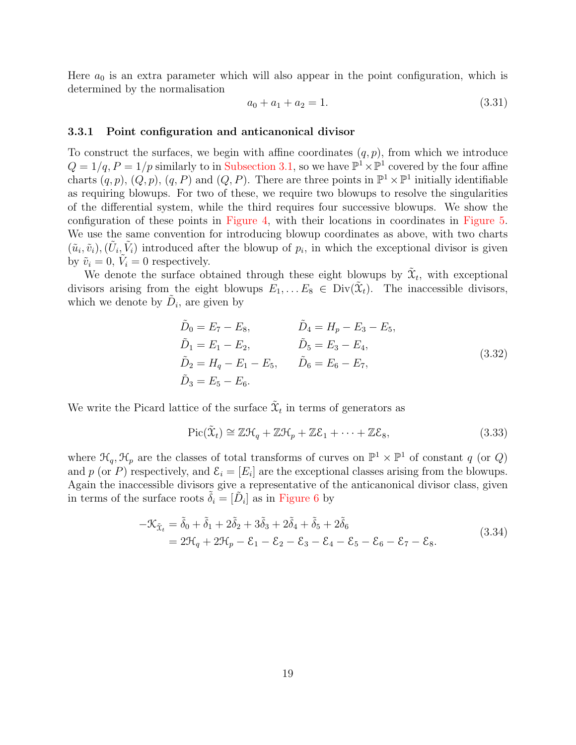Here $a_0$ is an extra parameter which will also appear in the point configuration, which is determined by the normalisation

$$a_0 + a_1 + a_2 = 1. \tag{3.31}$$

### 3.3.1 Point configuration and anticanonical divisor

To construct the surfaces, we begin with affine coordinates $(q,p)$, from which we introduce $Q = 1/q, P = 1/p$ similarly to in Subsection 3.1, so we have $\mathbb{P}^1 \times \mathbb{P}^1$ covered by the four affine charts $(q,p)$, $(Q,p)$, $(q,P)$ and $(Q,P)$. There are three points in $\mathbb{P}^1 \times \mathbb{P}^1$ initially identifiable as requiring blowups. For two of these, we require two blowups to resolve the singularities of the differential system, while the third requires four successive blowups. We show the configuration of these points in Figure 4, with their locations in coordinates in Figure 5. We use the same convention for introducing blowup coordinates as above, with two charts $(\tilde{u}_i, \tilde{v}_i), (\tilde{U}_i, \tilde{V}_i)$ introduced after the blowup of $p_i$, in which the exceptional divisor is given by $\tilde{v}_i = 0$, $\tilde{V}_i = 0$ respectively.

We denote the surface obtained through these eight blowups by $\tilde{\mathcal{X}}_t$, with exceptional divisors arising from the eight blowups $E_1, \dots E_8 \in \mathrm{Div}(\tilde{\mathcal{X}}_t)$. The inaccessible divisors, which we denote by $\tilde{D}_i$, are given by

$$\begin{aligned}
&\tilde{D}_0 = E_7 - E_8, && \tilde{D}_4 = H_p - E_3 - E_5, \\
&\tilde{D}_1 = E_1 - E_2, && \tilde{D}_5 = E_3 - E_4, \\
&\tilde{D}_2 = H_q - E_1 - E_5, && \tilde{D}_6 = E_6 - E_7, \\
&\tilde{D}_3 = E_5 - E_6. &&
\end{aligned} \tag{3.32}$$

We write the Picard lattice of the surface $\tilde{\mathcal{X}}_t$ in terms of generators as

$$\mathrm{Pic}(\tilde{\mathcal{X}}_t) \cong \mathbb{Z}\mathcal{H}_q + \mathbb{Z}\mathcal{H}_p + \mathbb{Z}\mathcal{E}_1 + \cdots + \mathbb{Z}\mathcal{E}_8, \tag{3.33}$$

where $\mathcal{H}_q, \mathcal{H}_p$ are the classes of total transforms of curves on $\mathbb{P}^1 \times \mathbb{P}^1$ of constant $q$ (or $Q$) and $p$ (or $P$) respectively, and $\mathcal{E}_i = [E_i]$ are the exceptional classes arising from the blowups. Again the inaccessible divisors give a representative of the anticanonical divisor class, given in terms of the surface roots $\tilde{\delta}_i = [\tilde{D}_i]$ as in Figure 6 by

$$\begin{aligned}
-\mathcal{K}_{\tilde{\mathcal{X}}_t} &= \tilde{\delta}_0 + \tilde{\delta}_1 + 2\tilde{\delta}_2 + 3\tilde{\delta}_3 + 2\tilde{\delta}_4 + \tilde{\delta}_5 + 2\tilde{\delta}_6 \\
&= 2\mathcal{H}_q + 2\mathcal{H}_p - \mathcal{E}_1 - \mathcal{E}_2 - \mathcal{E}_3 - \mathcal{E}_4 - \mathcal{E}_5 - \mathcal{E}_6 - \mathcal{E}_7 - \mathcal{E}_8.
\end{aligned} \tag{3.34}$$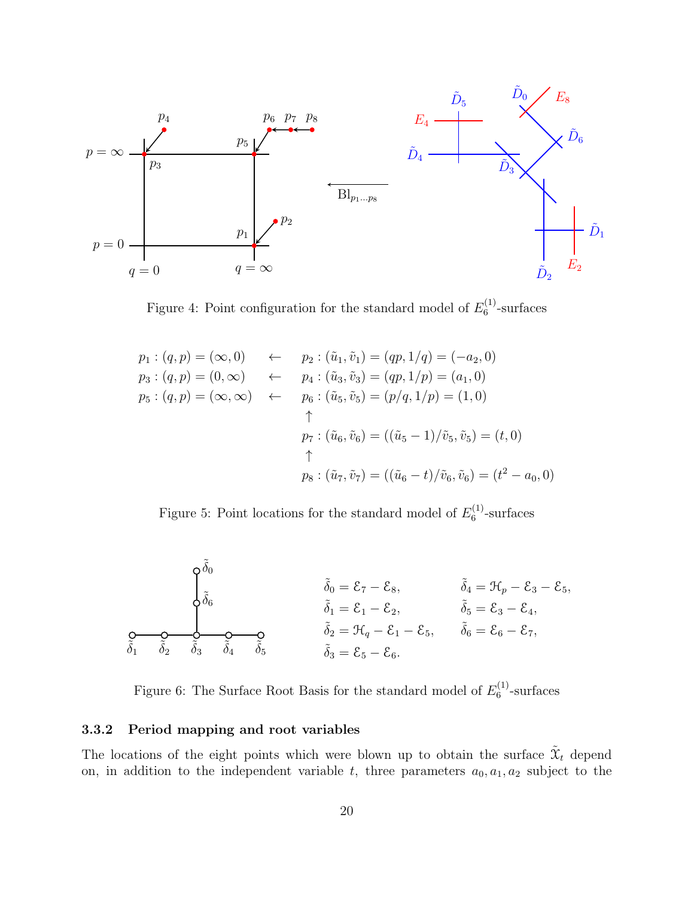Figure 4: Point configuration for the standard model of $E_6^{(1)}$-surfaces

$$
\begin{aligned}
&p_1 : (q,p) = (\infty, 0) &&\leftarrow \quad p_2 : (\tilde{u}_1, \tilde{v}_1) = (qp, 1/q) = (-a_2, 0)\\
&p_3 : (q,p) = (0, \infty) &&\leftarrow \quad p_4 : (\tilde{u}_3, \tilde{v}_3) = (qp, 1/p) = (a_1, 0)\\
&p_5 : (q,p) = (\infty, \infty) &&\leftarrow \quad p_6 : (\tilde{u}_5, \tilde{v}_5) = (p/q, 1/p) = (1, 0)\\
& && \qquad \uparrow\\
& && \quad\;\; p_7 : (\tilde{u}_6, \tilde{v}_6) = ((\tilde{u}_5 - 1)/\tilde{v}_5, \tilde{v}_5) = (t, 0)\\
& && \qquad \uparrow\\
& && \quad\;\; p_8 : (\tilde{u}_7, \tilde{v}_7) = ((\tilde{u}_6 - t)/\tilde{v}_6, \tilde{v}_6) = (t^2 - a_0, 0)
\end{aligned}
$$

Figure 5: Point locations for the standard model of $E_6^{(1)}$-surfaces

$$
\begin{aligned}
\tilde{\delta}_0 &= \mathcal{E}_7 - \mathcal{E}_8, & \tilde{\delta}_4 &= \mathcal{H}_p - \mathcal{E}_3 - \mathcal{E}_5,\\
\tilde{\delta}_1 &= \mathcal{E}_1 - \mathcal{E}_2, & \tilde{\delta}_5 &= \mathcal{E}_3 - \mathcal{E}_4,\\
\tilde{\delta}_2 &= \mathcal{H}_q - \mathcal{E}_1 - \mathcal{E}_5, & \tilde{\delta}_6 &= \mathcal{E}_6 - \mathcal{E}_7,\\
\tilde{\delta}_3 &= \mathcal{E}_5 - \mathcal{E}_6. & &
\end{aligned}
$$

Figure 6: The Surface Root Basis for the standard model of $E_6^{(1)}$-surfaces

### 3.3.2 Period mapping and root variables

The locations of the eight points which were blown up to obtain the surface $\tilde{\mathcal{X}}_t$ depend on, in addition to the independent variable $t$, three parameters $a_0, a_1, a_2$ subject to the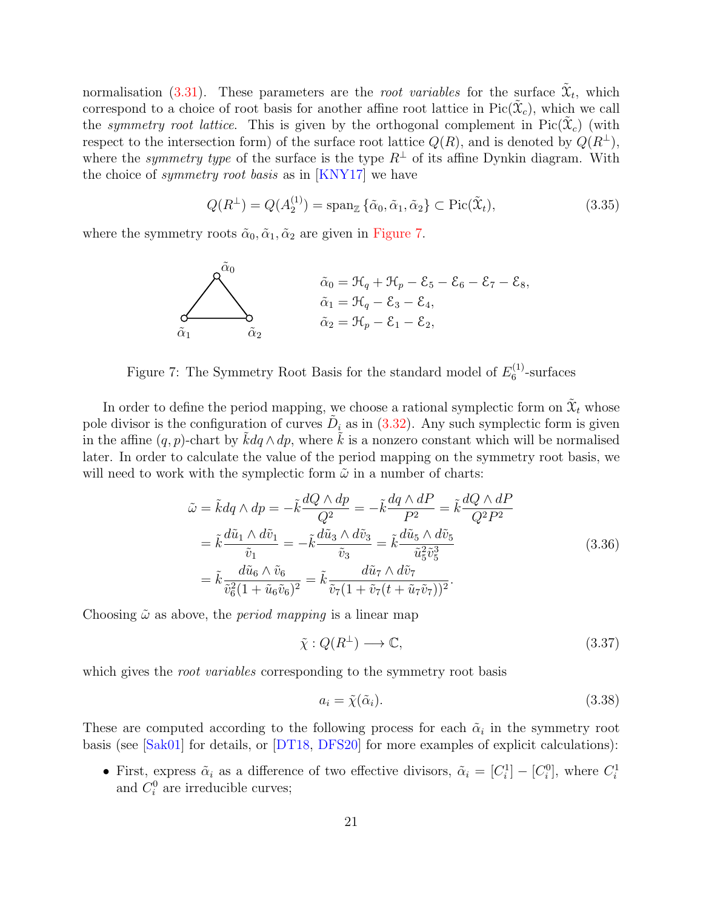normalisation (3.31). These parameters are the *root variables* for the surface $\tilde{\mathcal{X}}_t$, which correspond to a choice of root basis for another affine root lattice in $\mathrm{Pic}(\tilde{\mathcal{X}}_c)$, which we call the *symmetry root lattice*. This is given by the orthogonal complement in $\mathrm{Pic}(\tilde{\mathcal{X}}_c)$ (with respect to the intersection form) of the surface root lattice $Q(R)$, and is denoted by $Q(R^\perp)$, where the *symmetry type* of the surface is the type $R^\perp$ of its affine Dynkin diagram. With the choice of *symmetry root basis* as in [KNY17] we have

$$Q(R^\perp) = Q(A_2^{(1)}) = \mathrm{span}_\mathbb{Z}\{\tilde{\alpha}_0, \tilde{\alpha}_1, \tilde{\alpha}_2\} \subset \mathrm{Pic}(\tilde{\mathcal{X}}_t), \tag{3.35}$$

where the symmetry roots $\tilde{\alpha}_0, \tilde{\alpha}_1, \tilde{\alpha}_2$ are given in Figure 7.

$$\begin{aligned}
\tilde{\alpha}_0 &= \mathcal{H}_q + \mathcal{H}_p - \mathcal{E}_5 - \mathcal{E}_6 - \mathcal{E}_7 - \mathcal{E}_8,\\
\tilde{\alpha}_1 &= \mathcal{H}_q - \mathcal{E}_3 - \mathcal{E}_4,\\
\tilde{\alpha}_2 &= \mathcal{H}_p - \mathcal{E}_1 - \mathcal{E}_2,
\end{aligned}$$

Figure 7: The Symmetry Root Basis for the standard model of $E_6^{(1)}$-surfaces

In order to define the period mapping, we choose a rational symplectic form on $\tilde{\mathcal{X}}_t$ whose pole divisor is the configuration of curves $\tilde{D}_i$ as in (3.32). Any such symplectic form is given in the affine $(q,p)$-chart by $\tilde{k}dq \wedge dp$, where $\tilde{k}$ is a nonzero constant which will be normalised later. In order to calculate the value of the period mapping on the symmetry root basis, we will need to work with the symplectic form $\tilde{\omega}$ in a number of charts:

$$\begin{aligned}
\tilde{\omega} &= \tilde{k}dq \wedge dp = -\tilde{k}\frac{dQ \wedge dp}{Q^2} = -\tilde{k}\frac{dq \wedge dP}{P^2} = \tilde{k}\frac{dQ \wedge dP}{Q^2P^2}\\
&= \tilde{k}\frac{d\tilde{u}_1 \wedge d\tilde{v}_1}{\tilde{v}_1} = -\tilde{k}\frac{d\tilde{u}_3 \wedge d\tilde{v}_3}{\tilde{v}_3} = \tilde{k}\frac{d\tilde{u}_5 \wedge d\tilde{v}_5}{\tilde{u}_5^2\tilde{v}_5^3}\\
&= \tilde{k}\frac{d\tilde{u}_6 \wedge \tilde{v}_6}{\tilde{v}_6^2(1+\tilde{u}_6\tilde{v}_6)^2} = \tilde{k}\frac{d\tilde{u}_7 \wedge d\tilde{v}_7}{\tilde{v}_7(1+\tilde{v}_7(t+\tilde{u}_7\tilde{v}_7))^2}.
\end{aligned} \tag{3.36}$$

Choosing $\tilde{\omega}$ as above, the *period mapping* is a linear map

$$\tilde{\chi} : Q(R^\perp) \longrightarrow \mathbb{C}, \tag{3.37}$$

which gives the *root variables* corresponding to the symmetry root basis

$$a_i = \tilde{\chi}(\tilde{\alpha}_i). \tag{3.38}$$

These are computed according to the following process for each $\tilde{\alpha}_i$ in the symmetry root basis (see [Sak01] for details, or [DT18, DFS20] for more examples of explicit calculations):

- First, express $\tilde{\alpha}_i$ as a difference of two effective divisors, $\tilde{\alpha}_i = [C_i^1] - [C_i^0]$, where $C_i^1$ and $C_i^0$ are irreducible curves;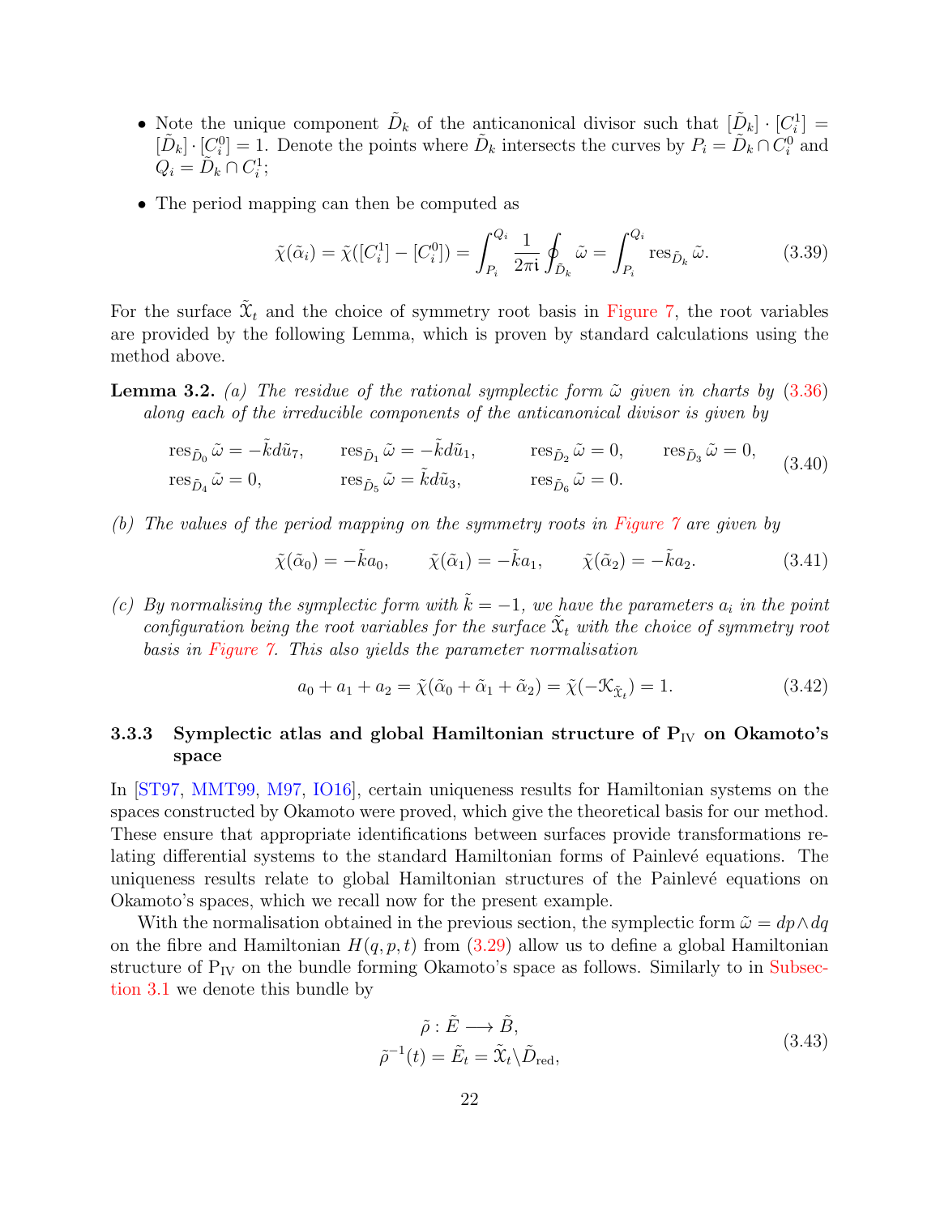- Note the unique component $\tilde{D}_k$ of the anticanonical divisor such that $[\tilde{D}_k] \cdot [C_i^1] = [\tilde{D}_k] \cdot [C_i^0] = 1$. Denote the points where $\tilde{D}_k$ intersects the curves by $P_i = \tilde{D}_k \cap C_i^0$ and $Q_i = \tilde{D}_k \cap C_i^1$;
- The period mapping can then be computed as

$$\tilde{\chi}(\tilde{\alpha}_i) = \tilde{\chi}([C_i^1] - [C_i^0]) = \int_{P_i}^{Q_i} \frac{1}{2\pi \mathfrak{i}} \oint_{\tilde{D}_k} \tilde{\omega} = \int_{P_i}^{Q_i} \operatorname{res}_{\tilde{D}_k} \tilde{\omega}. \tag{3.39}$$

For the surface $\tilde{\mathcal{X}}_t$ and the choice of symmetry root basis in Figure 7, the root variables are provided by the following Lemma, which is proven by standard calculations using the method above.

**Lemma 3.2.** *(a) The residue of the rational symplectic form $\tilde{\omega}$ given in charts by (3.36) along each of the irreducible components of the anticanonical divisor is given by*

$$\begin{aligned} &\operatorname{res}_{\tilde{D}_0} \tilde{\omega} = -\tilde{k} d\tilde{u}_7, \qquad \operatorname{res}_{\tilde{D}_1} \tilde{\omega} = -\tilde{k} d\tilde{u}_1, \qquad \operatorname{res}_{\tilde{D}_2} \tilde{\omega} = 0, \qquad \operatorname{res}_{\tilde{D}_3} \tilde{\omega} = 0, \\ &\operatorname{res}_{\tilde{D}_4} \tilde{\omega} = 0, \qquad \operatorname{res}_{\tilde{D}_5} \tilde{\omega} = \tilde{k} d\tilde{u}_3, \qquad \operatorname{res}_{\tilde{D}_6} \tilde{\omega} = 0. \end{aligned} \tag{3.40}$$

*(b) The values of the period mapping on the symmetry roots in Figure 7 are given by*

$$\tilde{\chi}(\tilde{\alpha}_0) = -\tilde{k} a_0, \qquad \tilde{\chi}(\tilde{\alpha}_1) = -\tilde{k} a_1, \qquad \tilde{\chi}(\tilde{\alpha}_2) = -\tilde{k} a_2. \tag{3.41}$$

*(c) By normalising the symplectic form with $\tilde{k} = -1$, we have the parameters $a_i$ in the point configuration being the root variables for the surface $\tilde{\mathcal{X}}_t$ with the choice of symmetry root basis in Figure 7. This also yields the parameter normalisation*

$$a_0 + a_1 + a_2 = \tilde{\chi}(\tilde{\alpha}_0 + \tilde{\alpha}_1 + \tilde{\alpha}_2) = \tilde{\chi}(-\mathcal{K}_{\tilde{\mathcal{X}}_t}) = 1. \tag{3.42}$$

### 3.3.3 Symplectic atlas and global Hamiltonian structure of $\mathrm{P_{IV}}$ on Okamoto's space

In [ST97, MMT99, M97, IO16], certain uniqueness results for Hamiltonian systems on the spaces constructed by Okamoto were proved, which give the theoretical basis for our method. These ensure that appropriate identifications between surfaces provide transformations relating differential systems to the standard Hamiltonian forms of Painlevé equations. The uniqueness results relate to global Hamiltonian structures of the Painlevé equations on Okamoto's spaces, which we recall now for the present example.

With the normalisation obtained in the previous section, the symplectic form $\tilde{\omega} = dp \wedge dq$ on the fibre and Hamiltonian $H(q, p, t)$ from (3.29) allow us to define a global Hamiltonian structure of $\mathrm{P_{IV}}$ on the bundle forming Okamoto's space as follows. Similarly to in Subsection 3.1 we denote this bundle by

$$\begin{aligned} \tilde{\rho} : \tilde{E} &\longrightarrow \tilde{B}, \\ \tilde{\rho}^{-1}(t) = \tilde{E}_t &= \tilde{\mathcal{X}}_t \backslash \tilde{D}_{\mathrm{red}}, \end{aligned} \tag{3.43}$$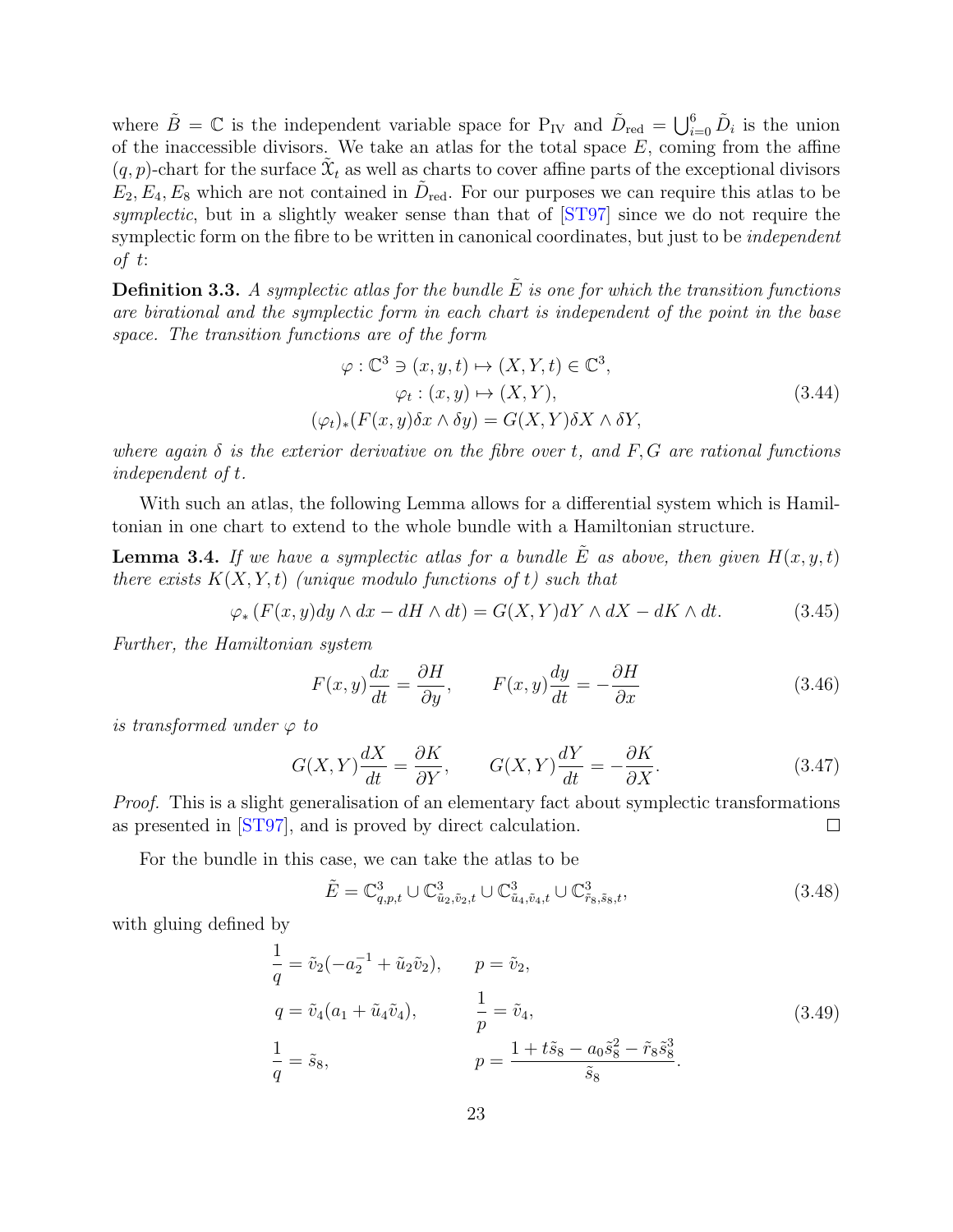where $\tilde{B} = \mathbb{C}$ is the independent variable space for $\mathrm{P_{IV}}$ and $\tilde{D}_{\mathrm{red}} = \bigcup_{i=0}^{6} \tilde{D}_i$ is the union of the inaccessible divisors. We take an atlas for the total space $E$, coming from the affine $(q,p)$-chart for the surface $\tilde{\mathfrak{X}}_t$ as well as charts to cover affine parts of the exceptional divisors $E_2, E_4, E_8$ which are not contained in $\tilde{D}_{\mathrm{red}}$. For our purposes we can require this atlas to be *symplectic*, but in a slightly weaker sense than that of [ST97] since we do not require the symplectic form on the fibre to be written in canonical coordinates, but just to be *independent of t*:

**Definition 3.3.** *A symplectic atlas for the bundle $\tilde{E}$ is one for which the transition functions are birational and the symplectic form in each chart is independent of the point in the base space. The transition functions are of the form*

$$
\begin{aligned}
\varphi : \mathbb{C}^3 \ni (x, y, t) &\mapsto (X, Y, t) \in \mathbb{C}^3, \\
\varphi_t : (x, y) &\mapsto (X, Y), \\
(\varphi_t)_*(F(x, y)\delta x \wedge \delta y) &= G(X, Y)\delta X \wedge \delta Y,
\end{aligned}
\tag{3.44}
$$

*where again $\delta$ is the exterior derivative on the fibre over $t$, and $F, G$ are rational functions independent of $t$.*

With such an atlas, the following Lemma allows for a differential system which is Hamiltonian in one chart to extend to the whole bundle with a Hamiltonian structure.

**Lemma 3.4.** *If we have a symplectic atlas for a bundle $\tilde{E}$ as above, then given $H(x, y, t)$ there exists $K(X, Y, t)$ (unique modulo functions of $t$) such that*

$$
\varphi_* \left( F(x, y) dy \wedge dx - dH \wedge dt \right) = G(X, Y) dY \wedge dX - dK \wedge dt. \tag{3.45}
$$

*Further, the Hamiltonian system*

$$
F(x, y)\frac{dx}{dt} = \frac{\partial H}{\partial y}, \qquad F(x, y)\frac{dy}{dt} = -\frac{\partial H}{\partial x} \tag{3.46}
$$

*is transformed under $\varphi$ to*

$$
G(X, Y)\frac{dX}{dt} = \frac{\partial K}{\partial Y}, \qquad G(X, Y)\frac{dY}{dt} = -\frac{\partial K}{\partial X}. \tag{3.47}
$$

*Proof.* This is a slight generalisation of an elementary fact about symplectic transformations as presented in [ST97], and is proved by direct calculation. □

For the bundle in this case, we can take the atlas to be

$$
\tilde{E} = \mathbb{C}^3_{q,p,t} \cup \mathbb{C}^3_{\tilde{u}_2, \tilde{v}_2, t} \cup \mathbb{C}^3_{\tilde{u}_4, \tilde{v}_4, t} \cup \mathbb{C}^3_{\tilde{r}_8, \tilde{s}_8, t}, \tag{3.48}
$$

with gluing defined by

$$
\begin{aligned}
\frac{1}{q} &= \tilde{v}_2(-a_2^{-1} + \tilde{u}_2 \tilde{v}_2), \qquad & p &= \tilde{v}_2, \\
q &= \tilde{v}_4(a_1 + \tilde{u}_4 \tilde{v}_4), \qquad & \frac{1}{p} &= \tilde{v}_4, \\
\frac{1}{q} &= \tilde{s}_8, \qquad & p &= \frac{1 + t\tilde{s}_8 - a_0 \tilde{s}_8^2 - \tilde{r}_8 \tilde{s}_8^3}{\tilde{s}_8}.
\end{aligned}
\tag{3.49}
$$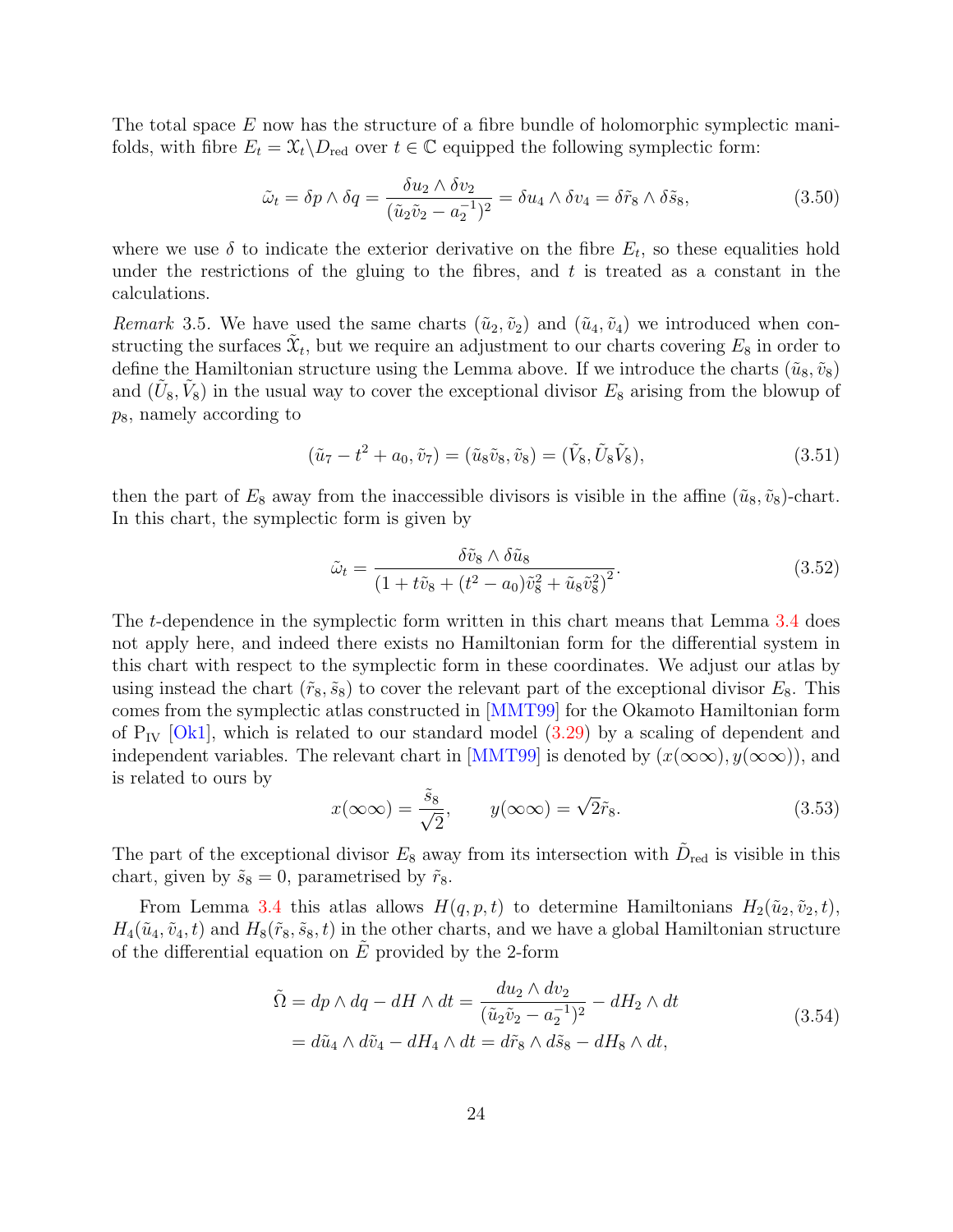The total space $E$ now has the structure of a fibre bundle of holomorphic symplectic manifolds, with fibre $E_t = \mathfrak{X}_t \backslash D_{\text{red}}$ over $t \in \mathbb{C}$ equipped the following symplectic form:

$$\tilde{\omega}_t = \delta p \wedge \delta q = \frac{\delta u_2 \wedge \delta v_2}{(\tilde{u}_2 \tilde{v}_2 - a_2^{-1})^2} = \delta u_4 \wedge \delta v_4 = \delta \tilde{r}_8 \wedge \delta \tilde{s}_8, \tag{3.50}$$

where we use $\delta$ to indicate the exterior derivative on the fibre $E_t$, so these equalities hold under the restrictions of the gluing to the fibres, and $t$ is treated as a constant in the calculations.

*Remark* 3.5. We have used the same charts $(\tilde{u}_2, \tilde{v}_2)$ and $(\tilde{u}_4, \tilde{v}_4)$ we introduced when constructing the surfaces $\tilde{\mathfrak{X}}_t$, but we require an adjustment to our charts covering $E_8$ in order to define the Hamiltonian structure using the Lemma above. If we introduce the charts $(\tilde{u}_8, \tilde{v}_8)$ and $(\tilde{U}_8, \tilde{V}_8)$ in the usual way to cover the exceptional divisor $E_8$ arising from the blowup of $p_8$, namely according to

$$(\tilde{u}_7 - t^2 + a_0, \tilde{v}_7) = (\tilde{u}_8 \tilde{v}_8, \tilde{v}_8) = (\tilde{V}_8, \tilde{U}_8 \tilde{V}_8), \tag{3.51}$$

then the part of $E_8$ away from the inaccessible divisors is visible in the affine $(\tilde{u}_8, \tilde{v}_8)$-chart. In this chart, the symplectic form is given by

$$\tilde{\omega}_t = \frac{\delta \tilde{v}_8 \wedge \delta \tilde{u}_8}{\left(1 + t\tilde{v}_8 + (t^2 - a_0)\tilde{v}_8^2 + \tilde{u}_8 \tilde{v}_8^2\right)^2}. \tag{3.52}$$

The $t$-dependence in the symplectic form written in this chart means that Lemma 3.4 does not apply here, and indeed there exists no Hamiltonian form for the differential system in this chart with respect to the symplectic form in these coordinates. We adjust our atlas by using instead the chart $(\tilde{r}_8, \tilde{s}_8)$ to cover the relevant part of the exceptional divisor $E_8$. This comes from the symplectic atlas constructed in [MMT99] for the Okamoto Hamiltonian form of $\mathrm{P}_{\mathrm{IV}}$ [Ok1], which is related to our standard model (3.29) by a scaling of dependent and independent variables. The relevant chart in [MMT99] is denoted by $(x(\infty\infty), y(\infty\infty))$, and is related to ours by

$$x(\infty\infty) = \frac{\tilde{s}_8}{\sqrt{2}}, \qquad y(\infty\infty) = \sqrt{2}\tilde{r}_8. \tag{3.53}$$

The part of the exceptional divisor $E_8$ away from its intersection with $\tilde{D}_{\text{red}}$ is visible in this chart, given by $\tilde{s}_8 = 0$, parametrised by $\tilde{r}_8$.

From Lemma 3.4 this atlas allows $H(q, p, t)$ to determine Hamiltonians $H_2(\tilde{u}_2, \tilde{v}_2, t)$, $H_4(\tilde{u}_4, \tilde{v}_4, t)$ and $H_8(\tilde{r}_8, \tilde{s}_8, t)$ in the other charts, and we have a global Hamiltonian structure of the differential equation on $\tilde{E}$ provided by the 2-form

$$\begin{aligned}
\tilde{\Omega} = dp \wedge dq - dH \wedge dt &= \frac{du_2 \wedge dv_2}{(\tilde{u}_2 \tilde{v}_2 - a_2^{-1})^2} - dH_2 \wedge dt \\
&= d\tilde{u}_4 \wedge d\tilde{v}_4 - dH_4 \wedge dt = d\tilde{r}_8 \wedge d\tilde{s}_8 - dH_8 \wedge dt,
\end{aligned} \tag{3.54}$$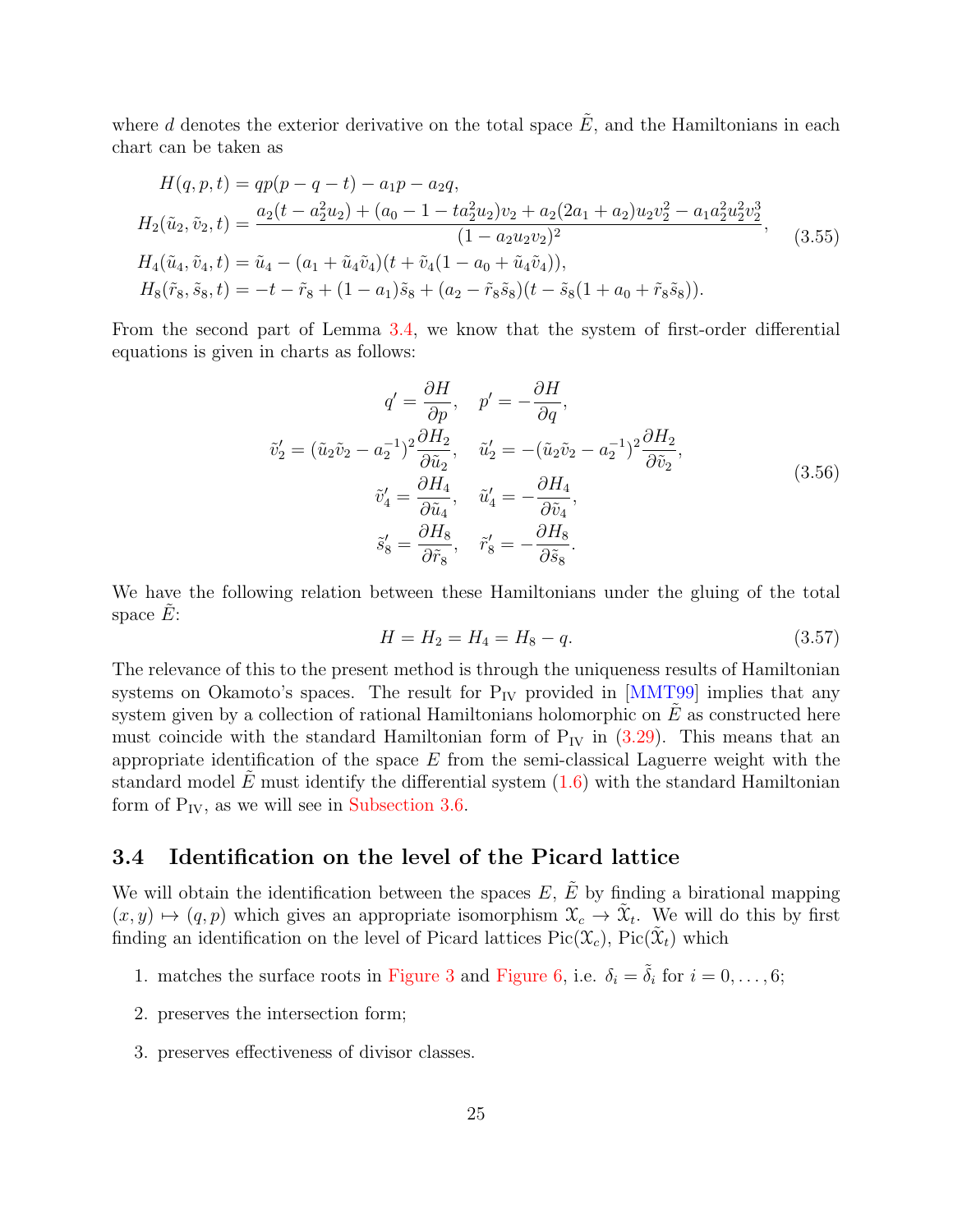where $d$ denotes the exterior derivative on the total space $\tilde{E}$, and the Hamiltonians in each chart can be taken as

$$
\begin{aligned}
H(q,p,t) &= qp(p-q-t) - a_1 p - a_2 q, \\
H_2(\tilde{u}_2,\tilde{v}_2,t) &= \frac{a_2(t - a_2^2 u_2) + (a_0 - 1 - t a_2^2 u_2)v_2 + a_2(2a_1 + a_2)u_2 v_2^2 - a_1 a_2^2 u_2^2 v_2^3}{(1 - a_2 u_2 v_2)^2}, \\
H_4(\tilde{u}_4,\tilde{v}_4,t) &= \tilde{u}_4 - (a_1 + \tilde{u}_4\tilde{v}_4)(t + \tilde{v}_4(1 - a_0 + \tilde{u}_4\tilde{v}_4)), \\
H_8(\tilde{r}_8,\tilde{s}_8,t) &= -t - \tilde{r}_8 + (1-a_1)\tilde{s}_8 + (a_2 - \tilde{r}_8\tilde{s}_8)(t - \tilde{s}_8(1 + a_0 + \tilde{r}_8\tilde{s}_8)).
\end{aligned}
\tag{3.55}
$$

From the second part of Lemma 3.4, we know that the system of first-order differential equations is given in charts as follows:

$$
\begin{aligned}
q' &= \frac{\partial H}{\partial p}, \quad p' = -\frac{\partial H}{\partial q}, \\
\tilde{v}_2' &= (\tilde{u}_2\tilde{v}_2 - a_2^{-1})^2 \frac{\partial H_2}{\partial \tilde{u}_2}, \quad \tilde{u}_2' = -(\tilde{u}_2\tilde{v}_2 - a_2^{-1})^2 \frac{\partial H_2}{\partial \tilde{v}_2}, \\
\tilde{v}_4' &= \frac{\partial H_4}{\partial \tilde{u}_4}, \quad \tilde{u}_4' = -\frac{\partial H_4}{\partial \tilde{v}_4}, \\
\tilde{s}_8' &= \frac{\partial H_8}{\partial \tilde{r}_8}, \quad \tilde{r}_8' = -\frac{\partial H_8}{\partial \tilde{s}_8}.
\end{aligned}
\tag{3.56}
$$

We have the following relation between these Hamiltonians under the gluing of the total space $\tilde{E}$:

$$
H = H_2 = H_4 = H_8 - q. \tag{3.57}
$$

The relevance of this to the present method is through the uniqueness results of Hamiltonian systems on Okamoto's spaces. The result for $\mathrm{P_{IV}}$ provided in [MMT99] implies that any system given by a collection of rational Hamiltonians holomorphic on $\tilde{E}$ as constructed here must coincide with the standard Hamiltonian form of $\mathrm{P_{IV}}$ in (3.29). This means that an appropriate identification of the space $E$ from the semi-classical Laguerre weight with the standard model $\tilde{E}$ must identify the differential system (1.6) with the standard Hamiltonian form of $\mathrm{P_{IV}}$, as we will see in Subsection 3.6.

### 3.4 Identification on the level of the Picard lattice

We will obtain the identification between the spaces $E$, $\tilde{E}$ by finding a birational mapping $(x,y) \mapsto (q,p)$ which gives an appropriate isomorphism $\mathcal{X}_c \to \tilde{\mathcal{X}}_t$. We will do this by first finding an identification on the level of Picard lattices $\mathrm{Pic}(\mathcal{X}_c)$, $\mathrm{Pic}(\tilde{\mathcal{X}}_t)$ which

1. matches the surface roots in Figure 3 and Figure 6, i.e. $\delta_i = \tilde{\delta}_i$ for $i = 0, \ldots, 6$;
2. preserves the intersection form;
3. preserves effectiveness of divisor classes.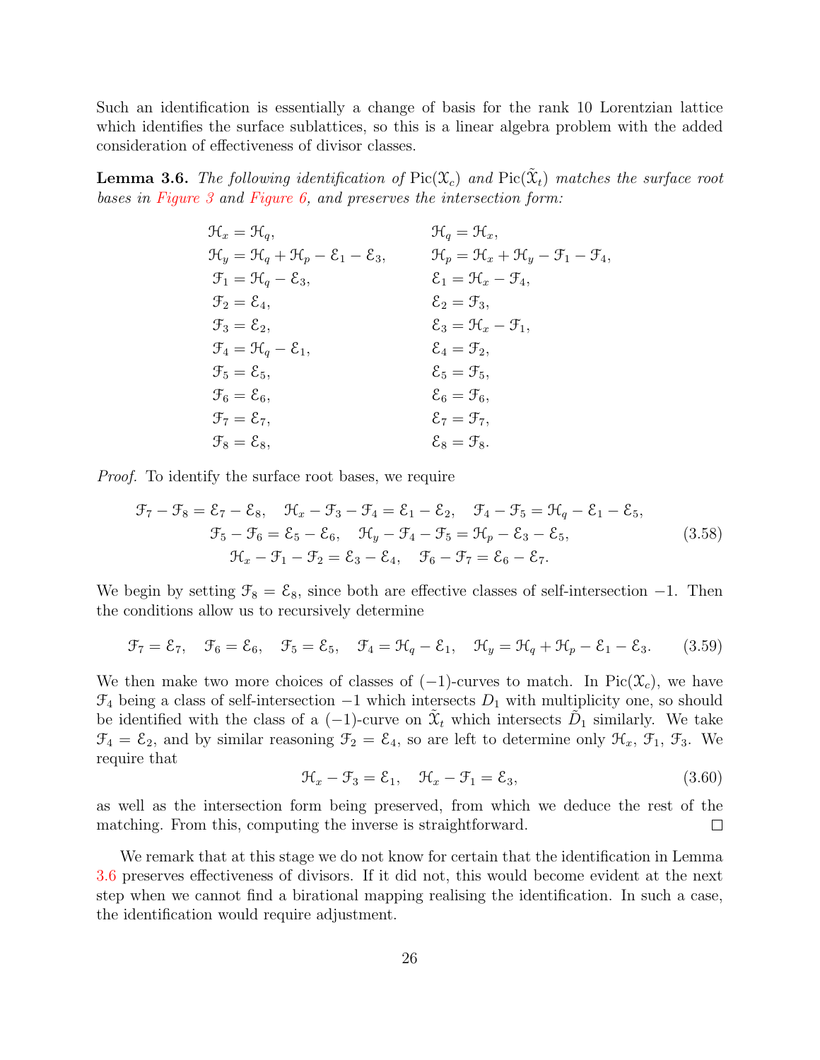Such an identification is essentially a change of basis for the rank 10 Lorentzian lattice which identifies the surface sublattices, so this is a linear algebra problem with the added consideration of effectiveness of divisor classes.

**Lemma 3.6.** *The following identification of* $\operatorname{Pic}(\mathcal{X}_c)$ *and* $\operatorname{Pic}(\tilde{\mathcal{X}}_t)$ *matches the surface root bases in Figure 3 and Figure 6, and preserves the intersection form:*

$$
\begin{aligned}
\mathcal{H}_x &= \mathcal{H}_q, & \mathcal{H}_q &= \mathcal{H}_x,\\
\mathcal{H}_y &= \mathcal{H}_q + \mathcal{H}_p - \mathcal{E}_1 - \mathcal{E}_3, & \mathcal{H}_p &= \mathcal{H}_x + \mathcal{H}_y - \mathcal{F}_1 - \mathcal{F}_4,\\
\mathcal{F}_1 &= \mathcal{H}_q - \mathcal{E}_3, & \mathcal{E}_1 &= \mathcal{H}_x - \mathcal{F}_4,\\
\mathcal{F}_2 &= \mathcal{E}_4, & \mathcal{E}_2 &= \mathcal{F}_3,\\
\mathcal{F}_3 &= \mathcal{E}_2, & \mathcal{E}_3 &= \mathcal{H}_x - \mathcal{F}_1,\\
\mathcal{F}_4 &= \mathcal{H}_q - \mathcal{E}_1, & \mathcal{E}_4 &= \mathcal{F}_2,\\
\mathcal{F}_5 &= \mathcal{E}_5, & \mathcal{E}_5 &= \mathcal{F}_5,\\
\mathcal{F}_6 &= \mathcal{E}_6, & \mathcal{E}_6 &= \mathcal{F}_6,\\
\mathcal{F}_7 &= \mathcal{E}_7, & \mathcal{E}_7 &= \mathcal{F}_7,\\
\mathcal{F}_8 &= \mathcal{E}_8, & \mathcal{E}_8 &= \mathcal{F}_8.
\end{aligned}
$$

*Proof.* To identify the surface root bases, we require

$$
\begin{gathered}
\mathcal{F}_7 - \mathcal{F}_8 = \mathcal{E}_7 - \mathcal{E}_8, \quad \mathcal{H}_x - \mathcal{F}_3 - \mathcal{F}_4 = \mathcal{E}_1 - \mathcal{E}_2, \quad \mathcal{F}_4 - \mathcal{F}_5 = \mathcal{H}_q - \mathcal{E}_1 - \mathcal{E}_5,\\
\mathcal{F}_5 - \mathcal{F}_6 = \mathcal{E}_5 - \mathcal{E}_6, \quad \mathcal{H}_y - \mathcal{F}_4 - \mathcal{F}_5 = \mathcal{H}_p - \mathcal{E}_3 - \mathcal{E}_5,\\
\mathcal{H}_x - \mathcal{F}_1 - \mathcal{F}_2 = \mathcal{E}_3 - \mathcal{E}_4, \quad \mathcal{F}_6 - \mathcal{F}_7 = \mathcal{E}_6 - \mathcal{E}_7.
\end{gathered}
\tag{3.58}
$$

We begin by setting $\mathcal{F}_8 = \mathcal{E}_8$, since both are effective classes of self-intersection $-1$. Then the conditions allow us to recursively determine

$$
\mathcal{F}_7 = \mathcal{E}_7, \quad \mathcal{F}_6 = \mathcal{E}_6, \quad \mathcal{F}_5 = \mathcal{E}_5, \quad \mathcal{F}_4 = \mathcal{H}_q - \mathcal{E}_1, \quad \mathcal{H}_y = \mathcal{H}_q + \mathcal{H}_p - \mathcal{E}_1 - \mathcal{E}_3. \tag{3.59}
$$

We then make two more choices of classes of $(-1)$-curves to match. In $\operatorname{Pic}(\mathcal{X}_c)$, we have $\mathcal{F}_4$ being a class of self-intersection $-1$ which intersects $D_1$ with multiplicity one, so should be identified with the class of a $(-1)$-curve on $\tilde{\mathcal{X}}_t$ which intersects $\tilde{D}_1$ similarly. We take $\mathcal{F}_4 = \mathcal{E}_2$, and by similar reasoning $\mathcal{F}_2 = \mathcal{E}_4$, so are left to determine only $\mathcal{H}_x$, $\mathcal{F}_1$, $\mathcal{F}_3$. We require that

$$
\mathcal{H}_x - \mathcal{F}_3 = \mathcal{E}_1, \quad \mathcal{H}_x - \mathcal{F}_1 = \mathcal{E}_3, \tag{3.60}
$$

as well as the intersection form being preserved, from which we deduce the rest of the matching. From this, computing the inverse is straightforward. $\square$

We remark that at this stage we do not know for certain that the identification in Lemma 3.6 preserves effectiveness of divisors. If it did not, this would become evident at the next step when we cannot find a birational mapping realising the identification. In such a case, the identification would require adjustment.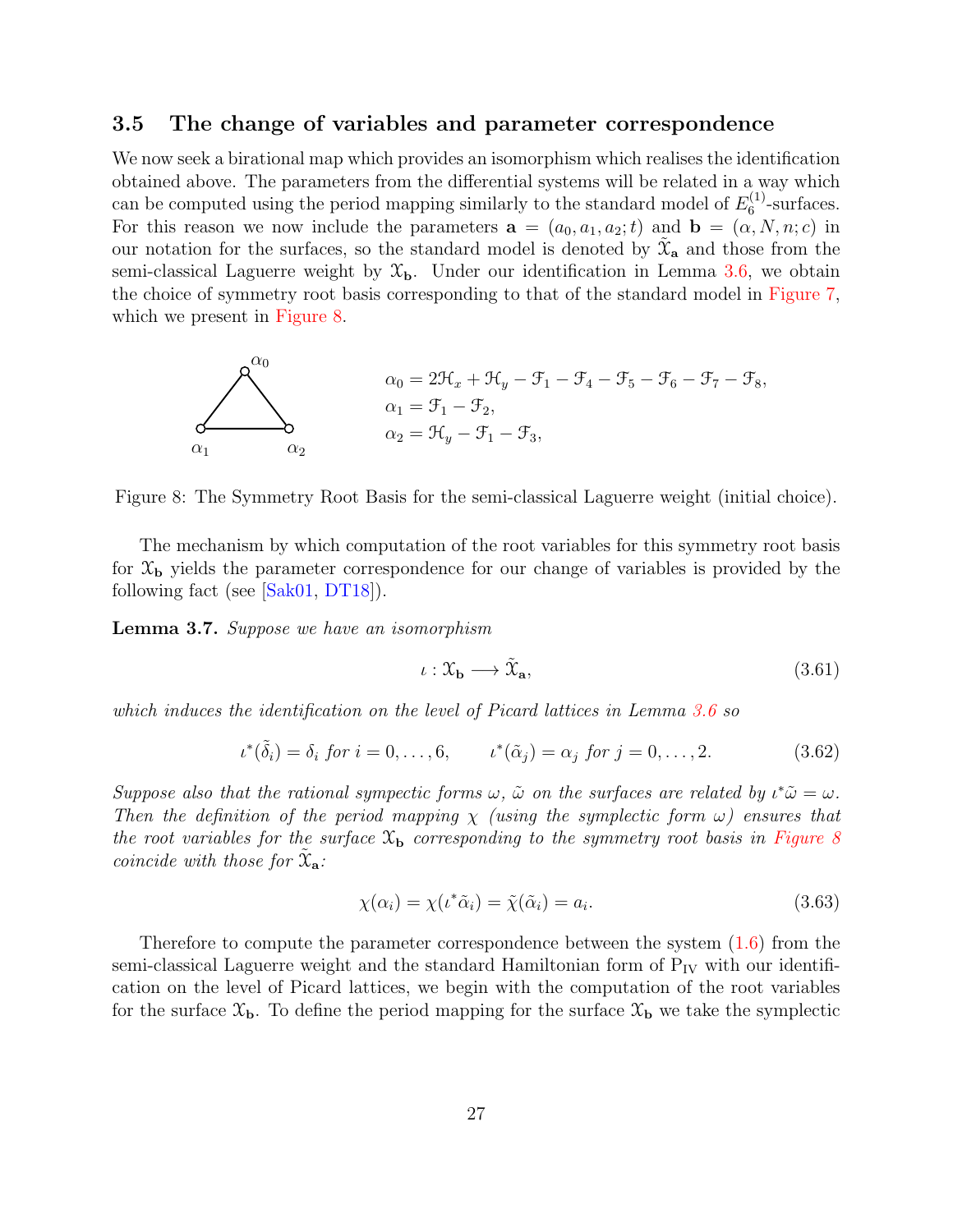### 3.5 The change of variables and parameter correspondence

We now seek a birational map which provides an isomorphism which realises the identification obtained above. The parameters from the differential systems will be related in a way which can be computed using the period mapping similarly to the standard model of $E_6^{(1)}$-surfaces. For this reason we now include the parameters $\mathbf{a} = (a_0, a_1, a_2; t)$ and $\mathbf{b} = (\alpha, N, n; c)$ in our notation for the surfaces, so the standard model is denoted by $\tilde{\mathcal{X}}_{\mathbf{a}}$ and those from the semi-classical Laguerre weight by $\mathcal{X}_{\mathbf{b}}$. Under our identification in Lemma 3.6, we obtain the choice of symmetry root basis corresponding to that of the standard model in Figure 7, which we present in Figure 8.

$$
\begin{aligned}
\alpha_0 &= 2\mathcal{H}_x + \mathcal{H}_y - \mathcal{F}_1 - \mathcal{F}_4 - \mathcal{F}_5 - \mathcal{F}_6 - \mathcal{F}_7 - \mathcal{F}_8, \\
\alpha_1 &= \mathcal{F}_1 - \mathcal{F}_2, \\
\alpha_2 &= \mathcal{H}_y - \mathcal{F}_1 - \mathcal{F}_3,
\end{aligned}
$$

Figure 8: The Symmetry Root Basis for the semi-classical Laguerre weight (initial choice).

The mechanism by which computation of the root variables for this symmetry root basis for $\mathcal{X}_{\mathbf{b}}$ yields the parameter correspondence for our change of variables is provided by the following fact (see [Sak01, DT18]).

**Lemma 3.7.** *Suppose we have an isomorphism*

$$
\iota : \mathcal{X}_{\mathbf{b}} \longrightarrow \tilde{\mathcal{X}}_{\mathbf{a}}, \tag{3.61}
$$

*which induces the identification on the level of Picard lattices in Lemma 3.6 so*

$$
\iota^*(\tilde{\delta}_i) = \delta_i \text{ for } i = 0, \ldots, 6, \qquad \iota^*(\tilde{\alpha}_j) = \alpha_j \text{ for } j = 0, \ldots, 2. \tag{3.62}
$$

*Suppose also that the rational sympectic forms $\omega$, $\tilde{\omega}$ on the surfaces are related by $\iota^*\tilde{\omega} = \omega$. Then the definition of the period mapping $\chi$ (using the symplectic form $\omega$) ensures that the root variables for the surface $\mathcal{X}_{\mathbf{b}}$ corresponding to the symmetry root basis in Figure 8 coincide with those for $\tilde{\mathcal{X}}_{\mathbf{a}}$:*

$$
\chi(\alpha_i) = \chi(\iota^*\tilde{\alpha}_i) = \tilde{\chi}(\tilde{\alpha}_i) = a_i. \tag{3.63}
$$

Therefore to compute the parameter correspondence between the system (1.6) from the semi-classical Laguerre weight and the standard Hamiltonian form of $\mathrm{P}_{\mathrm{IV}}$ with our identification on the level of Picard lattices, we begin with the computation of the root variables for the surface $\mathcal{X}_{\mathbf{b}}$. To define the period mapping for the surface $\mathcal{X}_{\mathbf{b}}$ we take the symplectic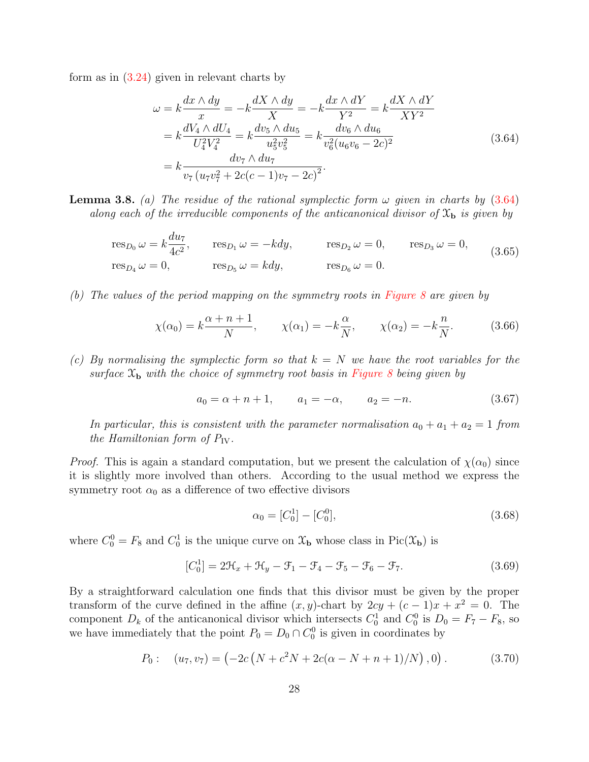form as in (3.24) given in relevant charts by

$$
\begin{aligned}
\omega &= k\frac{dx\wedge dy}{x} = -k\frac{dX\wedge dy}{X} = -k\frac{dx\wedge dY}{Y^2} = k\frac{dX\wedge dY}{XY^2} \\
&= k\frac{dV_4\wedge dU_4}{U_4^2V_4^2} = k\frac{dv_5\wedge du_5}{u_5^2v_5^2} = k\frac{dv_6\wedge du_6}{v_6^2(u_6v_6-2c)^2} \\
&= k\frac{dv_7\wedge du_7}{v_7\left(u_7v_7^2+2c(c-1)v_7-2c\right)^2}.
\end{aligned}
\tag{3.64}
$$

**Lemma 3.8.** *(a) The residue of the rational symplectic form $\omega$ given in charts by (3.64) along each of the irreducible components of the anticanonical divisor of $\mathcal{X}_{\mathbf{b}}$ is given by*

$$
\begin{aligned}
&\operatorname{res}_{D_0}\omega = k\frac{du_7}{4c^2}, \qquad \operatorname{res}_{D_1}\omega = -k\,dy, \qquad \operatorname{res}_{D_2}\omega = 0, \qquad \operatorname{res}_{D_3}\omega = 0, \\
&\operatorname{res}_{D_4}\omega = 0, \qquad \operatorname{res}_{D_5}\omega = k\,dy, \qquad \operatorname{res}_{D_6}\omega = 0.
\end{aligned}
\tag{3.65}
$$

*(b) The values of the period mapping on the symmetry roots in Figure 8 are given by*

$$
\chi(\alpha_0) = k\frac{\alpha+n+1}{N}, \qquad \chi(\alpha_1) = -k\frac{\alpha}{N}, \qquad \chi(\alpha_2) = -k\frac{n}{N}. \tag{3.66}
$$

*(c) By normalising the symplectic form so that $k=N$ we have the root variables for the surface $\mathcal{X}_{\mathbf{b}}$ with the choice of symmetry root basis in Figure 8 being given by*

$$
a_0 = \alpha+n+1, \qquad a_1 = -\alpha, \qquad a_2 = -n. \tag{3.67}
$$

*In particular, this is consistent with the parameter normalisation $a_0+a_1+a_2=1$ from the Hamiltonian form of $P_{\mathrm{IV}}$.*

*Proof.* This is again a standard computation, but we present the calculation of $\chi(\alpha_0)$ since it is slightly more involved than others. According to the usual method we express the symmetry root $\alpha_0$ as a difference of two effective divisors

$$
\alpha_0 = [C_0^1] - [C_0^0], \tag{3.68}
$$

where $C_0^0 = F_8$ and $C_0^1$ is the unique curve on $\mathcal{X}_{\mathbf{b}}$ whose class in $\operatorname{Pic}(\mathcal{X}_{\mathbf{b}})$ is

$$
[C_0^1] = 2\mathcal{H}_x + \mathcal{H}_y - \mathcal{F}_1 - \mathcal{F}_4 - \mathcal{F}_5 - \mathcal{F}_6 - \mathcal{F}_7. \tag{3.69}
$$

By a straightforward calculation one finds that this divisor must be given by the proper transform of the curve defined in the affine $(x,y)$-chart by $2cy + (c-1)x + x^2 = 0$. The component $D_k$ of the anticanonical divisor which intersects $C_0^1$ and $C_0^0$ is $D_0 = F_7 - F_8$, so we have immediately that the point $P_0 = D_0 \cap C_0^0$ is given in coordinates by

$$
P_0: \quad (u_7, v_7) = \left(-2c\left(N + c^2N + 2c(\alpha - N + n + 1)/N\right), 0\right). \tag{3.70}
$$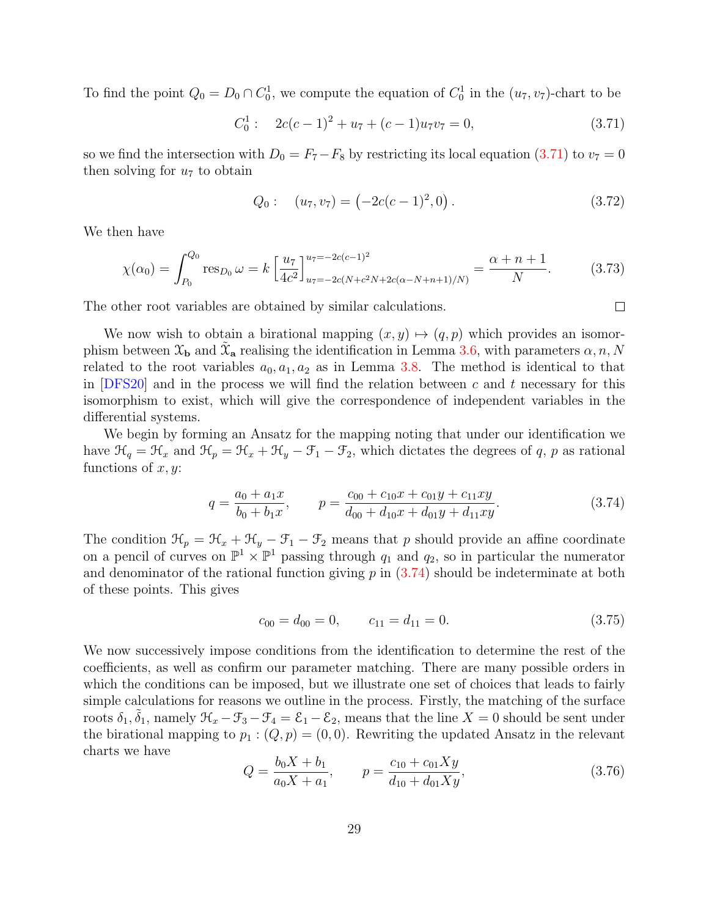To find the point $Q_0 = D_0 \cap C_0^1$, we compute the equation of $C_0^1$ in the $(u_7, v_7)$-chart to be

$$C_0^1: \quad 2c(c-1)^2 + u_7 + (c-1)u_7 v_7 = 0, \tag{3.71}$$

so we find the intersection with $D_0 = F_7 - F_8$ by restricting its local equation (3.71) to $v_7 = 0$ then solving for $u_7$ to obtain

$$Q_0: \quad (u_7, v_7) = \left(-2c(c-1)^2, 0\right). \tag{3.72}$$

We then have

$$\chi(\alpha_0) = \int_{P_0}^{Q_0} \operatorname{res}_{D_0} \omega = k \left[\frac{u_7}{4c^2}\right]_{u_7 = -2c(N + c^2 N + 2c(\alpha - N + n + 1)/N)}^{u_7 = -2c(c-1)^2} = \frac{\alpha + n + 1}{N}. \tag{3.73}$$

The other root variables are obtained by similar calculations. □

We now wish to obtain a birational mapping $(x, y) \mapsto (q, p)$ which provides an isomorphism between $\mathcal{X}_{\mathbf{b}}$ and $\tilde{\mathcal{X}}_{\mathbf{a}}$ realising the identification in Lemma 3.6, with parameters $\alpha, n, N$ related to the root variables $a_0, a_1, a_2$ as in Lemma 3.8. The method is identical to that in [DFS20] and in the process we will find the relation between $c$ and $t$ necessary for this isomorphism to exist, which will give the correspondence of independent variables in the differential systems.

We begin by forming an Ansatz for the mapping noting that under our identification we have $\mathcal{H}_q = \mathcal{H}_x$ and $\mathcal{H}_p = \mathcal{H}_x + \mathcal{H}_y - \mathcal{F}_1 - \mathcal{F}_2$, which dictates the degrees of $q$, $p$ as rational functions of $x, y$:

$$q = \frac{a_0 + a_1 x}{b_0 + b_1 x}, \qquad p = \frac{c_{00} + c_{10} x + c_{01} y + c_{11} x y}{d_{00} + d_{10} x + d_{01} y + d_{11} x y}. \tag{3.74}$$

The condition $\mathcal{H}_p = \mathcal{H}_x + \mathcal{H}_y - \mathcal{F}_1 - \mathcal{F}_2$ means that $p$ should provide an affine coordinate on a pencil of curves on $\mathbb{P}^1 \times \mathbb{P}^1$ passing through $q_1$ and $q_2$, so in particular the numerator and denominator of the rational function giving $p$ in (3.74) should be indeterminate at both of these points. This gives

$$c_{00} = d_{00} = 0, \qquad c_{11} = d_{11} = 0. \tag{3.75}$$

We now successively impose conditions from the identification to determine the rest of the coefficients, as well as confirm our parameter matching. There are many possible orders in which the conditions can be imposed, but we illustrate one set of choices that leads to fairly simple calculations for reasons we outline in the process. Firstly, the matching of the surface roots $\delta_1, \tilde{\delta}_1$, namely $\mathcal{H}_x - \mathcal{F}_3 - \mathcal{F}_4 = \mathcal{E}_1 - \mathcal{E}_2$, means that the line $X = 0$ should be sent under the birational mapping to $p_1 : (Q, p) = (0, 0)$. Rewriting the updated Ansatz in the relevant charts we have

$$Q = \frac{b_0 X + b_1}{a_0 X + a_1}, \qquad p = \frac{c_{10} + c_{01} X y}{d_{10} + d_{01} X y}, \tag{3.76}$$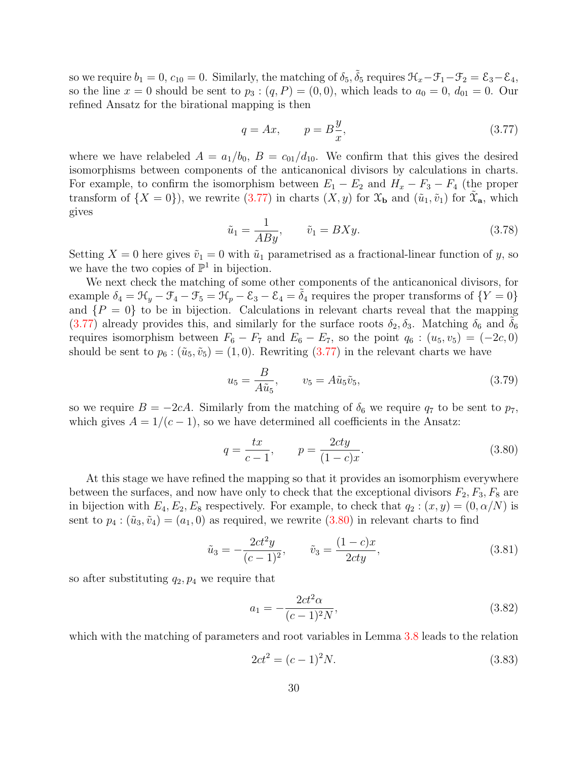so we require $b_1 = 0$, $c_{10} = 0$. Similarly, the matching of $\delta_5, \tilde{\delta}_5$ requires $\mathcal{H}_x - \mathcal{F}_1 - \mathcal{F}_2 = \mathcal{E}_3 - \mathcal{E}_4$, so the line $x = 0$ should be sent to $p_3 : (q, P) = (0, 0)$, which leads to $a_0 = 0$, $d_{01} = 0$. Our refined Ansatz for the birational mapping is then

$$q = Ax, \qquad p = B\frac{y}{x}, \tag{3.77}$$

where we have relabeled $A = a_1/b_0$, $B = c_{01}/d_{10}$. We confirm that this gives the desired isomorphisms between components of the anticanonical divisors by calculations in charts. For example, to confirm the isomorphism between $E_1 - E_2$ and $H_x - F_3 - F_4$ (the proper transform of $\{X = 0\}$), we rewrite (3.77) in charts $(X, y)$ for $\mathcal{X}_{\mathbf{b}}$ and $(\tilde{u}_1, \tilde{v}_1)$ for $\tilde{\mathcal{X}}_{\mathbf{a}}$, which gives

$$\tilde{u}_1 = \frac{1}{ABy}, \qquad \tilde{v}_1 = BXy. \tag{3.78}$$

Setting $X = 0$ here gives $\tilde{v}_1 = 0$ with $\tilde{u}_1$ parametrised as a fractional-linear function of $y$, so we have the two copies of $\mathbb{P}^1$ in bijection.

We next check the matching of some other components of the anticanonical divisors, for example $\delta_4 = \mathcal{H}_y - \mathcal{F}_4 - \mathcal{F}_5 = \mathcal{H}_p - \mathcal{E}_3 - \mathcal{E}_4 = \tilde{\delta}_4$ requires the proper transforms of $\{Y = 0\}$ and $\{P = 0\}$ to be in bijection. Calculations in relevant charts reveal that the mapping (3.77) already provides this, and similarly for the surface roots $\delta_2, \delta_3$. Matching $\delta_6$ and $\tilde{\delta}_6$ requires isomorphism between $F_6 - F_7$ and $E_6 - E_7$, so the point $q_6 : (u_5, v_5) = (-2c, 0)$ should be sent to $p_6 : (\tilde{u}_5, \tilde{v}_5) = (1, 0)$. Rewriting (3.77) in the relevant charts we have

$$u_5 = \frac{B}{A\tilde{u}_5}, \qquad v_5 = A\tilde{u}_5\tilde{v}_5, \tag{3.79}$$

so we require $B = -2cA$. Similarly from the matching of $\delta_6$ we require $q_7$ to be sent to $p_7$, which gives $A = 1/(c-1)$, so we have determined all coefficients in the Ansatz:

$$q = \frac{tx}{c-1}, \qquad p = \frac{2cty}{(1-c)x}. \tag{3.80}$$

At this stage we have refined the mapping so that it provides an isomorphism everywhere between the surfaces, and now have only to check that the exceptional divisors $F_2, F_3, F_8$ are in bijection with $E_4, E_2, E_8$ respectively. For example, to check that $q_2 : (x, y) = (0, \alpha/N)$ is sent to $p_4 : (\tilde{u}_3, \tilde{v}_4) = (a_1, 0)$ as required, we rewrite (3.80) in relevant charts to find

$$\tilde{u}_3 = -\frac{2ct^2 y}{(c-1)^2}, \qquad \tilde{v}_3 = \frac{(1-c)x}{2cty}, \tag{3.81}$$

so after substituting $q_2, p_4$ we require that

$$a_1 = -\frac{2ct^2\alpha}{(c-1)^2 N}, \tag{3.82}$$

which with the matching of parameters and root variables in Lemma 3.8 leads to the relation

$$2ct^2 = (c-1)^2 N. \tag{3.83}$$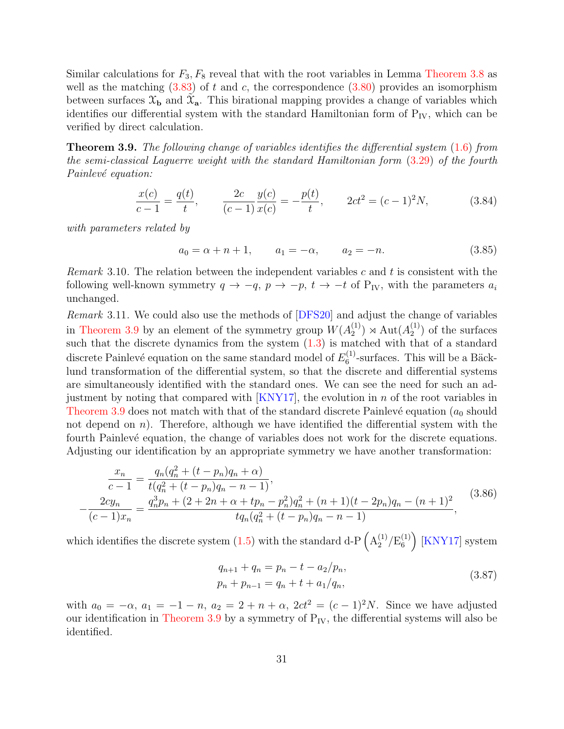Similar calculations for $F_3, F_8$ reveal that with the root variables in Lemma Theorem 3.8 as well as the matching (3.83) of $t$ and $c$, the correspondence (3.80) provides an isomorphism between surfaces $\mathcal{X}_{\mathbf{b}}$ and $\tilde{\mathcal{X}}_{\mathbf{a}}$. This birational mapping provides a change of variables which identifies our differential system with the standard Hamiltonian form of $\mathrm{P_{IV}}$, which can be verified by direct calculation.

**Theorem 3.9.** *The following change of variables identifies the differential system* (1.6) *from the semi-classical Laguerre weight with the standard Hamiltonian form* (3.29) *of the fourth Painlevé equation:*

$$\frac{x(c)}{c-1} = \frac{q(t)}{t}, \qquad \frac{2c}{(c-1)}\frac{y(c)}{x(c)} = -\frac{p(t)}{t}, \qquad 2ct^2 = (c-1)^2 N, \tag{3.84}$$

*with parameters related by*

$$a_0 = \alpha + n + 1, \qquad a_1 = -\alpha, \qquad a_2 = -n. \tag{3.85}$$

*Remark* 3.10. The relation between the independent variables $c$ and $t$ is consistent with the following well-known symmetry $q \to -q$, $p \to -p$, $t \to -t$ of $\mathrm{P_{IV}}$, with the parameters $a_i$ unchanged.

*Remark* 3.11. We could also use the methods of [DFS20] and adjust the change of variables in Theorem 3.9 by an element of the symmetry group $W(A_2^{(1)}) \rtimes \mathrm{Aut}(A_2^{(1)})$ of the surfaces such that the discrete dynamics from the system (1.3) is matched with that of a standard discrete Painlevé equation on the same standard model of $E_6^{(1)}$-surfaces. This will be a Bäcklund transformation of the differential system, so that the discrete and differential systems are simultaneously identified with the standard ones. We can see the need for such an adjustment by noting that compared with [KNY17], the evolution in $n$ of the root variables in Theorem 3.9 does not match with that of the standard discrete Painlevé equation ($a_0$ should not depend on $n$). Therefore, although we have identified the differential system with the fourth Painlevé equation, the change of variables does not work for the discrete equations. Adjusting our identification by an appropriate symmetry we have another transformation:

$$\begin{aligned}
\frac{x_n}{c-1} &= \frac{q_n(q_n^2 + (t-p_n)q_n + \alpha)}{t(q_n^2 + (t-p_n)q_n - n - 1)}, \\
-\frac{2cy_n}{(c-1)x_n} &= \frac{q_n^3 p_n + (2 + 2n + \alpha + tp_n - p_n^2)q_n^2 + (n+1)(t - 2p_n)q_n - (n+1)^2}{tq_n(q_n^2 + (t-p_n)q_n - n - 1)},
\end{aligned} \tag{3.86}$$

which identifies the discrete system (1.5) with the standard d-P $\left(\mathrm{A}_2^{(1)}/\mathrm{E}_6^{(1)}\right)$ [KNY17] system

$$\begin{aligned}
q_{n+1} + q_n &= p_n - t - a_2/p_n, \\
p_n + p_{n-1} &= q_n + t + a_1/q_n,
\end{aligned} \tag{3.87}$$

with $a_0 = -\alpha$, $a_1 = -1 - n$, $a_2 = 2 + n + \alpha$, $2ct^2 = (c-1)^2 N$. Since we have adjusted our identification in Theorem 3.9 by a symmetry of $\mathrm{P_{IV}}$, the differential systems will also be identified.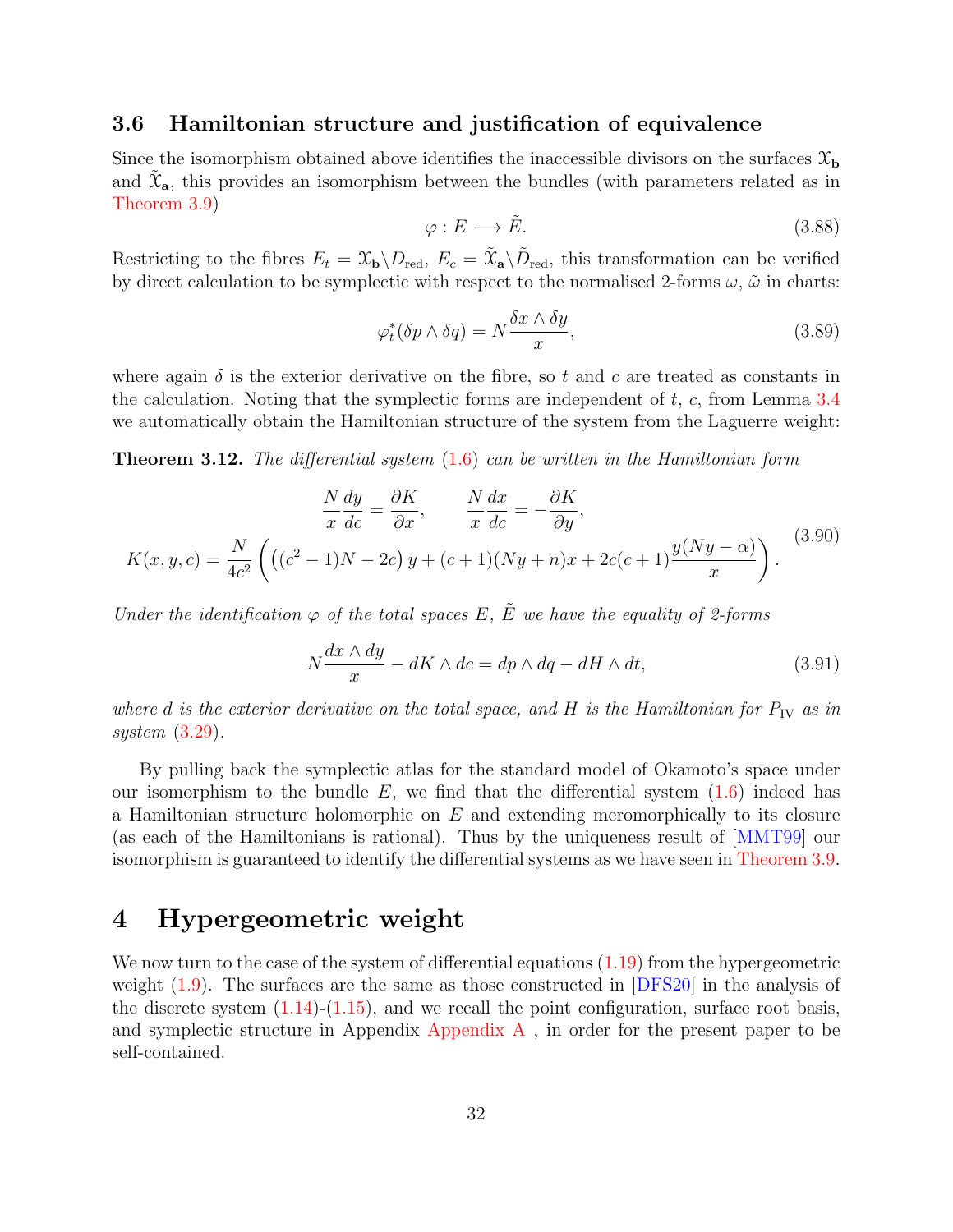### 3.6 Hamiltonian structure and justification of equivalence

Since the isomorphism obtained above identifies the inaccessible divisors on the surfaces $\mathcal{X}_{\mathbf{b}}$ and $\tilde{\mathcal{X}}_{\mathbf{a}}$, this provides an isomorphism between the bundles (with parameters related as in Theorem 3.9)

$$\varphi : E \longrightarrow \tilde{E}. \tag{3.88}$$

Restricting to the fibres $E_t = \mathcal{X}_{\mathbf{b}} \backslash D_{\text{red}}$, $E_c = \tilde{\mathcal{X}}_{\mathbf{a}} \backslash \tilde{D}_{\text{red}}$, this transformation can be verified by direct calculation to be symplectic with respect to the normalised 2-forms $\omega$, $\tilde{\omega}$ in charts:

$$\varphi_t^*(\delta p \wedge \delta q) = N \frac{\delta x \wedge \delta y}{x}, \tag{3.89}$$

where again $\delta$ is the exterior derivative on the fibre, so $t$ and $c$ are treated as constants in the calculation. Noting that the symplectic forms are independent of $t$, $c$, from Lemma 3.4 we automatically obtain the Hamiltonian structure of the system from the Laguerre weight:

**Theorem 3.12.** *The differential system (1.6) can be written in the Hamiltonian form*

$$\begin{gathered} \frac{N}{x}\frac{dy}{dc} = \frac{\partial K}{\partial x}, \qquad \frac{N}{x}\frac{dx}{dc} = -\frac{\partial K}{\partial y}, \\ K(x,y,c) = \frac{N}{4c^2}\left( \left((c^2-1)N - 2c\right) y + (c+1)(Ny+n)x + 2c(c+1)\frac{y(Ny-\alpha)}{x} \right). \end{gathered} \tag{3.90}$$

*Under the identification $\varphi$ of the total spaces $E$, $\tilde{E}$ we have the equality of 2-forms*

$$N\frac{dx \wedge dy}{x} - dK \wedge dc = dp \wedge dq - dH \wedge dt, \tag{3.91}$$

*where $d$ is the exterior derivative on the total space, and $H$ is the Hamiltonian for $P_{\text{IV}}$ as in system (3.29).*

By pulling back the symplectic atlas for the standard model of Okamoto's space under our isomorphism to the bundle $E$, we find that the differential system (1.6) indeed has a Hamiltonian structure holomorphic on $E$ and extending meromorphically to its closure (as each of the Hamiltonians is rational). Thus by the uniqueness result of [MMT99] our isomorphism is guaranteed to identify the differential systems as we have seen in Theorem 3.9.

# 4 Hypergeometric weight

We now turn to the case of the system of differential equations (1.19) from the hypergeometric weight (1.9). The surfaces are the same as those constructed in [DFS20] in the analysis of the discrete system (1.14)-(1.15), and we recall the point configuration, surface root basis, and symplectic structure in Appendix Appendix A , in order for the present paper to be self-contained.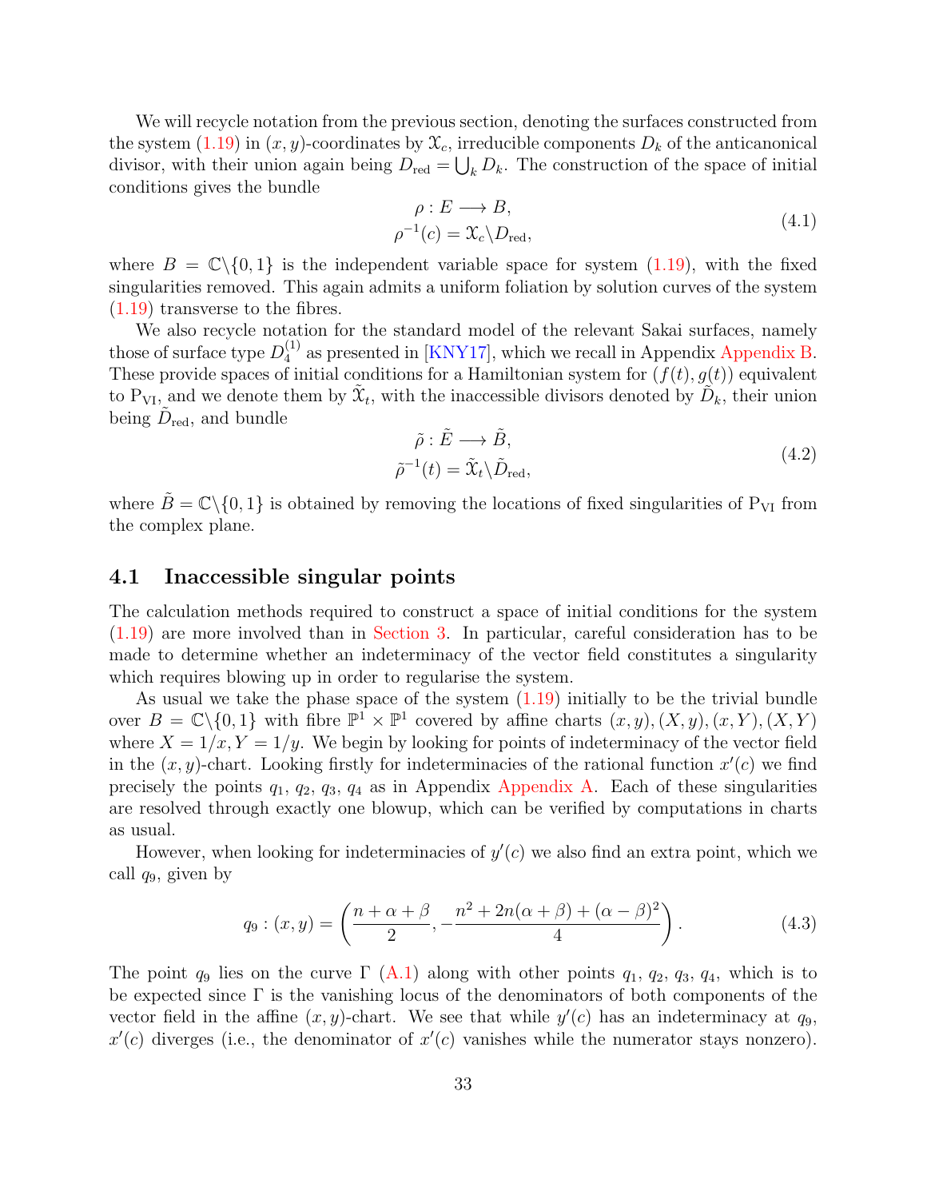We will recycle notation from the previous section, denoting the surfaces constructed from the system (1.19) in $(x, y)$-coordinates by $\mathcal{X}_c$, irreducible components $D_k$ of the anticanonical divisor, with their union again being $D_{\text{red}} = \bigcup_k D_k$. The construction of the space of initial conditions gives the bundle

$$
\begin{aligned}
\rho : E &\longrightarrow B, \\
\rho^{-1}(c) &= \mathcal{X}_c \backslash D_{\text{red}},
\end{aligned}
\tag{4.1}
$$

where $B = \mathbb{C}\backslash\{0, 1\}$ is the independent variable space for system (1.19), with the fixed singularities removed. This again admits a uniform foliation by solution curves of the system (1.19) transverse to the fibres.

We also recycle notation for the standard model of the relevant Sakai surfaces, namely those of surface type $D_4^{(1)}$ as presented in [KNY17], which we recall in Appendix Appendix B. These provide spaces of initial conditions for a Hamiltonian system for $(f(t), g(t))$ equivalent to $\text{P}_{\text{VI}}$, and we denote them by $\tilde{\mathcal{X}}_t$, with the inaccessible divisors denoted by $\tilde{D}_k$, their union being $\tilde{D}_{\text{red}}$, and bundle

$$
\begin{aligned}
\tilde{\rho} : \tilde{E} &\longrightarrow \tilde{B}, \\
\tilde{\rho}^{-1}(t) &= \tilde{\mathcal{X}}_t \backslash \tilde{D}_{\text{red}},
\end{aligned}
\tag{4.2}
$$

where $\tilde{B} = \mathbb{C}\backslash\{0, 1\}$ is obtained by removing the locations of fixed singularities of $\text{P}_{\text{VI}}$ from the complex plane.

## 4.1 Inaccessible singular points

The calculation methods required to construct a space of initial conditions for the system (1.19) are more involved than in Section 3. In particular, careful consideration has to be made to determine whether an indeterminacy of the vector field constitutes a singularity which requires blowing up in order to regularise the system.

As usual we take the phase space of the system (1.19) initially to be the trivial bundle over $B = \mathbb{C}\backslash\{0, 1\}$ with fibre $\mathbb{P}^1 \times \mathbb{P}^1$ covered by affine charts $(x, y), (X, y), (x, Y), (X, Y)$ where $X = 1/x, Y = 1/y$. We begin by looking for points of indeterminacy of the vector field in the $(x, y)$-chart. Looking firstly for indeterminacies of the rational function $x'(c)$ we find precisely the points $q_1$, $q_2$, $q_3$, $q_4$ as in Appendix Appendix A. Each of these singularities are resolved through exactly one blowup, which can be verified by computations in charts as usual.

However, when looking for indeterminacies of $y'(c)$ we also find an extra point, which we call $q_9$, given by

$$
q_9 : (x, y) = \left( \frac{n + \alpha + \beta}{2}, -\frac{n^2 + 2n(\alpha + \beta) + (\alpha - \beta)^2}{4} \right).
\tag{4.3}
$$

The point $q_9$ lies on the curve $\Gamma$ (A.1) along with other points $q_1$, $q_2$, $q_3$, $q_4$, which is to be expected since $\Gamma$ is the vanishing locus of the denominators of both components of the vector field in the affine $(x, y)$-chart. We see that while $y'(c)$ has an indeterminacy at $q_9$, $x'(c)$ diverges (i.e., the denominator of $x'(c)$ vanishes while the numerator stays nonzero).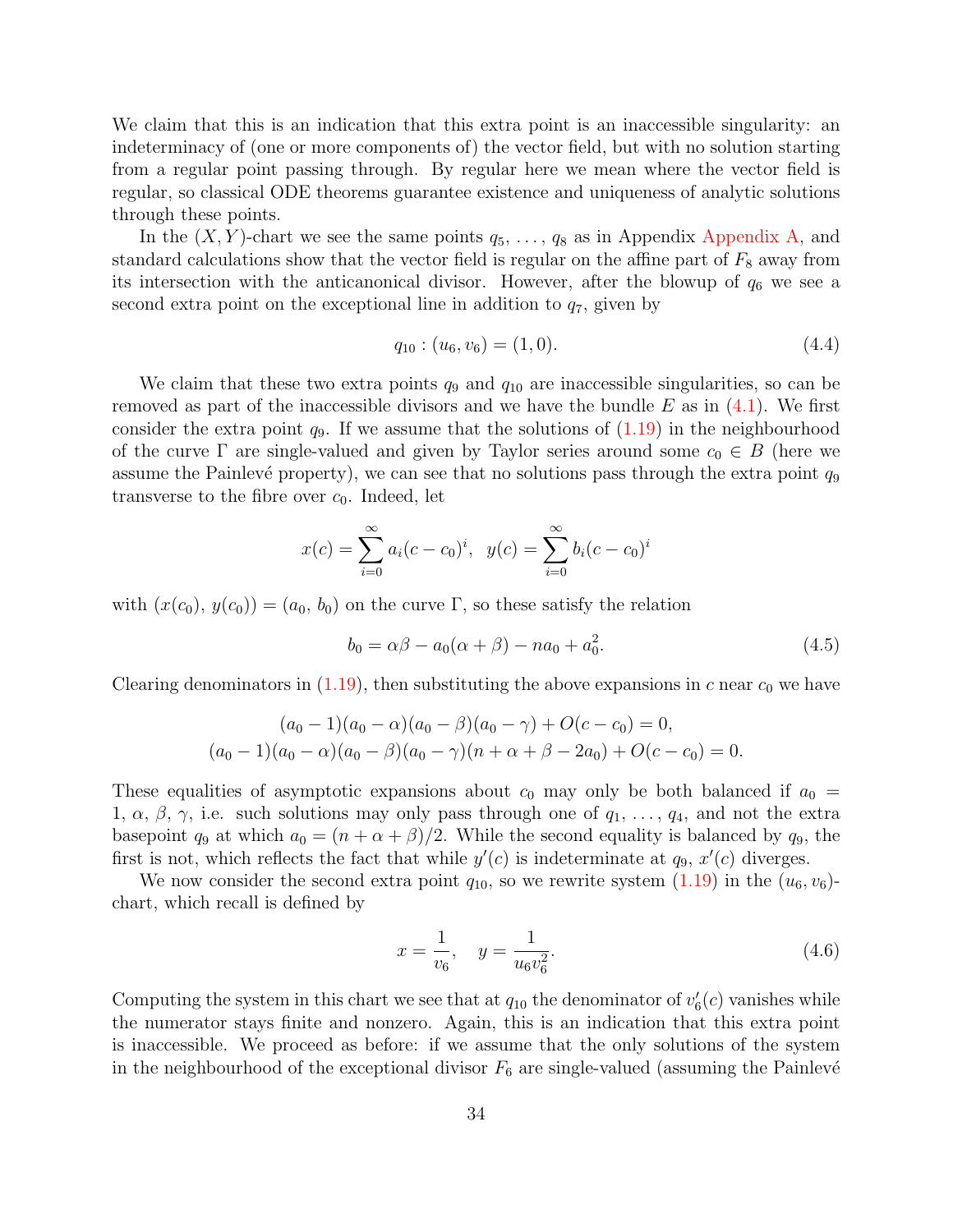We claim that this is an indication that this extra point is an inaccessible singularity: an indeterminacy of (one or more components of) the vector field, but with no solution starting from a regular point passing through. By regular here we mean where the vector field is regular, so classical ODE theorems guarantee existence and uniqueness of analytic solutions through these points.

In the $(X, Y)$-chart we see the same points $q_5, \ldots, q_8$ as in Appendix Appendix A, and standard calculations show that the vector field is regular on the affine part of $F_8$ away from its intersection with the anticanonical divisor. However, after the blowup of $q_6$ we see a second extra point on the exceptional line in addition to $q_7$, given by

$$q_{10} : (u_6, v_6) = (1, 0). \tag{4.4}$$

We claim that these two extra points $q_9$ and $q_{10}$ are inaccessible singularities, so can be removed as part of the inaccessible divisors and we have the bundle $E$ as in (4.1). We first consider the extra point $q_9$. If we assume that the solutions of (1.19) in the neighbourhood of the curve $\Gamma$ are single-valued and given by Taylor series around some $c_0 \in B$ (here we assume the Painlevé property), we can see that no solutions pass through the extra point $q_9$ transverse to the fibre over $c_0$. Indeed, let

$$x(c) = \sum_{i=0}^{\infty} a_i (c - c_0)^i, \quad y(c) = \sum_{i=0}^{\infty} b_i (c - c_0)^i$$

with $(x(c_0), y(c_0)) = (a_0, b_0)$ on the curve $\Gamma$, so these satisfy the relation

$$b_0 = \alpha\beta - a_0(\alpha + \beta) - n a_0 + a_0^2. \tag{4.5}$$

Clearing denominators in (1.19), then substituting the above expansions in $c$ near $c_0$ we have

$$(a_0 - 1)(a_0 - \alpha)(a_0 - \beta)(a_0 - \gamma) + O(c - c_0) = 0,$$
$$(a_0 - 1)(a_0 - \alpha)(a_0 - \beta)(a_0 - \gamma)(n + \alpha + \beta - 2a_0) + O(c - c_0) = 0.$$

These equalities of asymptotic expansions about $c_0$ may only be both balanced if $a_0 = 1, \alpha, \beta, \gamma$, i.e. such solutions may only pass through one of $q_1, \ldots, q_4$, and not the extra basepoint $q_9$ at which $a_0 = (n + \alpha + \beta)/2$. While the second equality is balanced by $q_9$, the first is not, which reflects the fact that while $y'(c)$ is indeterminate at $q_9$, $x'(c)$ diverges.

We now consider the second extra point $q_{10}$, so we rewrite system (1.19) in the $(u_6, v_6)$-chart, which recall is defined by

$$x = \frac{1}{v_6}, \quad y = \frac{1}{u_6 v_6^2}. \tag{4.6}$$

Computing the system in this chart we see that at $q_{10}$ the denominator of $v_6'(c)$ vanishes while the numerator stays finite and nonzero. Again, this is an indication that this extra point is inaccessible. We proceed as before: if we assume that the only solutions of the system in the neighbourhood of the exceptional divisor $F_6$ are single-valued (assuming the Painlevé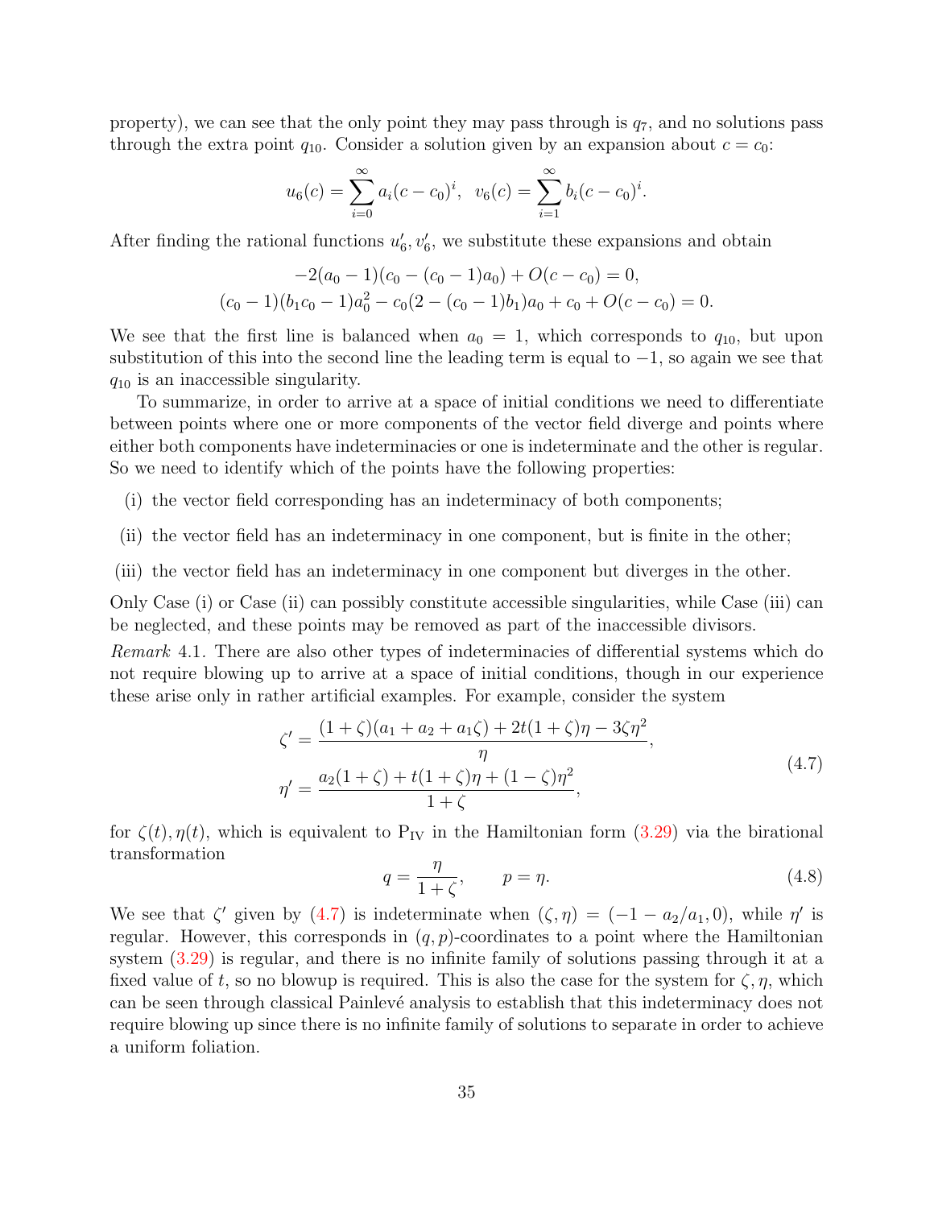property), we can see that the only point they may pass through is $q_7$, and no solutions pass through the extra point $q_{10}$. Consider a solution given by an expansion about $c = c_0$:

$$u_6(c) = \sum_{i=0}^{\infty} a_i (c - c_0)^i, \quad v_6(c) = \sum_{i=1}^{\infty} b_i (c - c_0)^i.$$

After finding the rational functions $u_6', v_6'$, we substitute these expansions and obtain

$$-2(a_0 - 1)(c_0 - (c_0 - 1)a_0) + O(c - c_0) = 0,$$
$$(c_0 - 1)(b_1 c_0 - 1)a_0^2 - c_0(2 - (c_0 - 1)b_1)a_0 + c_0 + O(c - c_0) = 0.$$

We see that the first line is balanced when $a_0 = 1$, which corresponds to $q_{10}$, but upon substitution of this into the second line the leading term is equal to $-1$, so again we see that $q_{10}$ is an inaccessible singularity.

To summarize, in order to arrive at a space of initial conditions we need to differentiate between points where one or more components of the vector field diverge and points where either both components have indeterminacies or one is indeterminate and the other is regular. So we need to identify which of the points have the following properties:

(i) the vector field corresponding has an indeterminacy of both components;

(ii) the vector field has an indeterminacy in one component, but is finite in the other;

(iii) the vector field has an indeterminacy in one component but diverges in the other.

Only Case (i) or Case (ii) can possibly constitute accessible singularities, while Case (iii) can be neglected, and these points may be removed as part of the inaccessible divisors.

*Remark* 4.1. There are also other types of indeterminacies of differential systems which do not require blowing up to arrive at a space of initial conditions, though in our experience these arise only in rather artificial examples. For example, consider the system

$$\begin{aligned} \zeta' &= \frac{(1+\zeta)(a_1 + a_2 + a_1\zeta) + 2t(1+\zeta)\eta - 3\zeta\eta^2}{\eta}, \\ \eta' &= \frac{a_2(1+\zeta) + t(1+\zeta)\eta + (1-\zeta)\eta^2}{1+\zeta}, \end{aligned} \tag{4.7}$$

for $\zeta(t), \eta(t)$, which is equivalent to $\mathrm{P_{IV}}$ in the Hamiltonian form (3.29) via the birational transformation

$$q = \frac{\eta}{1+\zeta}, \qquad p = \eta. \tag{4.8}$$

We see that $\zeta'$ given by (4.7) is indeterminate when $(\zeta, \eta) = (-1 - a_2/a_1, 0)$, while $\eta'$ is regular. However, this corresponds in $(q, p)$-coordinates to a point where the Hamiltonian system (3.29) is regular, and there is no infinite family of solutions passing through it at a fixed value of $t$, so no blowup is required. This is also the case for the system for $\zeta, \eta$, which can be seen through classical Painlevé analysis to establish that this indeterminacy does not require blowing up since there is no infinite family of solutions to separate in order to achieve a uniform foliation.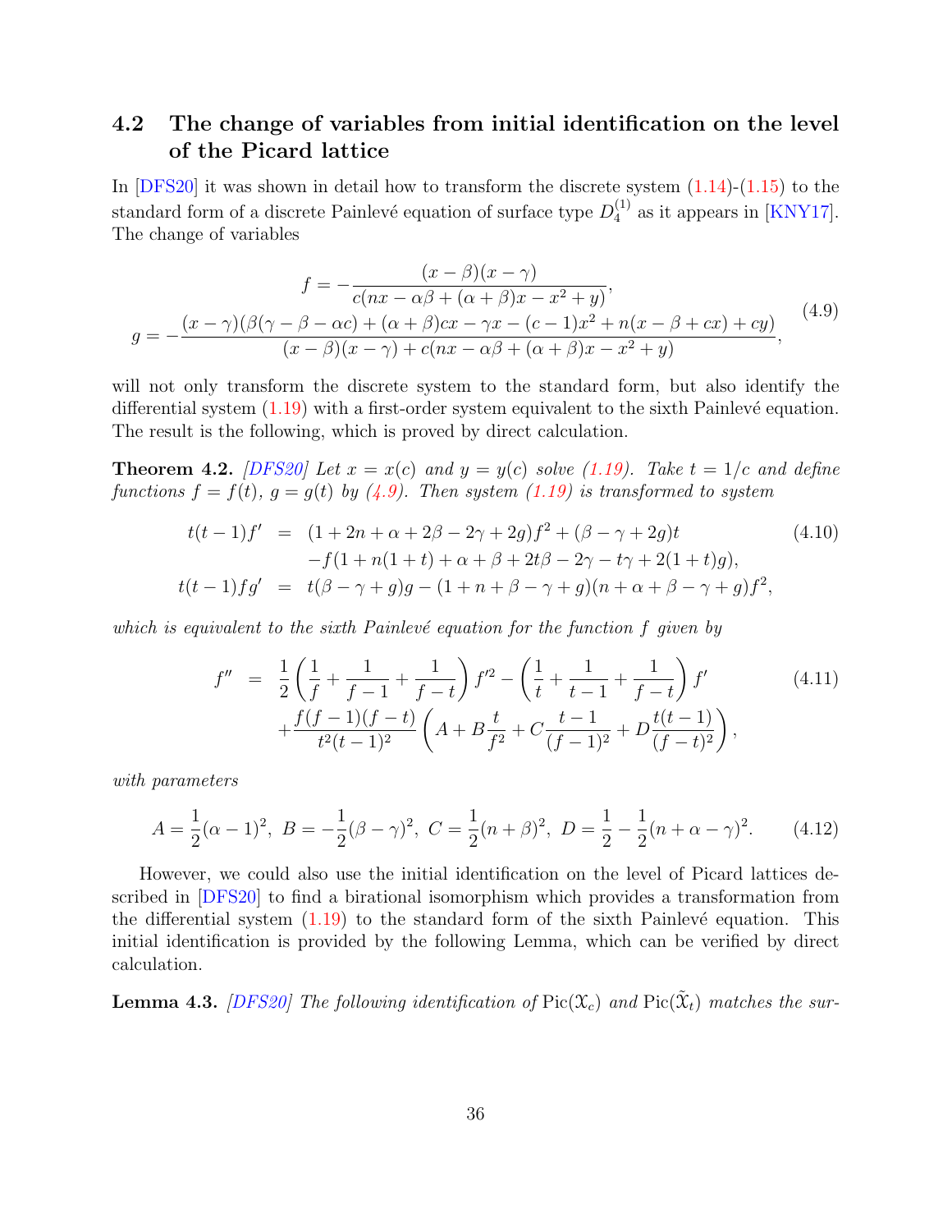### 4.2 The change of variables from initial identification on the level of the Picard lattice

In [DFS20] it was shown in detail how to transform the discrete system (1.14)-(1.15) to the standard form of a discrete Painlevé equation of surface type $D_4^{(1)}$ as it appears in [KNY17]. The change of variables

$$
\begin{aligned}
f &= -\frac{(x-\beta)(x-\gamma)}{c(nx-\alpha\beta+(\alpha+\beta)x-x^2+y)}, \\
g &= -\frac{(x-\gamma)(\beta(\gamma-\beta-\alpha c)+(\alpha+\beta)cx-\gamma x-(c-1)x^2+n(x-\beta+cx)+cy)}{(x-\beta)(x-\gamma)+c(nx-\alpha\beta+(\alpha+\beta)x-x^2+y)},
\end{aligned}
\tag{4.9}
$$

will not only transform the discrete system to the standard form, but also identify the differential system (1.19) with a first-order system equivalent to the sixth Painlevé equation. The result is the following, which is proved by direct calculation.

**Theorem 4.2.** *[DFS20] Let $x = x(c)$ and $y = y(c)$ solve (1.19). Take $t = 1/c$ and define functions $f = f(t)$, $g = g(t)$ by (4.9). Then system (1.19) is transformed to system*

$$
\begin{aligned}
t(t-1)f' &= (1+2n+\alpha+2\beta-2\gamma+2g)f^2+(\beta-\gamma+2g)t \\
&\quad -f(1+n(1+t)+\alpha+\beta+2t\beta-2\gamma-t\gamma+2(1+t)g), \\
t(t-1)fg' &= t(\beta-\gamma+g)g-(1+n+\beta-\gamma+g)(n+\alpha+\beta-\gamma+g)f^2,
\end{aligned}
\tag{4.10}
$$

*which is equivalent to the sixth Painlevé equation for the function $f$ given by*

$$
\begin{aligned}
f'' &= \frac{1}{2}\left(\frac{1}{f}+\frac{1}{f-1}+\frac{1}{f-t}\right)f'^2-\left(\frac{1}{t}+\frac{1}{t-1}+\frac{1}{f-t}\right)f' \\
&\quad +\frac{f(f-1)(f-t)}{t^2(t-1)^2}\left(A+B\frac{t}{f^2}+C\frac{t-1}{(f-1)^2}+D\frac{t(t-1)}{(f-t)^2}\right),
\end{aligned}
\tag{4.11}
$$

*with parameters*

$$
A=\frac{1}{2}(\alpha-1)^2,\ B=-\frac{1}{2}(\beta-\gamma)^2,\ C=\frac{1}{2}(n+\beta)^2,\ D=\frac{1}{2}-\frac{1}{2}(n+\alpha-\gamma)^2. \tag{4.12}
$$

However, we could also use the initial identification on the level of Picard lattices described in [DFS20] to find a birational isomorphism which provides a transformation from the differential system (1.19) to the standard form of the sixth Painlevé equation. This initial identification is provided by the following Lemma, which can be verified by direct calculation.

**Lemma 4.3.** *[DFS20] The following identification of $\operatorname{Pic}(\mathcal{X}_c)$ and $\operatorname{Pic}(\tilde{\mathcal{X}}_t)$ matches the sur-*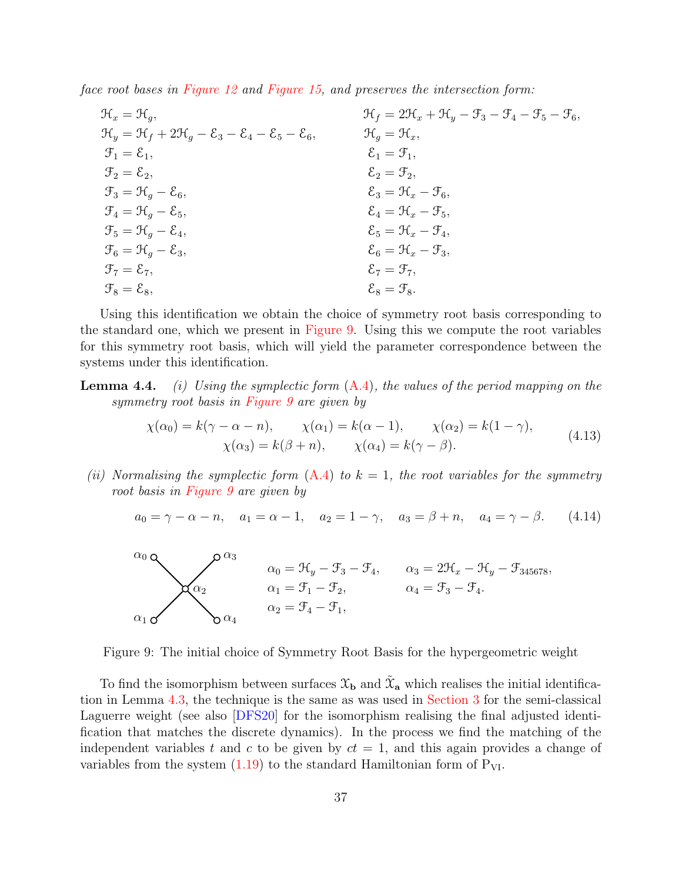*face root bases in Figure 12 and Figure 15, and preserves the intersection form:*

$$
\begin{aligned}
&\mathcal{H}_x = \mathcal{H}_g, && \mathcal{H}_f = 2\mathcal{H}_x + \mathcal{H}_y - \mathcal{F}_3 - \mathcal{F}_4 - \mathcal{F}_5 - \mathcal{F}_6,\\
&\mathcal{H}_y = \mathcal{H}_f + 2\mathcal{H}_g - \mathcal{E}_3 - \mathcal{E}_4 - \mathcal{E}_5 - \mathcal{E}_6, && \mathcal{H}_g = \mathcal{H}_x,\\
&\mathcal{F}_1 = \mathcal{E}_1, && \mathcal{E}_1 = \mathcal{F}_1,\\
&\mathcal{F}_2 = \mathcal{E}_2, && \mathcal{E}_2 = \mathcal{F}_2,\\
&\mathcal{F}_3 = \mathcal{H}_g - \mathcal{E}_6, && \mathcal{E}_3 = \mathcal{H}_x - \mathcal{F}_6,\\
&\mathcal{F}_4 = \mathcal{H}_g - \mathcal{E}_5, && \mathcal{E}_4 = \mathcal{H}_x - \mathcal{F}_5,\\
&\mathcal{F}_5 = \mathcal{H}_g - \mathcal{E}_4, && \mathcal{E}_5 = \mathcal{H}_x - \mathcal{F}_4,\\
&\mathcal{F}_6 = \mathcal{H}_g - \mathcal{E}_3, && \mathcal{E}_6 = \mathcal{H}_x - \mathcal{F}_3,\\
&\mathcal{F}_7 = \mathcal{E}_7, && \mathcal{E}_7 = \mathcal{F}_7,\\
&\mathcal{F}_8 = \mathcal{E}_8, && \mathcal{E}_8 = \mathcal{F}_8.
\end{aligned}
$$

Using this identification we obtain the choice of symmetry root basis corresponding to the standard one, which we present in Figure 9. Using this we compute the root variables for this symmetry root basis, which will yield the parameter correspondence between the systems under this identification.

**Lemma 4.4.** *(i) Using the symplectic form (A.4), the values of the period mapping on the symmetry root basis in Figure 9 are given by*

$$
\begin{gathered}
\chi(\alpha_0) = k(\gamma - \alpha - n), \qquad \chi(\alpha_1) = k(\alpha - 1), \qquad \chi(\alpha_2) = k(1-\gamma),\\
\chi(\alpha_3) = k(\beta + n), \qquad \chi(\alpha_4) = k(\gamma - \beta).
\end{gathered} \tag{4.13}
$$

*(ii) Normalising the symplectic form (A.4) to $k = 1$, the root variables for the symmetry root basis in Figure 9 are given by*

$$
a_0 = \gamma - \alpha - n, \quad a_1 = \alpha - 1, \quad a_2 = 1 - \gamma, \quad a_3 = \beta + n, \quad a_4 = \gamma - \beta. \tag{4.14}
$$

$$
\begin{aligned}
&\alpha_0 = \mathcal{H}_y - \mathcal{F}_3 - \mathcal{F}_4, && \alpha_3 = 2\mathcal{H}_x - \mathcal{H}_y - \mathcal{F}_{345678},\\
&\alpha_1 = \mathcal{F}_1 - \mathcal{F}_2, && \alpha_4 = \mathcal{F}_3 - \mathcal{F}_4.\\
&\alpha_2 = \mathcal{F}_4 - \mathcal{F}_1,
\end{aligned}
$$

Figure 9: The initial choice of Symmetry Root Basis for the hypergeometric weight

To find the isomorphism between surfaces $\mathcal{X}_{\mathbf{b}}$ and $\tilde{\mathcal{X}}_{\mathbf{a}}$ which realises the initial identification in Lemma 4.3, the technique is the same as was used in Section 3 for the semi-classical Laguerre weight (see also [DFS20] for the isomorphism realising the final adjusted identification that matches the discrete dynamics). In the process we find the matching of the independent variables $t$ and $c$ to be given by $ct = 1$, and this again provides a change of variables from the system (1.19) to the standard Hamiltonian form of $\mathrm{P_{VI}}$.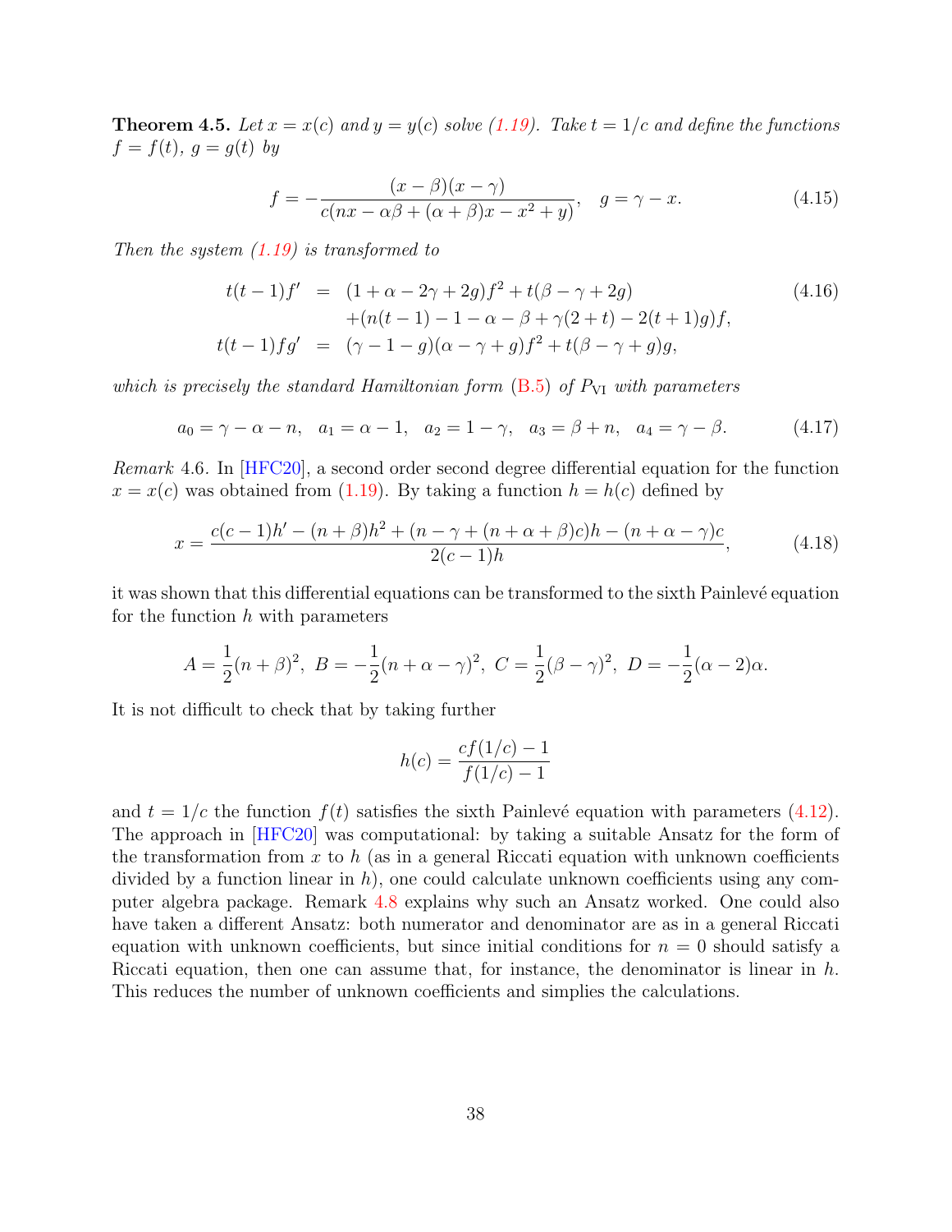**Theorem 4.5.** *Let $x = x(c)$ and $y = y(c)$ solve (1.19). Take $t = 1/c$ and define the functions $f = f(t)$, $g = g(t)$ by*

$$f = -\frac{(x-\beta)(x-\gamma)}{c(nx - \alpha\beta + (\alpha+\beta)x - x^2 + y)}, \quad g = \gamma - x. \tag{4.15}$$

*Then the system (1.19) is transformed to*

$$\begin{aligned}
t(t-1)f' &= (1+\alpha-2\gamma+2g)f^2 + t(\beta-\gamma+2g) \\
&\quad + (n(t-1) - 1 - \alpha - \beta + \gamma(2+t) - 2(t+1)g)f, \\
t(t-1)fg' &= (\gamma - 1 - g)(\alpha - \gamma + g)f^2 + t(\beta - \gamma + g)g,
\end{aligned} \tag{4.16}$$

*which is precisely the standard Hamiltonian form (B.5) of $P_{\mathrm{VI}}$ with parameters*

$$a_0 = \gamma - \alpha - n, \quad a_1 = \alpha - 1, \quad a_2 = 1 - \gamma, \quad a_3 = \beta + n, \quad a_4 = \gamma - \beta. \tag{4.17}$$

*Remark* 4.6. In [HFC20], a second order second degree differential equation for the function $x = x(c)$ was obtained from (1.19). By taking a function $h = h(c)$ defined by

$$x = \frac{c(c-1)h' - (n+\beta)h^2 + (n - \gamma + (n+\alpha+\beta)c)h - (n+\alpha-\gamma)c}{2(c-1)h}, \tag{4.18}$$

it was shown that this differential equations can be transformed to the sixth Painlevé equation for the function $h$ with parameters

$$A = \frac{1}{2}(n+\beta)^2, \ B = -\frac{1}{2}(n+\alpha-\gamma)^2, \ C = \frac{1}{2}(\beta-\gamma)^2, \ D = -\frac{1}{2}(\alpha-2)\alpha.$$

It is not difficult to check that by taking further

$$h(c) = \frac{cf(1/c) - 1}{f(1/c) - 1}$$

and $t = 1/c$ the function $f(t)$ satisfies the sixth Painlevé equation with parameters (4.12). The approach in [HFC20] was computational: by taking a suitable Ansatz for the form of the transformation from $x$ to $h$ (as in a general Riccati equation with unknown coefficients divided by a function linear in $h$), one could calculate unknown coefficients using any computer algebra package. Remark 4.8 explains why such an Ansatz worked. One could also have taken a different Ansatz: both numerator and denominator are as in a general Riccati equation with unknown coefficients, but since initial conditions for $n = 0$ should satisfy a Riccati equation, then one can assume that, for instance, the denominator is linear in $h$. This reduces the number of unknown coefficients and simplies the calculations.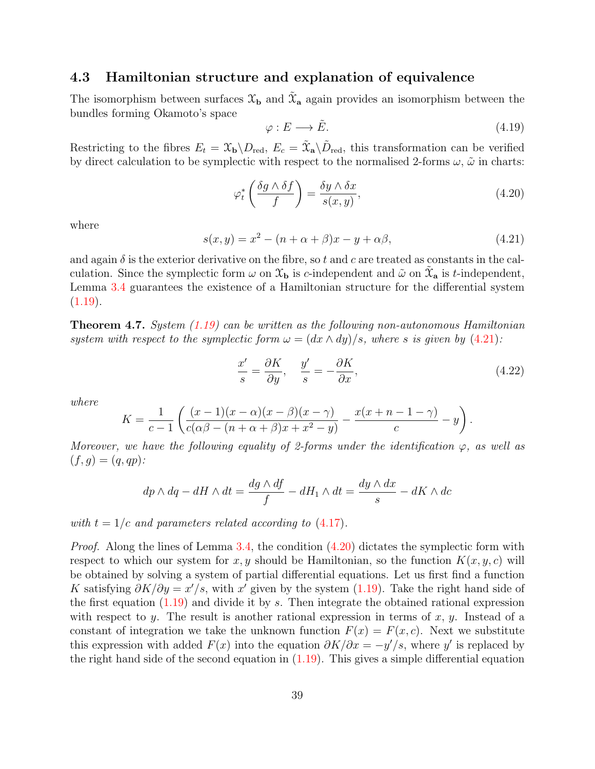### 4.3 Hamiltonian structure and explanation of equivalence

The isomorphism between surfaces $\mathcal{X}_{\mathbf{b}}$ and $\tilde{\mathcal{X}}_{\mathbf{a}}$ again provides an isomorphism between the bundles forming Okamoto's space

$$\varphi : E \longrightarrow \tilde{E}. \tag{4.19}$$

Restricting to the fibres $E_t = \mathcal{X}_{\mathbf{b}} \backslash D_{\text{red}}$, $E_c = \tilde{\mathcal{X}}_{\mathbf{a}} \backslash \tilde{D}_{\text{red}}$, this transformation can be verified by direct calculation to be symplectic with respect to the normalised 2-forms $\omega$, $\tilde{\omega}$ in charts:

$$\varphi_t^* \left( \frac{\delta g \wedge \delta f}{f} \right) = \frac{\delta y \wedge \delta x}{s(x,y)}, \tag{4.20}$$

where

$$s(x,y) = x^2 - (n + \alpha + \beta)x - y + \alpha\beta, \tag{4.21}$$

and again $\delta$ is the exterior derivative on the fibre, so $t$ and $c$ are treated as constants in the calculation. Since the symplectic form $\omega$ on $\mathcal{X}_{\mathbf{b}}$ is $c$-independent and $\tilde{\omega}$ on $\tilde{\mathcal{X}}_{\mathbf{a}}$ is $t$-independent, Lemma 3.4 guarantees the existence of a Hamiltonian structure for the differential system (1.19).

**Theorem 4.7.** *System (1.19) can be written as the following non-autonomous Hamiltonian system with respect to the symplectic form $\omega = (dx \wedge dy)/s$, where $s$ is given by (4.21):*

$$\frac{x'}{s} = \frac{\partial K}{\partial y}, \quad \frac{y'}{s} = -\frac{\partial K}{\partial x}, \tag{4.22}$$

*where*

$$K = \frac{1}{c-1} \left( \frac{(x-1)(x-\alpha)(x-\beta)(x-\gamma)}{c(\alpha\beta - (n+\alpha+\beta)x + x^2 - y)} - \frac{x(x+n-1-\gamma)}{c} - y \right).$$

*Moreover, we have the following equality of 2-forms under the identification $\varphi$, as well as $(f,g) = (q, qp)$:*

$$dp \wedge dq - dH \wedge dt = \frac{dg \wedge df}{f} - dH_1 \wedge dt = \frac{dy \wedge dx}{s} - dK \wedge dc$$

*with $t = 1/c$ and parameters related according to (4.17).*

*Proof.* Along the lines of Lemma 3.4, the condition (4.20) dictates the symplectic form with respect to which our system for $x, y$ should be Hamiltonian, so the function $K(x,y,c)$ will be obtained by solving a system of partial differential equations. Let us first find a function $K$ satisfying $\partial K/\partial y = x'/s$, with $x'$ given by the system (1.19). Take the right hand side of the first equation (1.19) and divide it by $s$. Then integrate the obtained rational expression with respect to $y$. The result is another rational expression in terms of $x$, $y$. Instead of a constant of integration we take the unknown function $F(x) = F(x,c)$. Next we substitute this expression with added $F(x)$ into the equation $\partial K/\partial x = -y'/s$, where $y'$ is replaced by the right hand side of the second equation in (1.19). This gives a simple differential equation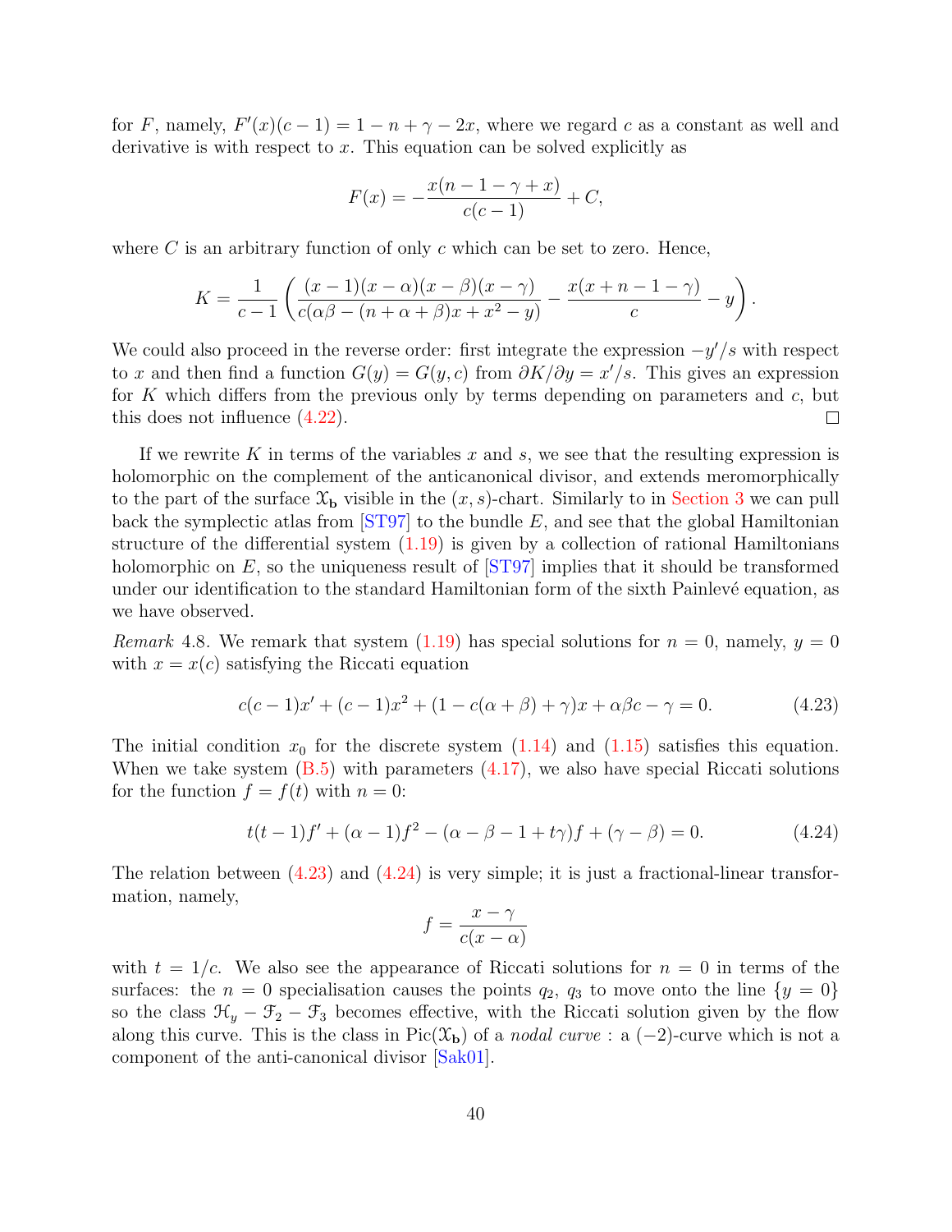for $F$, namely, $F'(x)(c-1) = 1 - n + \gamma - 2x$, where we regard $c$ as a constant as well and derivative is with respect to $x$. This equation can be solved explicitly as

$$F(x) = -\frac{x(n-1-\gamma+x)}{c(c-1)} + C,$$

where $C$ is an arbitrary function of only $c$ which can be set to zero. Hence,

$$K = \frac{1}{c-1}\left(\frac{(x-1)(x-\alpha)(x-\beta)(x-\gamma)}{c(\alpha\beta - (n+\alpha+\beta)x + x^2 - y)} - \frac{x(x+n-1-\gamma)}{c} - y\right).$$

We could also proceed in the reverse order: first integrate the expression $-y'/s$ with respect to $x$ and then find a function $G(y) = G(y,c)$ from $\partial K/\partial y = x'/s$. This gives an expression for $K$ which differs from the previous only by terms depending on parameters and $c$, but this does not influence (4.22). $\square$

If we rewrite $K$ in terms of the variables $x$ and $s$, we see that the resulting expression is holomorphic on the complement of the anticanonical divisor, and extends meromorphically to the part of the surface $\mathcal{X}_{\mathbf{b}}$ visible in the $(x,s)$-chart. Similarly to in Section 3 we can pull back the symplectic atlas from [ST97] to the bundle $E$, and see that the global Hamiltonian structure of the differential system (1.19) is given by a collection of rational Hamiltonians holomorphic on $E$, so the uniqueness result of [ST97] implies that it should be transformed under our identification to the standard Hamiltonian form of the sixth Painlevé equation, as we have observed.

*Remark* 4.8. We remark that system (1.19) has special solutions for $n=0$, namely, $y=0$ with $x = x(c)$ satisfying the Riccati equation

$$c(c-1)x' + (c-1)x^2 + (1 - c(\alpha+\beta) + \gamma)x + \alpha\beta c - \gamma = 0. \tag{4.23}$$

The initial condition $x_0$ for the discrete system (1.14) and (1.15) satisfies this equation. When we take system (B.5) with parameters (4.17), we also have special Riccati solutions for the function $f = f(t)$ with $n = 0$:

$$t(t-1)f' + (\alpha-1)f^2 - (\alpha - \beta - 1 + t\gamma)f + (\gamma - \beta) = 0. \tag{4.24}$$

The relation between (4.23) and (4.24) is very simple; it is just a fractional-linear transformation, namely,

$$f = \frac{x-\gamma}{c(x-\alpha)}$$

with $t = 1/c$. We also see the appearance of Riccati solutions for $n = 0$ in terms of the surfaces: the $n = 0$ specialisation causes the points $q_2$, $q_3$ to move onto the line $\{y = 0\}$ so the class $\mathcal{H}_y - \mathcal{F}_2 - \mathcal{F}_3$ becomes effective, with the Riccati solution given by the flow along this curve. This is the class in $\mathrm{Pic}(\mathcal{X}_{\mathbf{b}})$ of a *nodal curve* : a $(-2)$-curve which is not a component of the anti-canonical divisor [Sak01].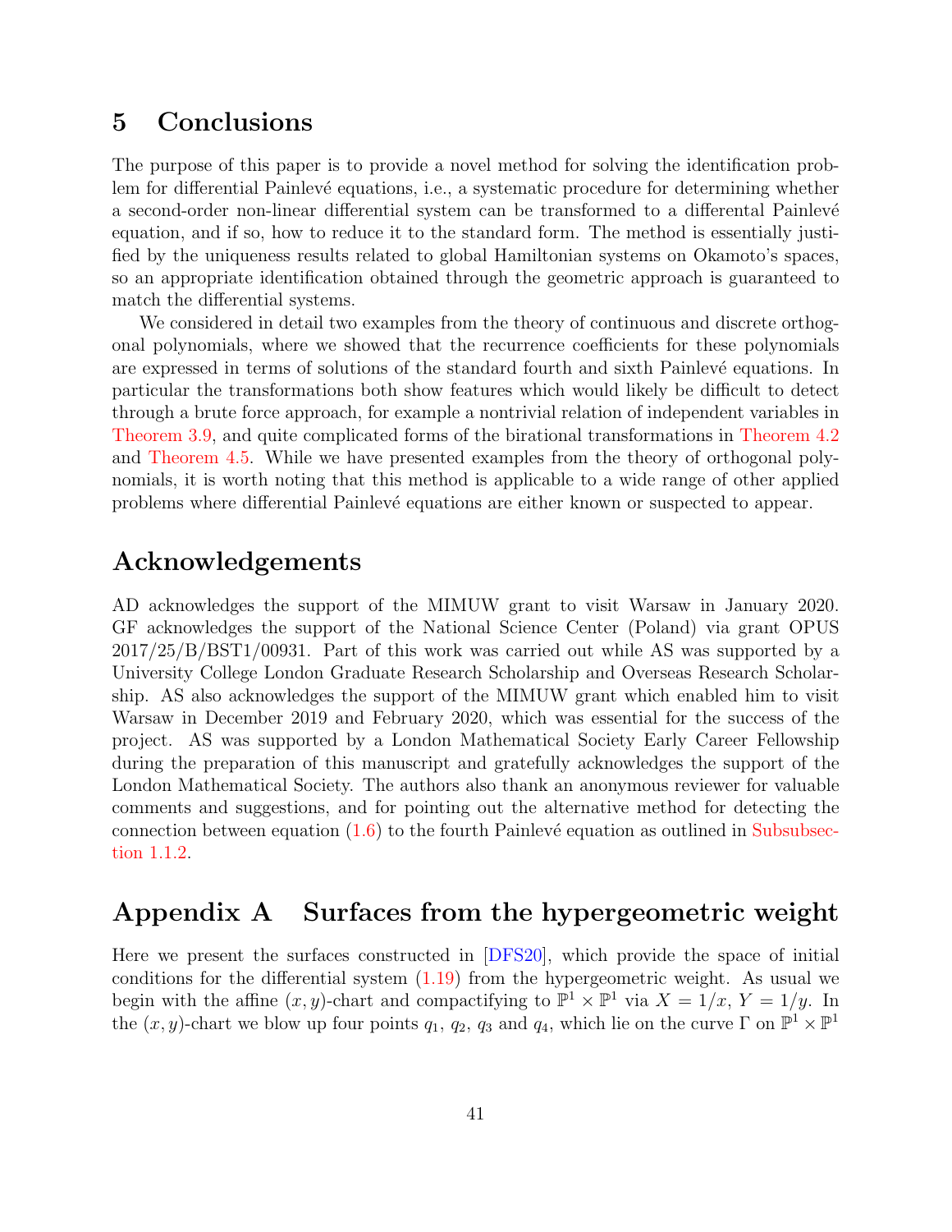# 5 Conclusions

The purpose of this paper is to provide a novel method for solving the identification problem for differential Painlevé equations, i.e., a systematic procedure for determining whether a second-order non-linear differential system can be transformed to a differental Painlevé equation, and if so, how to reduce it to the standard form. The method is essentially justified by the uniqueness results related to global Hamiltonian systems on Okamoto's spaces, so an appropriate identification obtained through the geometric approach is guaranteed to match the differential systems.

We considered in detail two examples from the theory of continuous and discrete orthogonal polynomials, where we showed that the recurrence coefficients for these polynomials are expressed in terms of solutions of the standard fourth and sixth Painlevé equations. In particular the transformations both show features which would likely be difficult to detect through a brute force approach, for example a nontrivial relation of independent variables in Theorem 3.9, and quite complicated forms of the birational transformations in Theorem 4.2 and Theorem 4.5. While we have presented examples from the theory of orthogonal polynomials, it is worth noting that this method is applicable to a wide range of other applied problems where differential Painlevé equations are either known or suspected to appear.

# Acknowledgements

AD acknowledges the support of the MIMUW grant to visit Warsaw in January 2020. GF acknowledges the support of the National Science Center (Poland) via grant OPUS 2017/25/B/BST1/00931. Part of this work was carried out while AS was supported by a University College London Graduate Research Scholarship and Overseas Research Scholarship. AS also acknowledges the support of the MIMUW grant which enabled him to visit Warsaw in December 2019 and February 2020, which was essential for the success of the project. AS was supported by a London Mathematical Society Early Career Fellowship during the preparation of this manuscript and gratefully acknowledges the support of the London Mathematical Society. The authors also thank an anonymous reviewer for valuable comments and suggestions, and for pointing out the alternative method for detecting the connection between equation (1.6) to the fourth Painlevé equation as outlined in Subsubsection 1.1.2.

# Appendix A Surfaces from the hypergeometric weight

Here we present the surfaces constructed in [DFS20], which provide the space of initial conditions for the differential system (1.19) from the hypergeometric weight. As usual we begin with the affine $(x, y)$-chart and compactifying to $\mathbb{P}^1 \times \mathbb{P}^1$ via $X = 1/x$, $Y = 1/y$. In the $(x, y)$-chart we blow up four points $q_1$, $q_2$, $q_3$ and $q_4$, which lie on the curve $\Gamma$ on $\mathbb{P}^1 \times \mathbb{P}^1$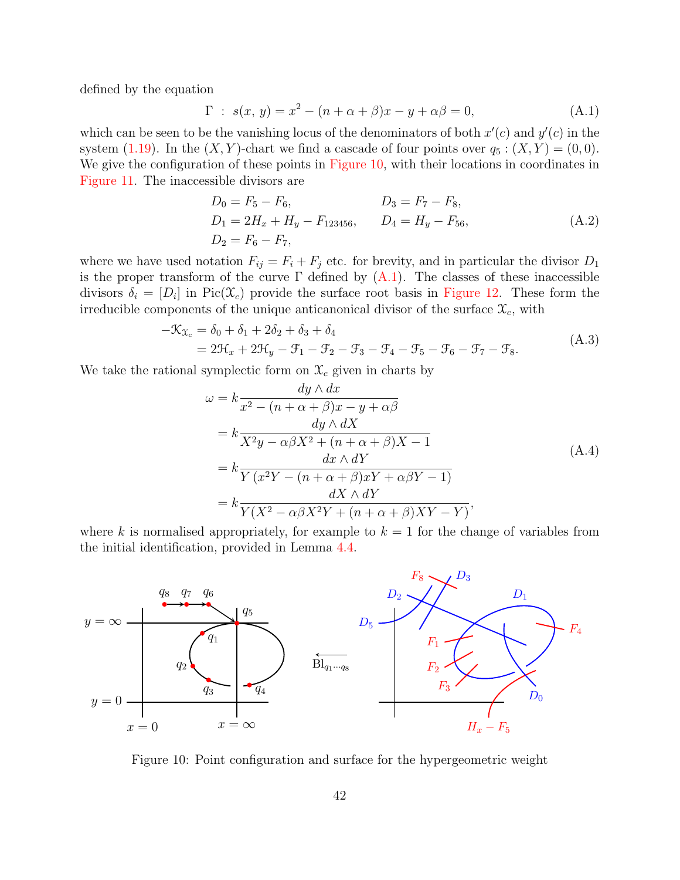defined by the equation

$$
\Gamma \;:\; s(x,\,y) = x^2 - (n+\alpha+\beta)x - y + \alpha\beta = 0, \tag{A.1}
$$

which can be seen to be the vanishing locus of the denominators of both $x'(c)$ and $y'(c)$ in the system (1.19). In the $(X,Y)$-chart we find a cascade of four points over $q_5 : (X,Y) = (0,0)$. We give the configuration of these points in Figure 10, with their locations in coordinates in Figure 11. The inaccessible divisors are

$$
\begin{aligned}
D_0 &= F_5 - F_6, & D_3 &= F_7 - F_8,\\
D_1 &= 2H_x + H_y - F_{123456}, & D_4 &= H_y - F_{56},\\
D_2 &= F_6 - F_7,
\end{aligned} \tag{A.2}
$$

where we have used notation $F_{ij} = F_i + F_j$ etc. for brevity, and in particular the divisor $D_1$ is the proper transform of the curve $\Gamma$ defined by (A.1). The classes of these inaccessible divisors $\delta_i = [D_i]$ in $\mathrm{Pic}(\mathcal{X}_c)$ provide the surface root basis in Figure 12. These form the irreducible components of the unique anticanonical divisor of the surface $\mathcal{X}_c$, with

$$
\begin{aligned}
-\mathcal{K}_{\mathcal{X}_c} &= \delta_0 + \delta_1 + 2\delta_2 + \delta_3 + \delta_4\\
&= 2\mathcal{H}_x + 2\mathcal{H}_y - \mathcal{F}_1 - \mathcal{F}_2 - \mathcal{F}_3 - \mathcal{F}_4 - \mathcal{F}_5 - \mathcal{F}_6 - \mathcal{F}_7 - \mathcal{F}_8.
\end{aligned} \tag{A.3}
$$

We take the rational symplectic form on $\mathcal{X}_c$ given in charts by

$$
\begin{aligned}
\omega &= k\frac{dy\wedge dx}{x^2 - (n+\alpha+\beta)x - y + \alpha\beta}\\
&= k\frac{dy\wedge dX}{X^2 y - \alpha\beta X^2 + (n+\alpha+\beta)X - 1}\\
&= k\frac{dx\wedge dY}{Y\left(x^2 Y - (n+\alpha+\beta)xY + \alpha\beta Y - 1\right)}\\
&= k\frac{dX\wedge dY}{Y(X^2 - \alpha\beta X^2 Y + (n+\alpha+\beta)XY - Y)},
\end{aligned} \tag{A.4}
$$

where $k$ is normalised appropriately, for example to $k=1$ for the change of variables from the initial identification, provided in Lemma 4.4.

Figure 10: Point configuration and surface for the hypergeometric weight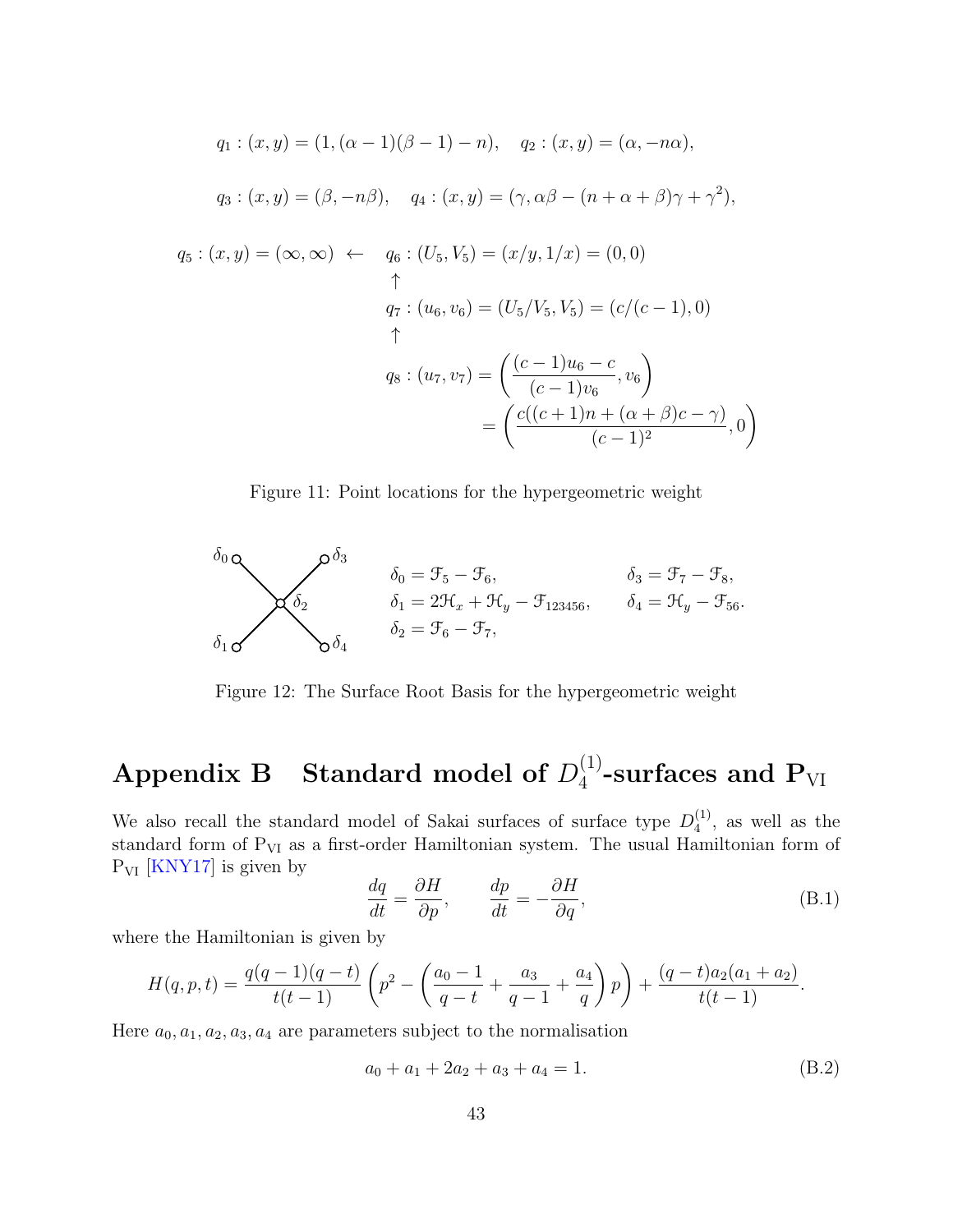$$q_1 : (x,y) = (1, (\alpha-1)(\beta-1)-n), \quad q_2 : (x,y) = (\alpha, -n\alpha),$$

$$q_3 : (x,y) = (\beta, -n\beta), \quad q_4 : (x,y) = (\gamma, \alpha\beta - (n+\alpha+\beta)\gamma + \gamma^2),$$

$$\begin{aligned}
q_5 : (x,y) = (\infty,\infty) \leftarrow \quad & q_6 : (U_5, V_5) = (x/y, 1/x) = (0,0) \\
& \uparrow \\
& q_7 : (u_6, v_6) = (U_5/V_5, V_5) = (c/(c-1), 0) \\
& \uparrow \\
& q_8 : (u_7, v_7) = \left( \frac{(c-1)u_6 - c}{(c-1)v_6}, v_6 \right) \\
& \qquad = \left( \frac{c((c+1)n + (\alpha+\beta)c - \gamma)}{(c-1)^2}, 0 \right)
\end{aligned}$$

Figure 11: Point locations for the hypergeometric weight

$$\delta_0 = \mathcal{F}_5 - \mathcal{F}_6, \qquad \delta_3 = \mathcal{F}_7 - \mathcal{F}_8,$$
$$\delta_1 = 2\mathcal{H}_x + \mathcal{H}_y - \mathcal{F}_{123456}, \qquad \delta_4 = \mathcal{H}_y - \mathcal{F}_{56}.$$
$$\delta_2 = \mathcal{F}_6 - \mathcal{F}_7,$$

Figure 12: The Surface Root Basis for the hypergeometric weight

# Appendix B Standard model of $D_4^{(1)}$-surfaces and $\mathrm{P_{VI}}$

We also recall the standard model of Sakai surfaces of surface type $D_4^{(1)}$, as well as the standard form of $\mathrm{P_{VI}}$ as a first-order Hamiltonian system. The usual Hamiltonian form of $\mathrm{P_{VI}}$ [KNY17] is given by

$$\frac{dq}{dt} = \frac{\partial H}{\partial p}, \qquad \frac{dp}{dt} = -\frac{\partial H}{\partial q}, \tag{B.1}$$

where the Hamiltonian is given by

$$H(q,p,t) = \frac{q(q-1)(q-t)}{t(t-1)} \left( p^2 - \left( \frac{a_0 - 1}{q-t} + \frac{a_3}{q-1} + \frac{a_4}{q} \right) p \right) + \frac{(q-t)a_2(a_1+a_2)}{t(t-1)}.$$

Here $a_0, a_1, a_2, a_3, a_4$ are parameters subject to the normalisation

$$a_0 + a_1 + 2a_2 + a_3 + a_4 = 1. \tag{B.2}$$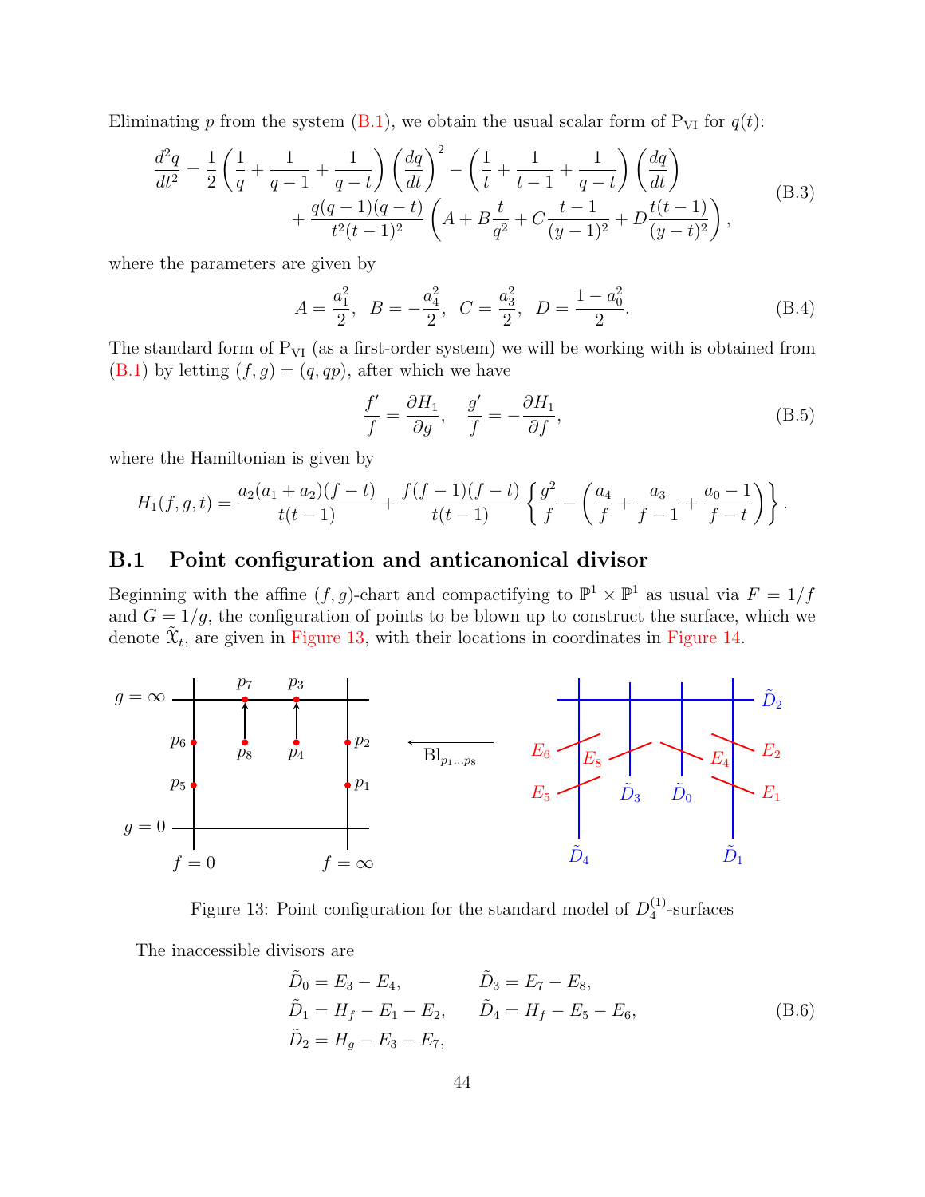Eliminating $p$ from the system (B.1), we obtain the usual scalar form of $\mathrm{P_{VI}}$ for $q(t)$:

$$
\begin{aligned}
\frac{d^2q}{dt^2} = \frac{1}{2}\left(\frac{1}{q}+\frac{1}{q-1}+\frac{1}{q-t}\right)\left(\frac{dq}{dt}\right)^2 - \left(\frac{1}{t}+\frac{1}{t-1}+\frac{1}{q-t}\right)\left(\frac{dq}{dt}\right) \\
+ \frac{q(q-1)(q-t)}{t^2(t-1)^2}\left(A + B\frac{t}{q^2} + C\frac{t-1}{(y-1)^2} + D\frac{t(t-1)}{(y-t)^2}\right),
\end{aligned}
\tag{B.3}
$$

where the parameters are given by

$$
A = \frac{a_1^2}{2},\ \ B = -\frac{a_4^2}{2},\ \ C = \frac{a_3^2}{2},\ \ D = \frac{1-a_0^2}{2}. \tag{B.4}
$$

The standard form of $\mathrm{P_{VI}}$ (as a first-order system) we will be working with is obtained from (B.1) by letting $(f,g) = (q, qp)$, after which we have

$$
\frac{f'}{f} = \frac{\partial H_1}{\partial g}, \quad \frac{g'}{f} = -\frac{\partial H_1}{\partial f}, \tag{B.5}
$$

where the Hamiltonian is given by

$$
H_1(f,g,t) = \frac{a_2(a_1+a_2)(f-t)}{t(t-1)} + \frac{f(f-1)(f-t)}{t(t-1)}\left\{\frac{g^2}{f} - \left(\frac{a_4}{f} + \frac{a_3}{f-1} + \frac{a_0-1}{f-t}\right)\right\}.
$$

## B.1 Point configuration and anticanonical divisor

Beginning with the affine $(f,g)$-chart and compactifying to $\mathbb{P}^1\times\mathbb{P}^1$ as usual via $F = 1/f$ and $G = 1/g$, the configuration of points to be blown up to construct the surface, which we denote $\tilde{\mathcal{X}}_t$, are given in Figure 13, with their locations in coordinates in Figure 14.

Figure 13: Point configuration for the standard model of $D_4^{(1)}$-surfaces

The inaccessible divisors are

$$
\begin{aligned}
\tilde{D}_0 &= E_3 - E_4, & \tilde{D}_3 &= E_7 - E_8,\\
\tilde{D}_1 &= H_f - E_1 - E_2, & \tilde{D}_4 &= H_f - E_5 - E_6,\\
\tilde{D}_2 &= H_g - E_3 - E_7,
\end{aligned}
\tag{B.6}
$$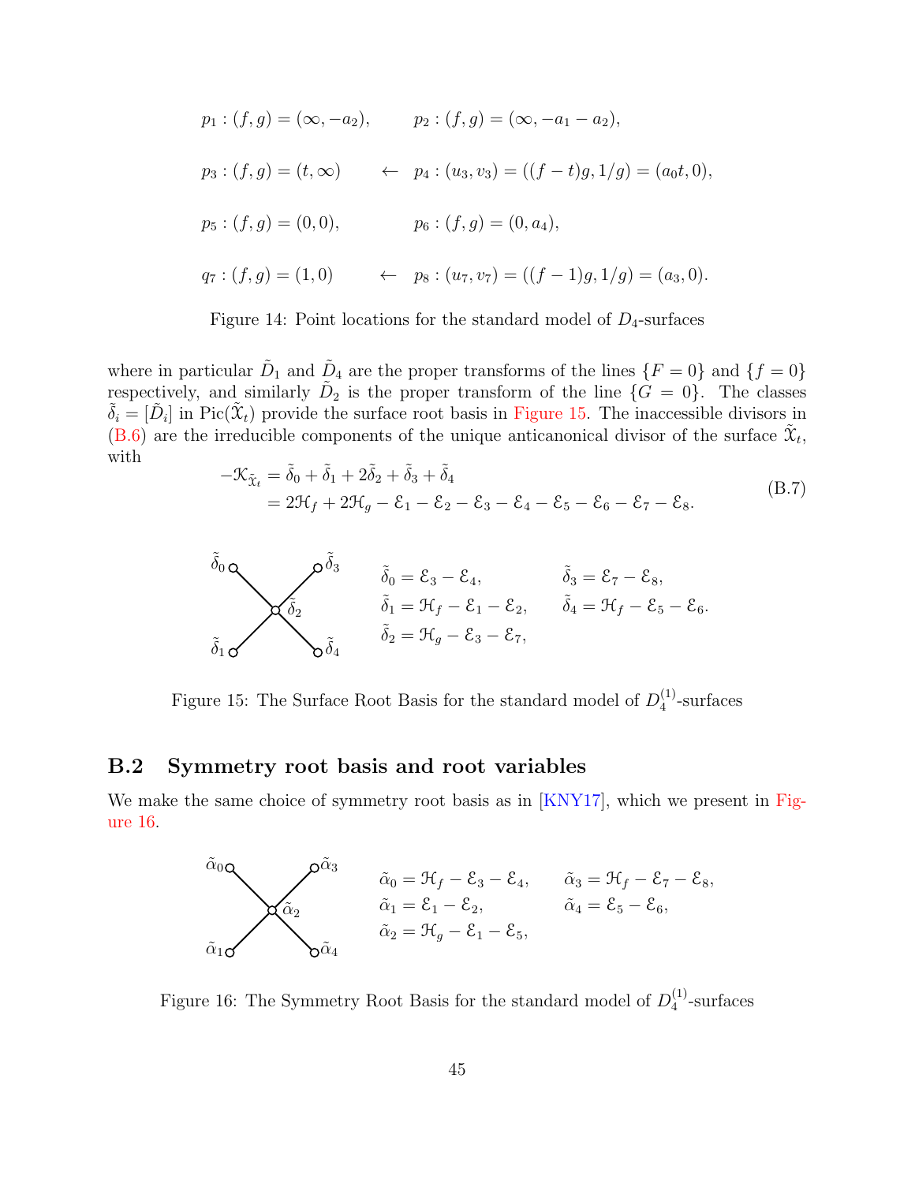$$
\begin{aligned}
&p_1 : (f,g) = (\infty, -a_2), && p_2 : (f,g) = (\infty, -a_1 - a_2),\\
&p_3 : (f,g) = (t, \infty) && \leftarrow \quad p_4 : (u_3, v_3) = ((f-t)g, 1/g) = (a_0 t, 0),\\
&p_5 : (f,g) = (0,0), && p_6 : (f,g) = (0, a_4),\\
&q_7 : (f,g) = (1,0) && \leftarrow \quad p_8 : (u_7, v_7) = ((f-1)g, 1/g) = (a_3, 0).
\end{aligned}
$$

Figure 14: Point locations for the standard model of $D_4$-surfaces

where in particular $\tilde{D}_1$ and $\tilde{D}_4$ are the proper transforms of the lines $\{F = 0\}$ and $\{f = 0\}$ respectively, and similarly $\tilde{D}_2$ is the proper transform of the line $\{G = 0\}$. The classes $\tilde{\delta}_i = [\tilde{D}_i]$ in $\mathrm{Pic}(\tilde{\mathfrak{X}}_t)$ provide the surface root basis in Figure 15. The inaccessible divisors in (B.6) are the irreducible components of the unique anticanonical divisor of the surface $\tilde{\mathfrak{X}}_t$, with

$$
\begin{aligned}
-\mathcal{K}_{\tilde{\mathfrak{X}}_t} &= \tilde{\delta}_0 + \tilde{\delta}_1 + 2\tilde{\delta}_2 + \tilde{\delta}_3 + \tilde{\delta}_4 \\
&= 2\mathcal{H}_f + 2\mathcal{H}_g - \mathcal{E}_1 - \mathcal{E}_2 - \mathcal{E}_3 - \mathcal{E}_4 - \mathcal{E}_5 - \mathcal{E}_6 - \mathcal{E}_7 - \mathcal{E}_8.
\end{aligned}
\tag{B.7}
$$

$$
\tilde{\delta}_0 = \mathcal{E}_3 - \mathcal{E}_4, \qquad \tilde{\delta}_3 = \mathcal{E}_7 - \mathcal{E}_8,
$$
$$
\tilde{\delta}_1 = \mathcal{H}_f - \mathcal{E}_1 - \mathcal{E}_2, \qquad \tilde{\delta}_4 = \mathcal{H}_f - \mathcal{E}_5 - \mathcal{E}_6.
$$
$$
\tilde{\delta}_2 = \mathcal{H}_g - \mathcal{E}_3 - \mathcal{E}_7,
$$

Figure 15: The Surface Root Basis for the standard model of $D_4^{(1)}$-surfaces

## B.2 Symmetry root basis and root variables

We make the same choice of symmetry root basis as in [KNY17], which we present in Figure 16.

$$
\tilde{\alpha}_0 = \mathcal{H}_f - \mathcal{E}_3 - \mathcal{E}_4, \qquad \tilde{\alpha}_3 = \mathcal{H}_f - \mathcal{E}_7 - \mathcal{E}_8,
$$
$$
\tilde{\alpha}_1 = \mathcal{E}_1 - \mathcal{E}_2, \qquad \tilde{\alpha}_4 = \mathcal{E}_5 - \mathcal{E}_6,
$$
$$
\tilde{\alpha}_2 = \mathcal{H}_g - \mathcal{E}_1 - \mathcal{E}_5,
$$

Figure 16: The Symmetry Root Basis for the standard model of $D_4^{(1)}$-surfaces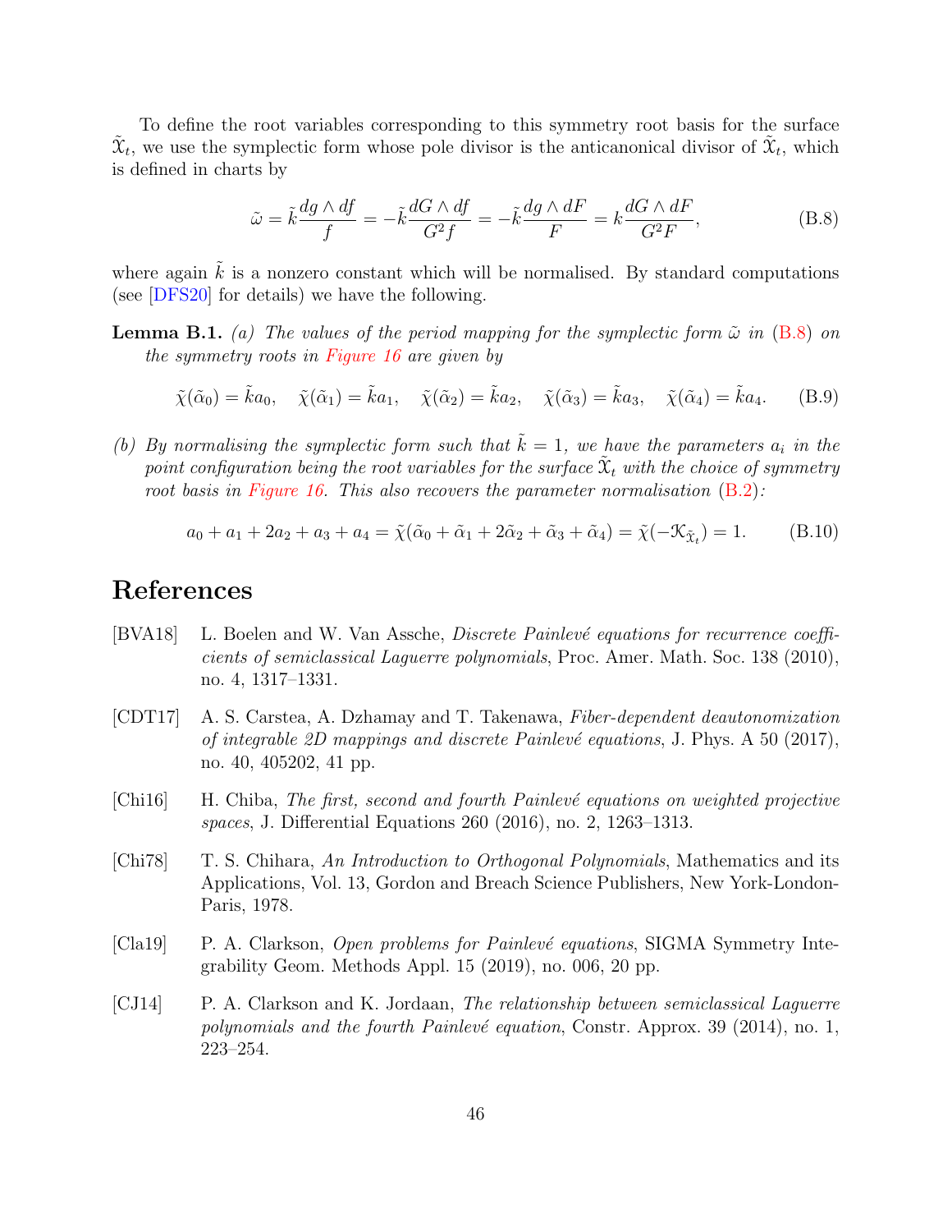To define the root variables corresponding to this symmetry root basis for the surface $\tilde{\mathcal{X}}_t$, we use the symplectic form whose pole divisor is the anticanonical divisor of $\tilde{\mathcal{X}}_t$, which is defined in charts by

$$
\tilde{\omega} = \tilde{k}\frac{dg \wedge df}{f} = -\tilde{k}\frac{dG \wedge df}{G^2 f} = -\tilde{k}\frac{dg \wedge dF}{F} = k\frac{dG \wedge dF}{G^2 F}, \tag{B.8}
$$

where again $\tilde{k}$ is a nonzero constant which will be normalised. By standard computations (see [DFS20] for details) we have the following.

**Lemma B.1.** *(a) The values of the period mapping for the symplectic form $\tilde{\omega}$ in (B.8) on the symmetry roots in Figure 16 are given by*

$$
\tilde{\chi}(\tilde{\alpha}_0) = \tilde{k}a_0, \quad \tilde{\chi}(\tilde{\alpha}_1) = \tilde{k}a_1, \quad \tilde{\chi}(\tilde{\alpha}_2) = \tilde{k}a_2, \quad \tilde{\chi}(\tilde{\alpha}_3) = \tilde{k}a_3, \quad \tilde{\chi}(\tilde{\alpha}_4) = \tilde{k}a_4. \tag{B.9}
$$

*(b) By normalising the symplectic form such that $\tilde{k} = 1$, we have the parameters $a_i$ in the point configuration being the root variables for the surface $\tilde{\mathcal{X}}_t$ with the choice of symmetry root basis in Figure 16. This also recovers the parameter normalisation (B.2):*

$$
a_0 + a_1 + 2a_2 + a_3 + a_4 = \tilde{\chi}(\tilde{\alpha}_0 + \tilde{\alpha}_1 + 2\tilde{\alpha}_2 + \tilde{\alpha}_3 + \tilde{\alpha}_4) = \tilde{\chi}(-\mathcal{K}_{\tilde{\mathcal{X}}_t}) = 1. \tag{B.10}
$$

# References

- [BVA18] L. Boelen and W. Van Assche, *Discrete Painlevé equations for recurrence coefficients of semiclassical Laguerre polynomials*, Proc. Amer. Math. Soc. 138 (2010), no. 4, 1317–1331.
- [CDT17] A. S. Carstea, A. Dzhamay and T. Takenawa, *Fiber-dependent deautonomization of integrable 2D mappings and discrete Painlevé equations*, J. Phys. A 50 (2017), no. 40, 405202, 41 pp.
- [Chi16] H. Chiba, *The first, second and fourth Painlevé equations on weighted projective spaces*, J. Differential Equations 260 (2016), no. 2, 1263–1313.
- [Chi78] T. S. Chihara, *An Introduction to Orthogonal Polynomials*, Mathematics and its Applications, Vol. 13, Gordon and Breach Science Publishers, New York-London-Paris, 1978.
- [Cla19] P. A. Clarkson, *Open problems for Painlevé equations*, SIGMA Symmetry Integrability Geom. Methods Appl. 15 (2019), no. 006, 20 pp.
- [CJ14] P. A. Clarkson and K. Jordaan, *The relationship between semiclassical Laguerre polynomials and the fourth Painlevé equation*, Constr. Approx. 39 (2014), no. 1, 223–254.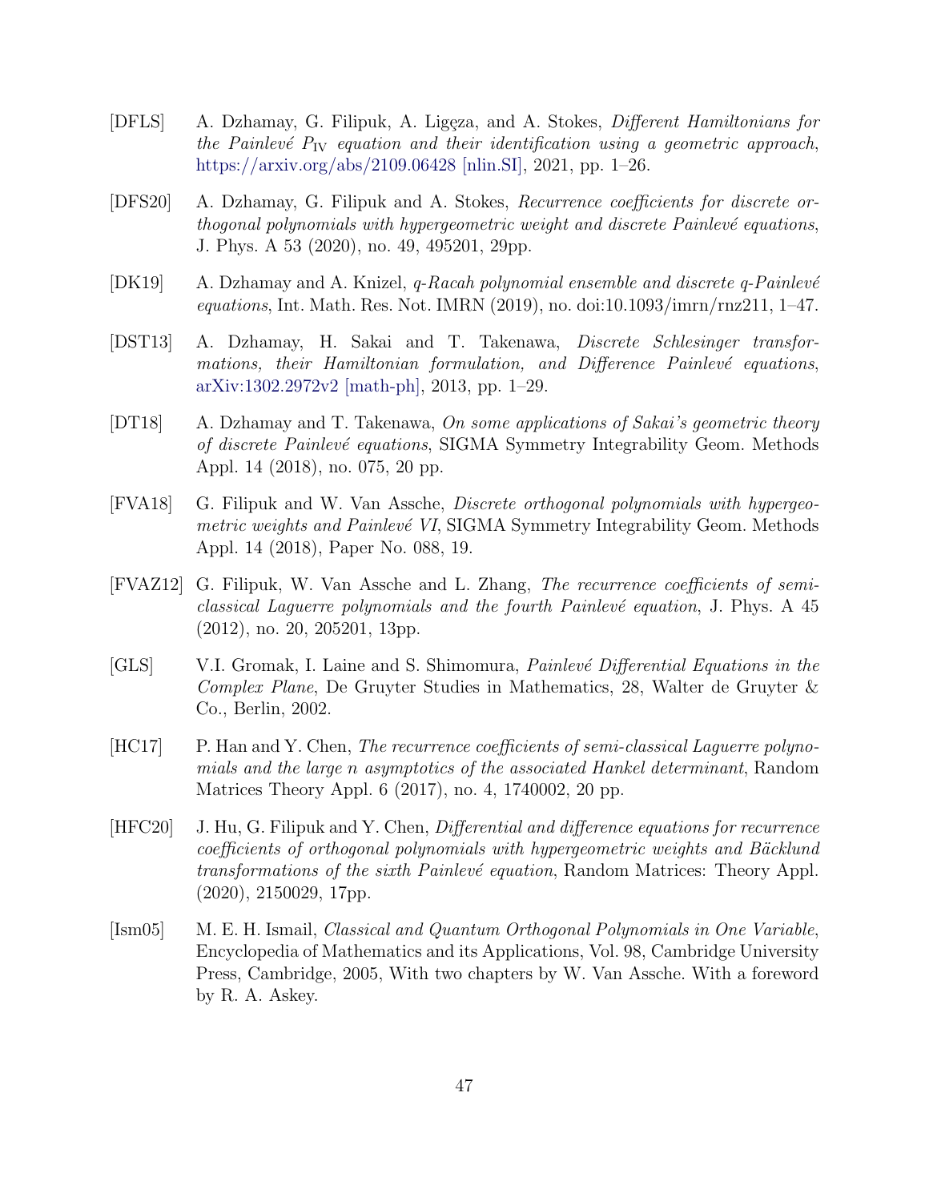[DFLS] A. Dzhamay, G. Filipuk, A. Ligęza, and A. Stokes, *Different Hamiltonians for the Painlevé $P_{\mathrm{IV}}$ equation and their identification using a geometric approach*, https://arxiv.org/abs/2109.06428 [nlin.SI], 2021, pp. 1–26.

[DFS20] A. Dzhamay, G. Filipuk and A. Stokes, *Recurrence coefficients for discrete orthogonal polynomials with hypergeometric weight and discrete Painlevé equations*, J. Phys. A 53 (2020), no. 49, 495201, 29pp.

[DK19] A. Dzhamay and A. Knizel, *q-Racah polynomial ensemble and discrete q-Painlevé equations*, Int. Math. Res. Not. IMRN (2019), no. doi:10.1093/imrn/rnz211, 1–47.

[DST13] A. Dzhamay, H. Sakai and T. Takenawa, *Discrete Schlesinger transformations, their Hamiltonian formulation, and Difference Painlevé equations*, arXiv:1302.2972v2 [math-ph], 2013, pp. 1–29.

[DT18] A. Dzhamay and T. Takenawa, *On some applications of Sakai's geometric theory of discrete Painlevé equations*, SIGMA Symmetry Integrability Geom. Methods Appl. 14 (2018), no. 075, 20 pp.

[FVA18] G. Filipuk and W. Van Assche, *Discrete orthogonal polynomials with hypergeometric weights and Painlevé VI*, SIGMA Symmetry Integrability Geom. Methods Appl. 14 (2018), Paper No. 088, 19.

[FVAZ12] G. Filipuk, W. Van Assche and L. Zhang, *The recurrence coefficients of semi-classical Laguerre polynomials and the fourth Painlevé equation*, J. Phys. A 45 (2012), no. 20, 205201, 13pp.

[GLS] V.I. Gromak, I. Laine and S. Shimomura, *Painlevé Differential Equations in the Complex Plane*, De Gruyter Studies in Mathematics, 28, Walter de Gruyter & Co., Berlin, 2002.

[HC17] P. Han and Y. Chen, *The recurrence coefficients of semi-classical Laguerre polynomials and the large n asymptotics of the associated Hankel determinant*, Random Matrices Theory Appl. 6 (2017), no. 4, 1740002, 20 pp.

[HFC20] J. Hu, G. Filipuk and Y. Chen, *Differential and difference equations for recurrence coefficients of orthogonal polynomials with hypergeometric weights and Bäcklund transformations of the sixth Painlevé equation*, Random Matrices: Theory Appl. (2020), 2150029, 17pp.

[Ism05] M. E. H. Ismail, *Classical and Quantum Orthogonal Polynomials in One Variable*, Encyclopedia of Mathematics and its Applications, Vol. 98, Cambridge University Press, Cambridge, 2005, With two chapters by W. Van Assche. With a foreword by R. A. Askey.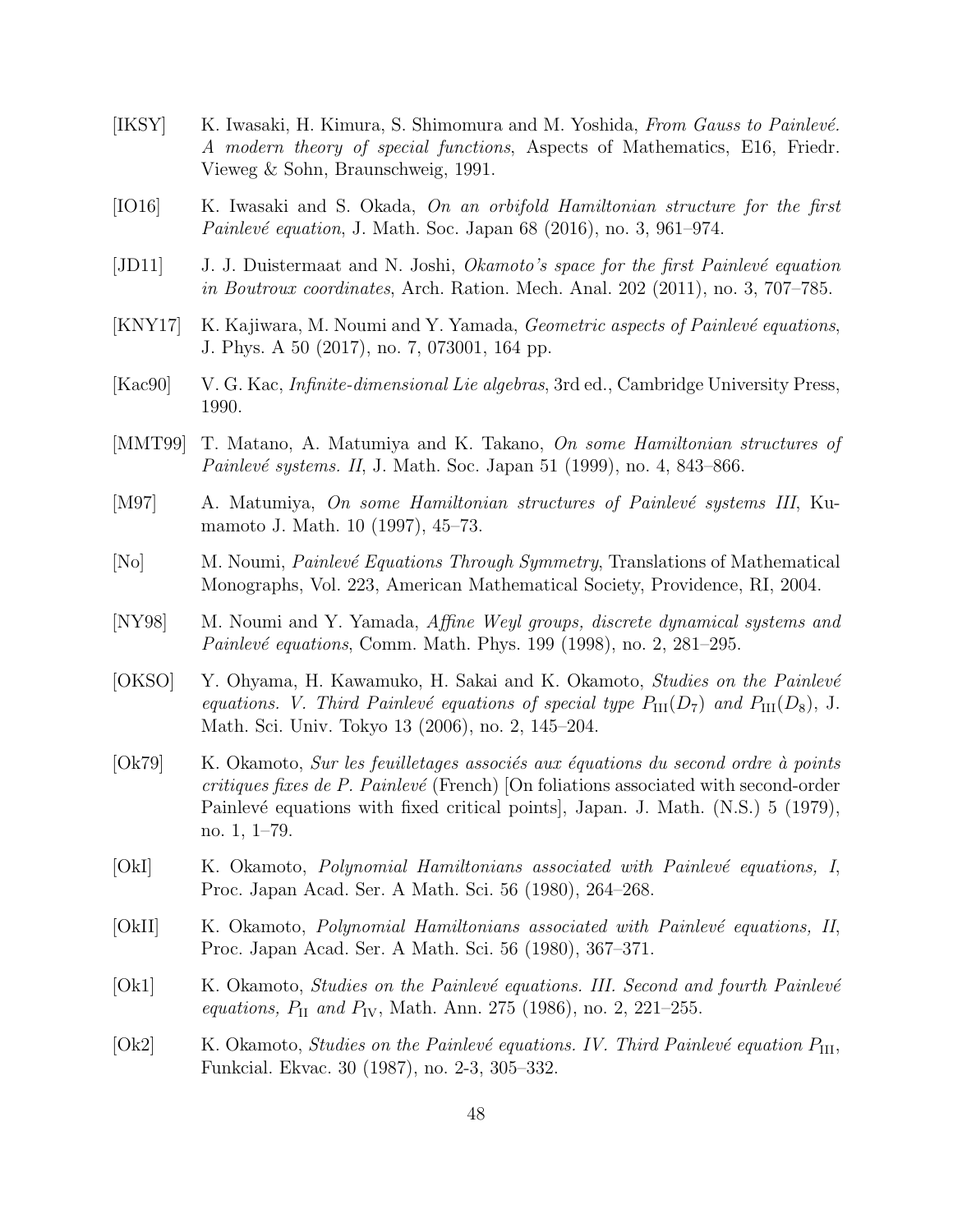[IKSY] K. Iwasaki, H. Kimura, S. Shimomura and M. Yoshida, *From Gauss to Painlevé. A modern theory of special functions*, Aspects of Mathematics, E16, Friedr. Vieweg & Sohn, Braunschweig, 1991.

[IO16] K. Iwasaki and S. Okada, *On an orbifold Hamiltonian structure for the first Painlevé equation*, J. Math. Soc. Japan 68 (2016), no. 3, 961–974.

[JD11] J. J. Duistermaat and N. Joshi, *Okamoto's space for the first Painlevé equation in Boutroux coordinates*, Arch. Ration. Mech. Anal. 202 (2011), no. 3, 707–785.

[KNY17] K. Kajiwara, M. Noumi and Y. Yamada, *Geometric aspects of Painlevé equations*, J. Phys. A 50 (2017), no. 7, 073001, 164 pp.

[Kac90] V. G. Kac, *Infinite-dimensional Lie algebras*, 3rd ed., Cambridge University Press, 1990.

[MMT99] T. Matano, A. Matumiya and K. Takano, *On some Hamiltonian structures of Painlevé systems. II*, J. Math. Soc. Japan 51 (1999), no. 4, 843–866.

[M97] A. Matumiya, *On some Hamiltonian structures of Painlevé systems III*, Kumamoto J. Math. 10 (1997), 45–73.

[No] M. Noumi, *Painlevé Equations Through Symmetry*, Translations of Mathematical Monographs, Vol. 223, American Mathematical Society, Providence, RI, 2004.

[NY98] M. Noumi and Y. Yamada, *Affine Weyl groups, discrete dynamical systems and Painlevé equations*, Comm. Math. Phys. 199 (1998), no. 2, 281–295.

[OKSO] Y. Ohyama, H. Kawamuko, H. Sakai and K. Okamoto, *Studies on the Painlevé equations. V. Third Painlevé equations of special type $P_{\mathrm{III}}(D_7)$ and $P_{\mathrm{III}}(D_8)$*, J. Math. Sci. Univ. Tokyo 13 (2006), no. 2, 145–204.

[Ok79] K. Okamoto, *Sur les feuilletages associés aux équations du second ordre à points critiques fixes de P. Painlevé* (French) [On foliations associated with second-order Painlevé equations with fixed critical points], Japan. J. Math. (N.S.) 5 (1979), no. 1, 1–79.

[OkI] K. Okamoto, *Polynomial Hamiltonians associated with Painlevé equations, I*, Proc. Japan Acad. Ser. A Math. Sci. 56 (1980), 264–268.

[OkII] K. Okamoto, *Polynomial Hamiltonians associated with Painlevé equations, II*, Proc. Japan Acad. Ser. A Math. Sci. 56 (1980), 367–371.

[Ok1] K. Okamoto, *Studies on the Painlevé equations. III. Second and fourth Painlevé equations, $P_{\mathrm{II}}$ and $P_{\mathrm{IV}}$*, Math. Ann. 275 (1986), no. 2, 221–255.

[Ok2] K. Okamoto, *Studies on the Painlevé equations. IV. Third Painlevé equation $P_{\mathrm{III}}$*, Funkcial. Ekvac. 30 (1987), no. 2-3, 305–332.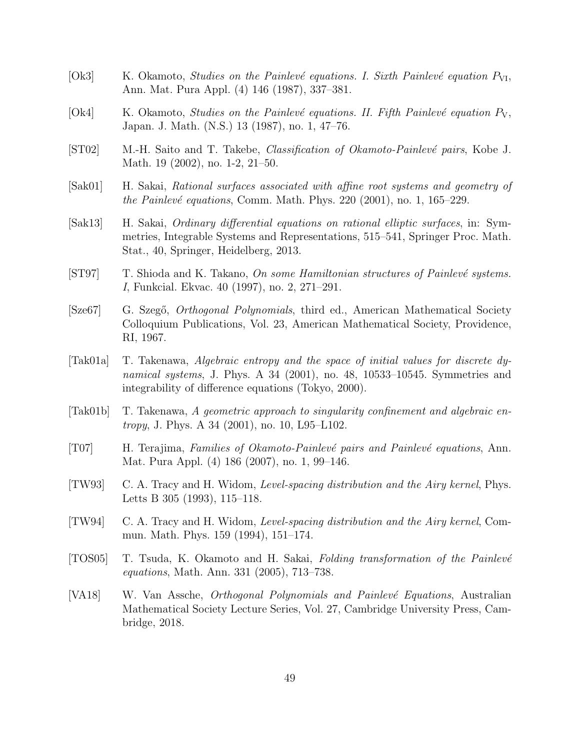[Ok3] K. Okamoto, *Studies on the Painlevé equations. I. Sixth Painlevé equation $P_{\mathrm{VI}}$*, Ann. Mat. Pura Appl. (4) 146 (1987), 337–381.

[Ok4] K. Okamoto, *Studies on the Painlevé equations. II. Fifth Painlevé equation $P_{\mathrm{V}}$*, Japan. J. Math. (N.S.) 13 (1987), no. 1, 47–76.

[ST02] M.-H. Saito and T. Takebe, *Classification of Okamoto-Painlevé pairs*, Kobe J. Math. 19 (2002), no. 1-2, 21–50.

[Sak01] H. Sakai, *Rational surfaces associated with affine root systems and geometry of the Painlevé equations*, Comm. Math. Phys. 220 (2001), no. 1, 165–229.

[Sak13] H. Sakai, *Ordinary differential equations on rational elliptic surfaces*, in: Symmetries, Integrable Systems and Representations, 515–541, Springer Proc. Math. Stat., 40, Springer, Heidelberg, 2013.

[ST97] T. Shioda and K. Takano, *On some Hamiltonian structures of Painlevé systems. I*, Funkcial. Ekvac. 40 (1997), no. 2, 271–291.

[Sze67] G. Szegő, *Orthogonal Polynomials*, third ed., American Mathematical Society Colloquium Publications, Vol. 23, American Mathematical Society, Providence, RI, 1967.

[Tak01a] T. Takenawa, *Algebraic entropy and the space of initial values for discrete dynamical systems*, J. Phys. A 34 (2001), no. 48, 10533–10545. Symmetries and integrability of difference equations (Tokyo, 2000).

[Tak01b] T. Takenawa, *A geometric approach to singularity confinement and algebraic entropy*, J. Phys. A 34 (2001), no. 10, L95–L102.

[T07] H. Terajima, *Families of Okamoto-Painlevé pairs and Painlevé equations*, Ann. Mat. Pura Appl. (4) 186 (2007), no. 1, 99–146.

[TW93] C. A. Tracy and H. Widom, *Level-spacing distribution and the Airy kernel*, Phys. Letts B 305 (1993), 115–118.

[TW94] C. A. Tracy and H. Widom, *Level-spacing distribution and the Airy kernel*, Commun. Math. Phys. 159 (1994), 151–174.

[TOS05] T. Tsuda, K. Okamoto and H. Sakai, *Folding transformation of the Painlevé equations*, Math. Ann. 331 (2005), 713–738.

[VA18] W. Van Assche, *Orthogonal Polynomials and Painlevé Equations*, Australian Mathematical Society Lecture Series, Vol. 27, Cambridge University Press, Cambridge, 2018.